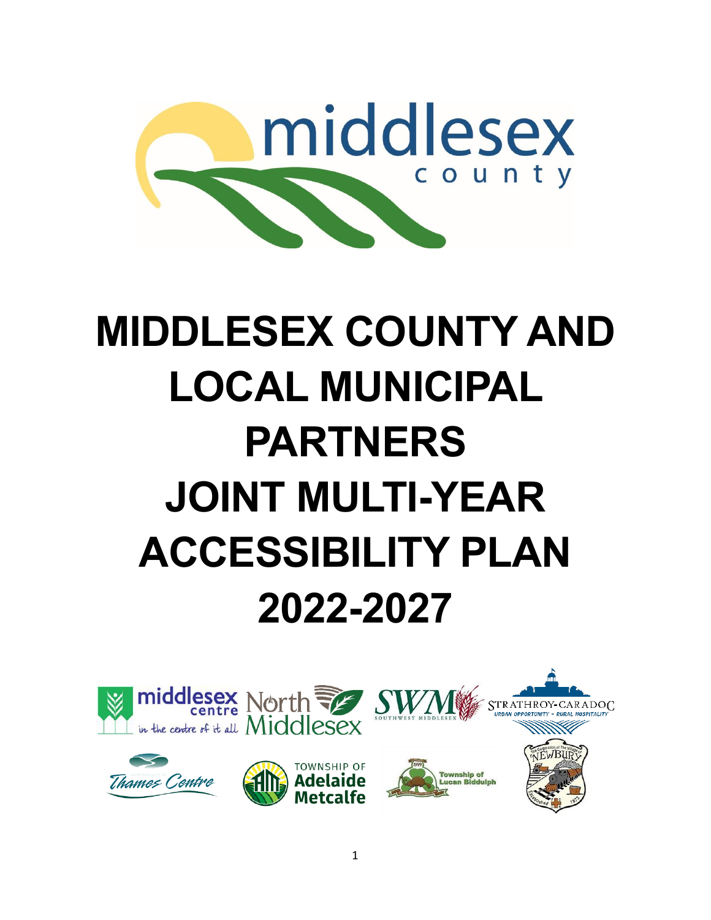# MIDDLESEX COUNTY AND LOCAL MUNICIPAL PARTNERS JOINT MULTI-YEAR ACCESSIBILITY PLAN 2022-2027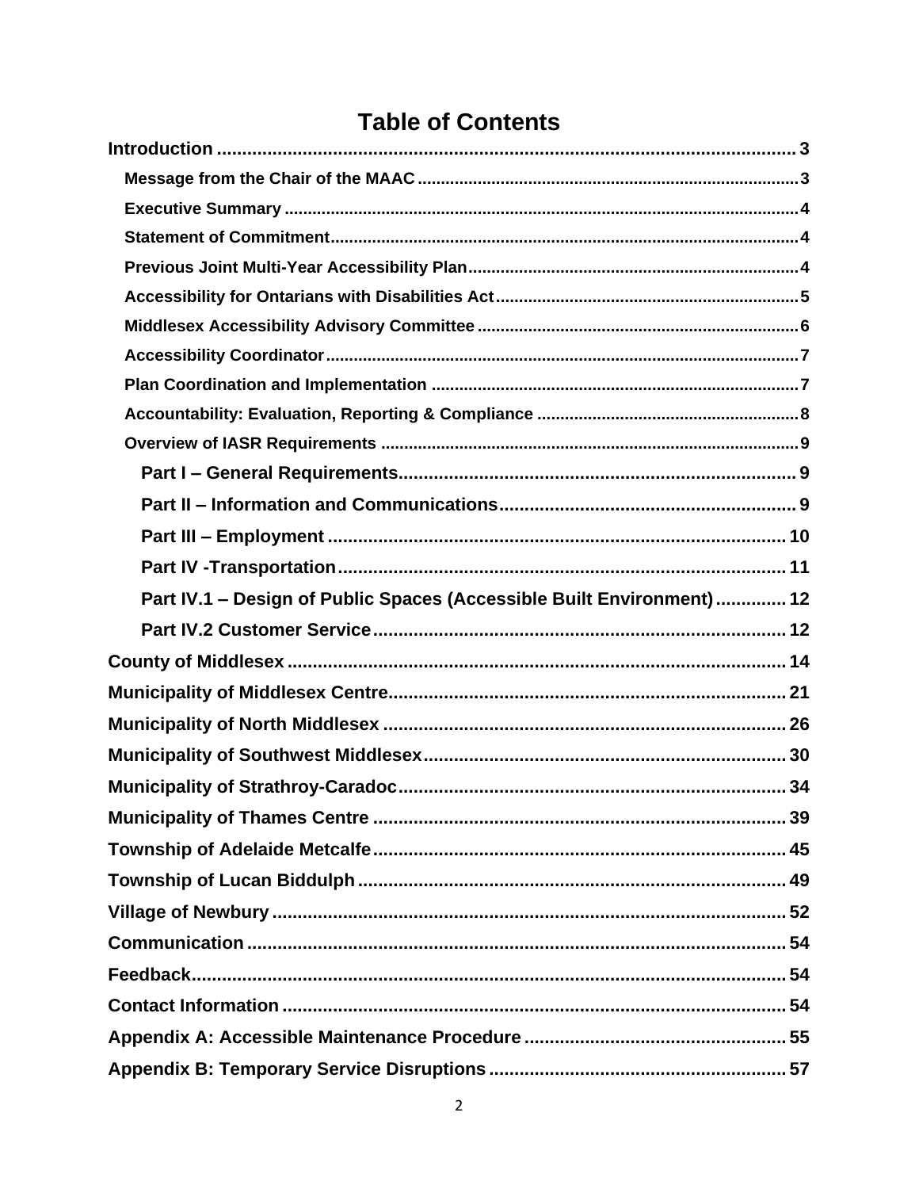# Table of Contents

- Introduction ..... 3
  - Message from the Chair of the MAAC ..... 3
  - Executive Summary ..... 4
  - Statement of Commitment ..... 4
  - Previous Joint Multi-Year Accessibility Plan ..... 4
  - Accessibility for Ontarians with Disabilities Act ..... 5
  - Middlesex Accessibility Advisory Committee ..... 6
  - Accessibility Coordinator ..... 7
  - Plan Coordination and Implementation ..... 7
  - Accountability: Evaluation, Reporting & Compliance ..... 8
  - Overview of IASR Requirements ..... 9
    - Part I – General Requirements ..... 9
    - Part II – Information and Communications ..... 9
    - Part III – Employment ..... 10
    - Part IV -Transportation ..... 11
    - Part IV.1 – Design of Public Spaces (Accessible Built Environment) ..... 12
    - Part IV.2 Customer Service ..... 12
- County of Middlesex ..... 14
- Municipality of Middlesex Centre ..... 21
- Municipality of North Middlesex ..... 26
- Municipality of Southwest Middlesex ..... 30
- Municipality of Strathroy-Caradoc ..... 34
- Municipality of Thames Centre ..... 39
- Township of Adelaide Metcalfe ..... 45
- Township of Lucan Biddulph ..... 49
- Village of Newbury ..... 52
- Communication ..... 54
- Feedback ..... 54
- Contact Information ..... 54
- Appendix A: Accessible Maintenance Procedure ..... 55
- Appendix B: Temporary Service Disruptions ..... 57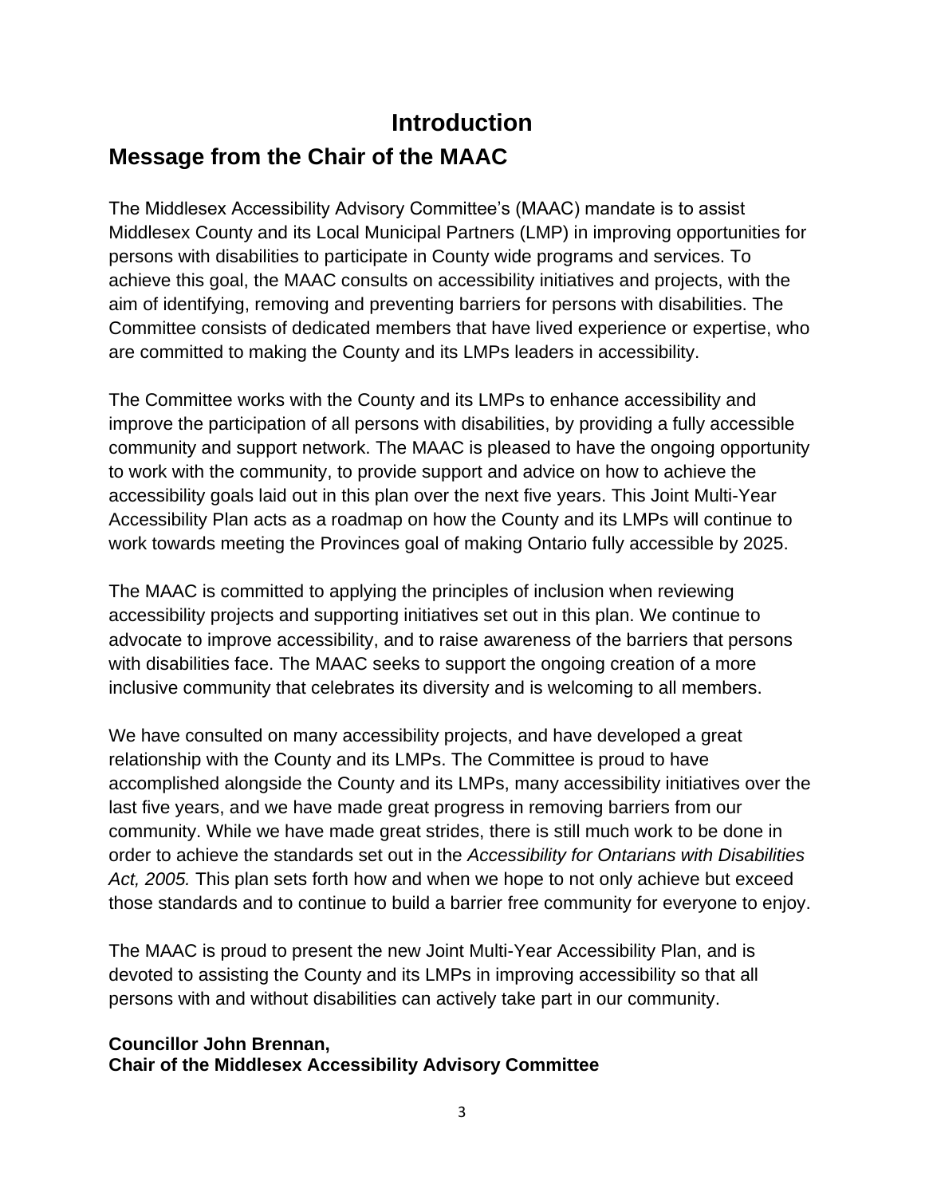# Introduction

## Message from the Chair of the MAAC

The Middlesex Accessibility Advisory Committee's (MAAC) mandate is to assist Middlesex County and its Local Municipal Partners (LMP) in improving opportunities for persons with disabilities to participate in County wide programs and services. To achieve this goal, the MAAC consults on accessibility initiatives and projects, with the aim of identifying, removing and preventing barriers for persons with disabilities. The Committee consists of dedicated members that have lived experience or expertise, who are committed to making the County and its LMPs leaders in accessibility.

The Committee works with the County and its LMPs to enhance accessibility and improve the participation of all persons with disabilities, by providing a fully accessible community and support network. The MAAC is pleased to have the ongoing opportunity to work with the community, to provide support and advice on how to achieve the accessibility goals laid out in this plan over the next five years. This Joint Multi-Year Accessibility Plan acts as a roadmap on how the County and its LMPs will continue to work towards meeting the Provinces goal of making Ontario fully accessible by 2025.

The MAAC is committed to applying the principles of inclusion when reviewing accessibility projects and supporting initiatives set out in this plan. We continue to advocate to improve accessibility, and to raise awareness of the barriers that persons with disabilities face. The MAAC seeks to support the ongoing creation of a more inclusive community that celebrates its diversity and is welcoming to all members.

We have consulted on many accessibility projects, and have developed a great relationship with the County and its LMPs. The Committee is proud to have accomplished alongside the County and its LMPs, many accessibility initiatives over the last five years, and we have made great progress in removing barriers from our community. While we have made great strides, there is still much work to be done in order to achieve the standards set out in the *Accessibility for Ontarians with Disabilities Act, 2005.* This plan sets forth how and when we hope to not only achieve but exceed those standards and to continue to build a barrier free community for everyone to enjoy.

The MAAC is proud to present the new Joint Multi-Year Accessibility Plan, and is devoted to assisting the County and its LMPs in improving accessibility so that all persons with and without disabilities can actively take part in our community.

**Councillor John Brennan,**
**Chair of the Middlesex Accessibility Advisory Committee**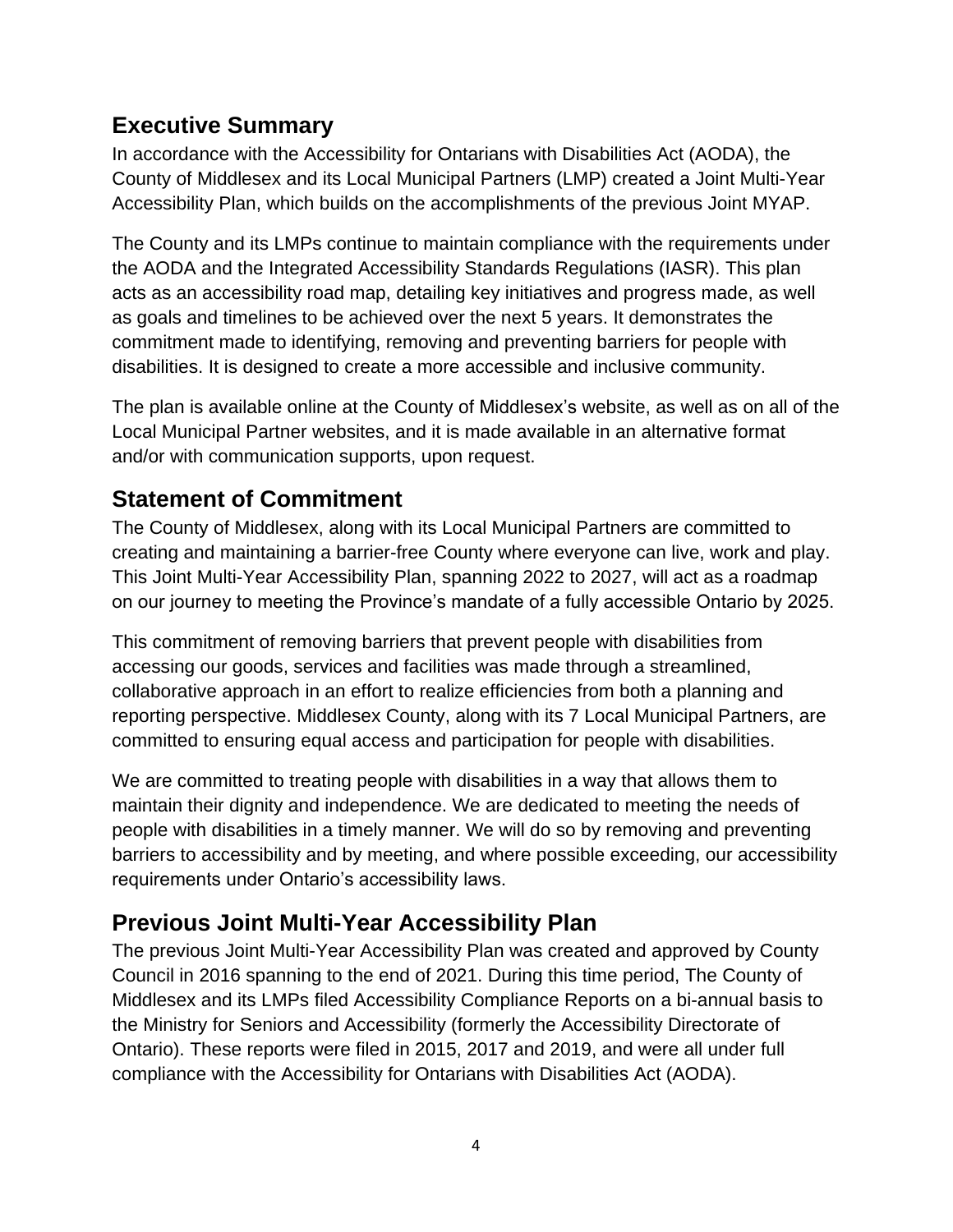## Executive Summary

In accordance with the Accessibility for Ontarians with Disabilities Act (AODA), the County of Middlesex and its Local Municipal Partners (LMP) created a Joint Multi-Year Accessibility Plan, which builds on the accomplishments of the previous Joint MYAP.

The County and its LMPs continue to maintain compliance with the requirements under the AODA and the Integrated Accessibility Standards Regulations (IASR). This plan acts as an accessibility road map, detailing key initiatives and progress made, as well as goals and timelines to be achieved over the next 5 years. It demonstrates the commitment made to identifying, removing and preventing barriers for people with disabilities. It is designed to create a more accessible and inclusive community.

The plan is available online at the County of Middlesex's website, as well as on all of the Local Municipal Partner websites, and it is made available in an alternative format and/or with communication supports, upon request.

## Statement of Commitment

The County of Middlesex, along with its Local Municipal Partners are committed to creating and maintaining a barrier-free County where everyone can live, work and play. This Joint Multi-Year Accessibility Plan, spanning 2022 to 2027, will act as a roadmap on our journey to meeting the Province's mandate of a fully accessible Ontario by 2025.

This commitment of removing barriers that prevent people with disabilities from accessing our goods, services and facilities was made through a streamlined, collaborative approach in an effort to realize efficiencies from both a planning and reporting perspective. Middlesex County, along with its 7 Local Municipal Partners, are committed to ensuring equal access and participation for people with disabilities.

We are committed to treating people with disabilities in a way that allows them to maintain their dignity and independence. We are dedicated to meeting the needs of people with disabilities in a timely manner. We will do so by removing and preventing barriers to accessibility and by meeting, and where possible exceeding, our accessibility requirements under Ontario's accessibility laws.

## Previous Joint Multi-Year Accessibility Plan

The previous Joint Multi-Year Accessibility Plan was created and approved by County Council in 2016 spanning to the end of 2021. During this time period, The County of Middlesex and its LMPs filed Accessibility Compliance Reports on a bi-annual basis to the Ministry for Seniors and Accessibility (formerly the Accessibility Directorate of Ontario). These reports were filed in 2015, 2017 and 2019, and were all under full compliance with the Accessibility for Ontarians with Disabilities Act (AODA).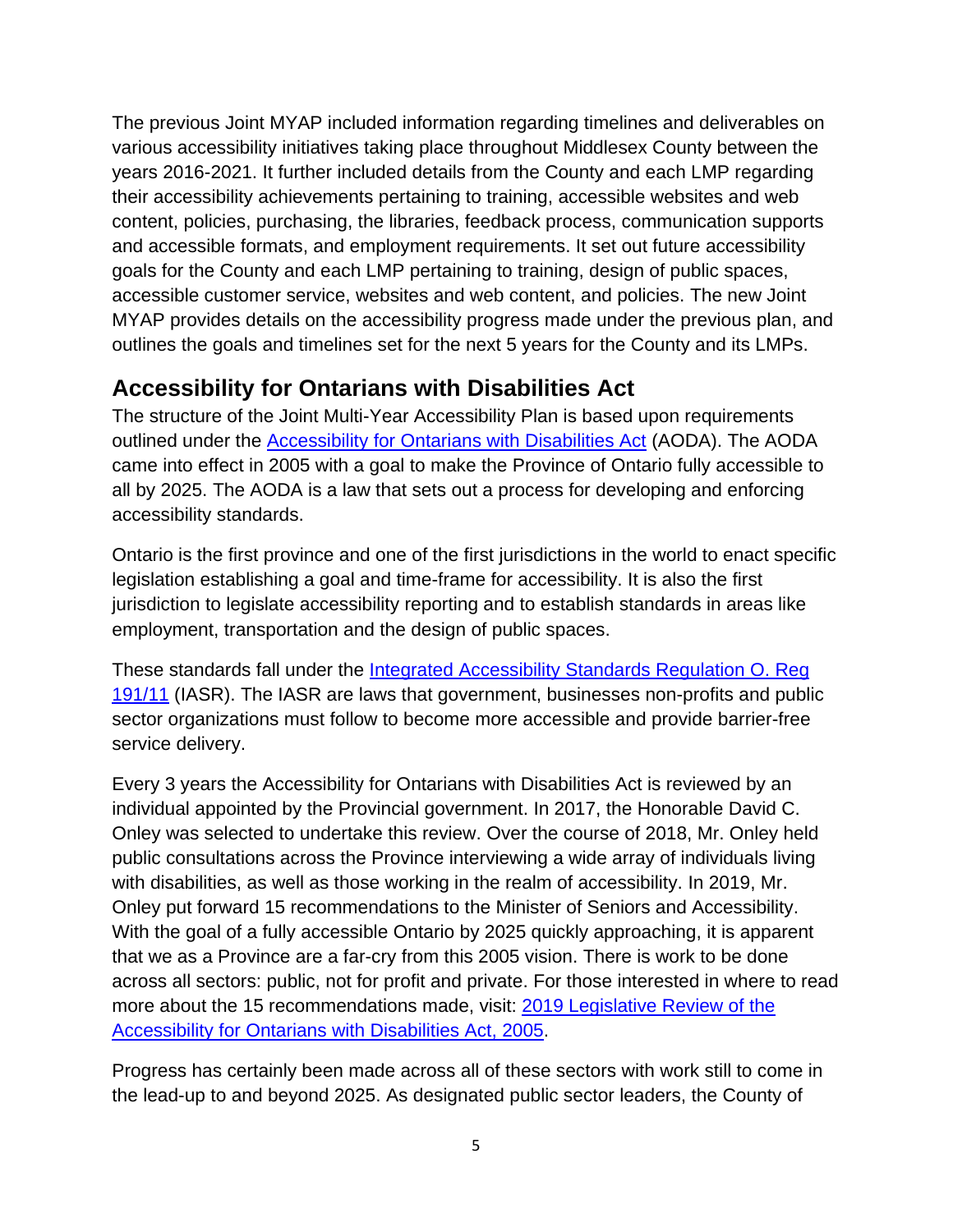The previous Joint MYAP included information regarding timelines and deliverables on various accessibility initiatives taking place throughout Middlesex County between the years 2016-2021. It further included details from the County and each LMP regarding their accessibility achievements pertaining to training, accessible websites and web content, policies, purchasing, the libraries, feedback process, communication supports and accessible formats, and employment requirements. It set out future accessibility goals for the County and each LMP pertaining to training, design of public spaces, accessible customer service, websites and web content, and policies. The new Joint MYAP provides details on the accessibility progress made under the previous plan, and outlines the goals and timelines set for the next 5 years for the County and its LMPs.

## Accessibility for Ontarians with Disabilities Act

The structure of the Joint Multi-Year Accessibility Plan is based upon requirements outlined under the [Accessibility for Ontarians with Disabilities Act](#) (AODA). The AODA came into effect in 2005 with a goal to make the Province of Ontario fully accessible to all by 2025. The AODA is a law that sets out a process for developing and enforcing accessibility standards.

Ontario is the first province and one of the first jurisdictions in the world to enact specific legislation establishing a goal and time-frame for accessibility. It is also the first jurisdiction to legislate accessibility reporting and to establish standards in areas like employment, transportation and the design of public spaces.

These standards fall under the [Integrated Accessibility Standards Regulation O. Reg 191/11](#) (IASR). The IASR are laws that government, businesses non-profits and public sector organizations must follow to become more accessible and provide barrier-free service delivery.

Every 3 years the Accessibility for Ontarians with Disabilities Act is reviewed by an individual appointed by the Provincial government. In 2017, the Honorable David C. Onley was selected to undertake this review. Over the course of 2018, Mr. Onley held public consultations across the Province interviewing a wide array of individuals living with disabilities, as well as those working in the realm of accessibility. In 2019, Mr. Onley put forward 15 recommendations to the Minister of Seniors and Accessibility. With the goal of a fully accessible Ontario by 2025 quickly approaching, it is apparent that we as a Province are a far-cry from this 2005 vision. There is work to be done across all sectors: public, not for profit and private. For those interested in where to read more about the 15 recommendations made, visit: [2019 Legislative Review of the Accessibility for Ontarians with Disabilities Act, 2005](#).

Progress has certainly been made across all of these sectors with work still to come in the lead-up to and beyond 2025. As designated public sector leaders, the County of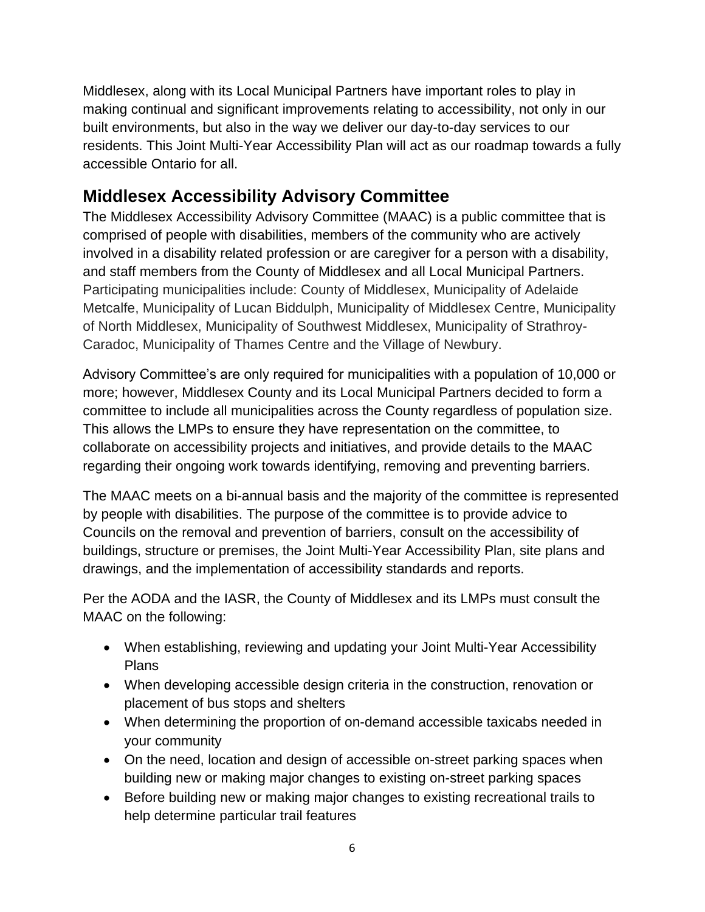Middlesex, along with its Local Municipal Partners have important roles to play in making continual and significant improvements relating to accessibility, not only in our built environments, but also in the way we deliver our day-to-day services to our residents. This Joint Multi-Year Accessibility Plan will act as our roadmap towards a fully accessible Ontario for all.

## Middlesex Accessibility Advisory Committee

The Middlesex Accessibility Advisory Committee (MAAC) is a public committee that is comprised of people with disabilities, members of the community who are actively involved in a disability related profession or are caregiver for a person with a disability, and staff members from the County of Middlesex and all Local Municipal Partners. Participating municipalities include: County of Middlesex, Municipality of Adelaide Metcalfe, Municipality of Lucan Biddulph, Municipality of Middlesex Centre, Municipality of North Middlesex, Municipality of Southwest Middlesex, Municipality of Strathroy-Caradoc, Municipality of Thames Centre and the Village of Newbury.

Advisory Committee's are only required for municipalities with a population of 10,000 or more; however, Middlesex County and its Local Municipal Partners decided to form a committee to include all municipalities across the County regardless of population size. This allows the LMPs to ensure they have representation on the committee, to collaborate on accessibility projects and initiatives, and provide details to the MAAC regarding their ongoing work towards identifying, removing and preventing barriers.

The MAAC meets on a bi-annual basis and the majority of the committee is represented by people with disabilities. The purpose of the committee is to provide advice to Councils on the removal and prevention of barriers, consult on the accessibility of buildings, structure or premises, the Joint Multi-Year Accessibility Plan, site plans and drawings, and the implementation of accessibility standards and reports.

Per the AODA and the IASR, the County of Middlesex and its LMPs must consult the MAAC on the following:

- When establishing, reviewing and updating your Joint Multi-Year Accessibility Plans
- When developing accessible design criteria in the construction, renovation or placement of bus stops and shelters
- When determining the proportion of on-demand accessible taxicabs needed in your community
- On the need, location and design of accessible on-street parking spaces when building new or making major changes to existing on-street parking spaces
- Before building new or making major changes to existing recreational trails to help determine particular trail features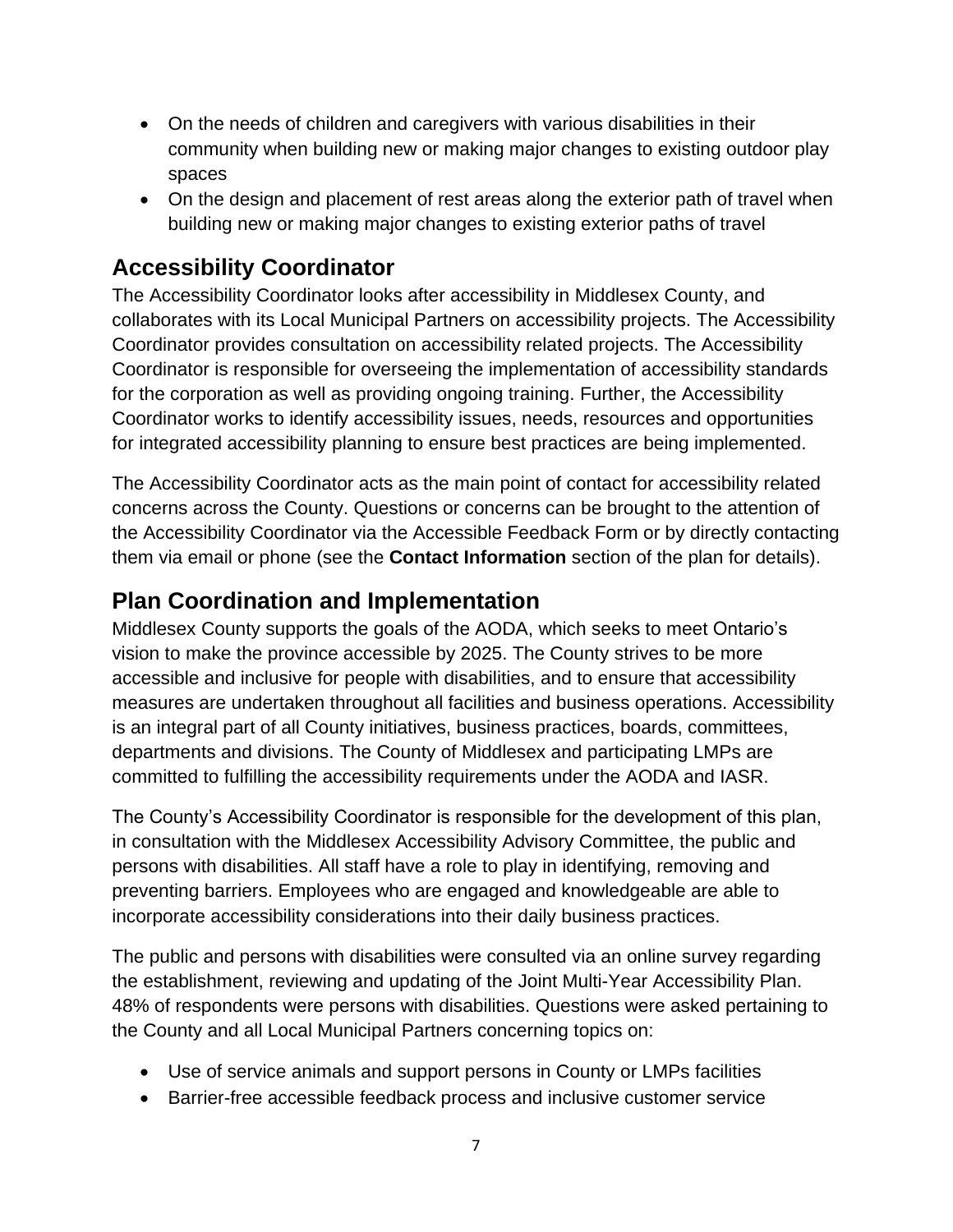- On the needs of children and caregivers with various disabilities in their community when building new or making major changes to existing outdoor play spaces
- On the design and placement of rest areas along the exterior path of travel when building new or making major changes to existing exterior paths of travel

## Accessibility Coordinator

The Accessibility Coordinator looks after accessibility in Middlesex County, and collaborates with its Local Municipal Partners on accessibility projects. The Accessibility Coordinator provides consultation on accessibility related projects. The Accessibility Coordinator is responsible for overseeing the implementation of accessibility standards for the corporation as well as providing ongoing training. Further, the Accessibility Coordinator works to identify accessibility issues, needs, resources and opportunities for integrated accessibility planning to ensure best practices are being implemented.

The Accessibility Coordinator acts as the main point of contact for accessibility related concerns across the County. Questions or concerns can be brought to the attention of the Accessibility Coordinator via the Accessible Feedback Form or by directly contacting them via email or phone (see the **Contact Information** section of the plan for details).

## Plan Coordination and Implementation

Middlesex County supports the goals of the AODA, which seeks to meet Ontario's vision to make the province accessible by 2025. The County strives to be more accessible and inclusive for people with disabilities, and to ensure that accessibility measures are undertaken throughout all facilities and business operations. Accessibility is an integral part of all County initiatives, business practices, boards, committees, departments and divisions. The County of Middlesex and participating LMPs are committed to fulfilling the accessibility requirements under the AODA and IASR.

The County's Accessibility Coordinator is responsible for the development of this plan, in consultation with the Middlesex Accessibility Advisory Committee, the public and persons with disabilities. All staff have a role to play in identifying, removing and preventing barriers. Employees who are engaged and knowledgeable are able to incorporate accessibility considerations into their daily business practices.

The public and persons with disabilities were consulted via an online survey regarding the establishment, reviewing and updating of the Joint Multi-Year Accessibility Plan. 48% of respondents were persons with disabilities. Questions were asked pertaining to the County and all Local Municipal Partners concerning topics on:

- Use of service animals and support persons in County or LMPs facilities
- Barrier-free accessible feedback process and inclusive customer service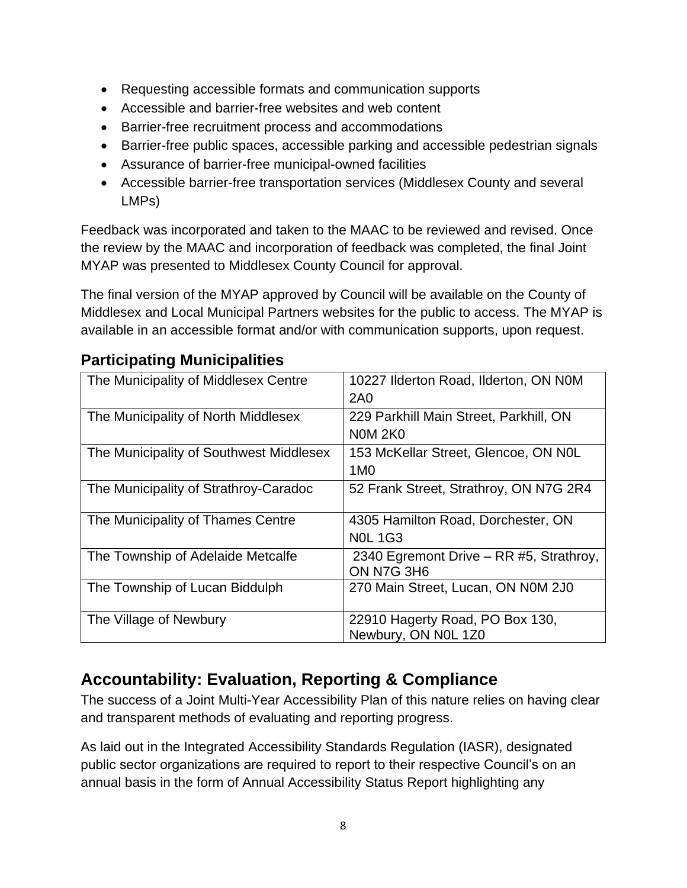- Requesting accessible formats and communication supports
- Accessible and barrier-free websites and web content
- Barrier-free recruitment process and accommodations
- Barrier-free public spaces, accessible parking and accessible pedestrian signals
- Assurance of barrier-free municipal-owned facilities
- Accessible barrier-free transportation services (Middlesex County and several LMPs)

Feedback was incorporated and taken to the MAAC to be reviewed and revised. Once the review by the MAAC and incorporation of feedback was completed, the final Joint MYAP was presented to Middlesex County Council for approval.

The final version of the MYAP approved by Council will be available on the County of Middlesex and Local Municipal Partners websites for the public to access. The MYAP is available in an accessible format and/or with communication supports, upon request.

### Participating Municipalities

| Municipality | Address |
|---|---|
| The Municipality of Middlesex Centre | 10227 Ilderton Road, Ilderton, ON N0M 2A0 |
| The Municipality of North Middlesex | 229 Parkhill Main Street, Parkhill, ON N0M 2K0 |
| The Municipality of Southwest Middlesex | 153 McKellar Street, Glencoe, ON N0L 1M0 |
| The Municipality of Strathroy-Caradoc | 52 Frank Street, Strathroy, ON N7G 2R4 |
| The Municipality of Thames Centre | 4305 Hamilton Road, Dorchester, ON N0L 1G3 |
| The Township of Adelaide Metcalfe | 2340 Egremont Drive – RR #5, Strathroy, ON N7G 3H6 |
| The Township of Lucan Biddulph | 270 Main Street, Lucan, ON N0M 2J0 |
| The Village of Newbury | 22910 Hagerty Road, PO Box 130, Newbury, ON N0L 1Z0 |

## Accountability: Evaluation, Reporting & Compliance

The success of a Joint Multi-Year Accessibility Plan of this nature relies on having clear and transparent methods of evaluating and reporting progress.

As laid out in the Integrated Accessibility Standards Regulation (IASR), designated public sector organizations are required to report to their respective Council's on an annual basis in the form of Annual Accessibility Status Report highlighting any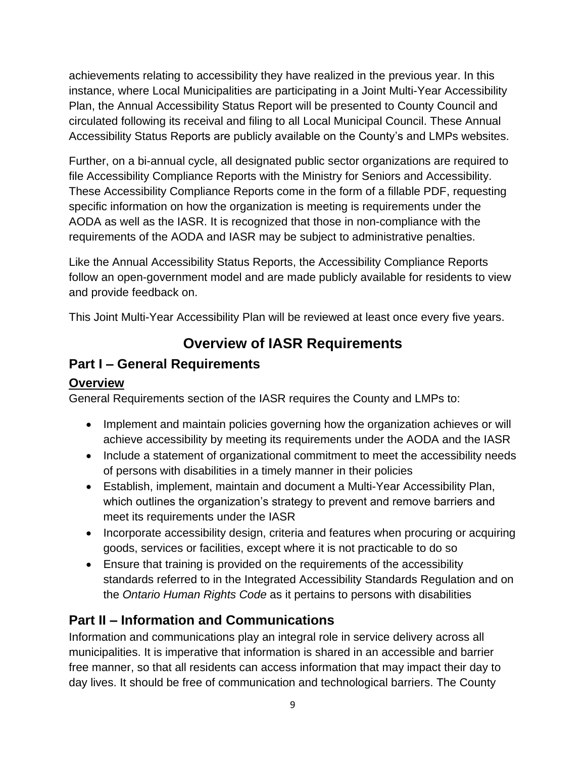achievements relating to accessibility they have realized in the previous year. In this instance, where Local Municipalities are participating in a Joint Multi-Year Accessibility Plan, the Annual Accessibility Status Report will be presented to County Council and circulated following its receival and filing to all Local Municipal Council. These Annual Accessibility Status Reports are publicly available on the County's and LMPs websites.

Further, on a bi-annual cycle, all designated public sector organizations are required to file Accessibility Compliance Reports with the Ministry for Seniors and Accessibility. These Accessibility Compliance Reports come in the form of a fillable PDF, requesting specific information on how the organization is meeting is requirements under the AODA as well as the IASR. It is recognized that those in non-compliance with the requirements of the AODA and IASR may be subject to administrative penalties.

Like the Annual Accessibility Status Reports, the Accessibility Compliance Reports follow an open-government model and are made publicly available for residents to view and provide feedback on.

This Joint Multi-Year Accessibility Plan will be reviewed at least once every five years.

# Overview of IASR Requirements

## Part I – General Requirements

### Overview

General Requirements section of the IASR requires the County and LMPs to:

- Implement and maintain policies governing how the organization achieves or will achieve accessibility by meeting its requirements under the AODA and the IASR
- Include a statement of organizational commitment to meet the accessibility needs of persons with disabilities in a timely manner in their policies
- Establish, implement, maintain and document a Multi-Year Accessibility Plan, which outlines the organization's strategy to prevent and remove barriers and meet its requirements under the IASR
- Incorporate accessibility design, criteria and features when procuring or acquiring goods, services or facilities, except where it is not practicable to do so
- Ensure that training is provided on the requirements of the accessibility standards referred to in the Integrated Accessibility Standards Regulation and on the *Ontario Human Rights Code* as it pertains to persons with disabilities

## Part II – Information and Communications

Information and communications play an integral role in service delivery across all municipalities. It is imperative that information is shared in an accessible and barrier free manner, so that all residents can access information that may impact their day to day lives. It should be free of communication and technological barriers. The County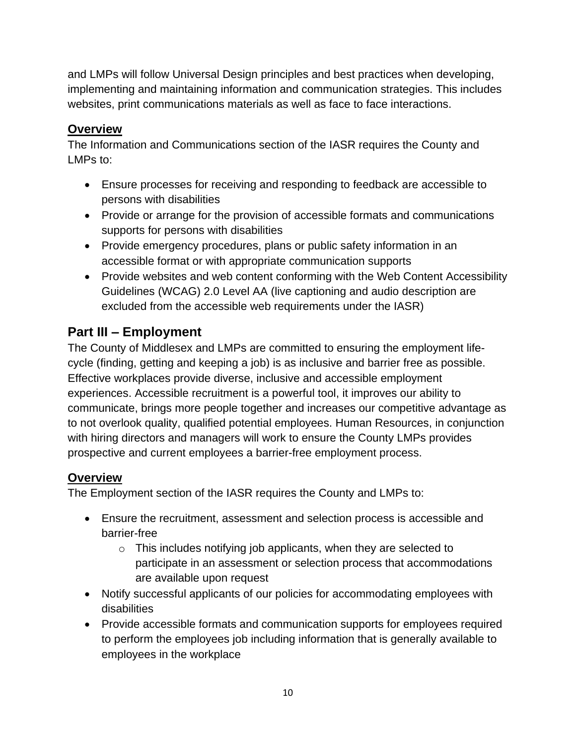and LMPs will follow Universal Design principles and best practices when developing, implementing and maintaining information and communication strategies. This includes websites, print communications materials as well as face to face interactions.

### **Overview**

The Information and Communications section of the IASR requires the County and LMPs to:

- Ensure processes for receiving and responding to feedback are accessible to persons with disabilities
- Provide or arrange for the provision of accessible formats and communications supports for persons with disabilities
- Provide emergency procedures, plans or public safety information in an accessible format or with appropriate communication supports
- Provide websites and web content conforming with the Web Content Accessibility Guidelines (WCAG) 2.0 Level AA (live captioning and audio description are excluded from the accessible web requirements under the IASR)

## Part III – Employment

The County of Middlesex and LMPs are committed to ensuring the employment life-cycle (finding, getting and keeping a job) is as inclusive and barrier free as possible. Effective workplaces provide diverse, inclusive and accessible employment experiences. Accessible recruitment is a powerful tool, it improves our ability to communicate, brings more people together and increases our competitive advantage as to not overlook quality, qualified potential employees. Human Resources, in conjunction with hiring directors and managers will work to ensure the County LMPs provides prospective and current employees a barrier-free employment process.

### **Overview**

The Employment section of the IASR requires the County and LMPs to:

- Ensure the recruitment, assessment and selection process is accessible and barrier-free
  - This includes notifying job applicants, when they are selected to participate in an assessment or selection process that accommodations are available upon request
- Notify successful applicants of our policies for accommodating employees with disabilities
- Provide accessible formats and communication supports for employees required to perform the employees job including information that is generally available to employees in the workplace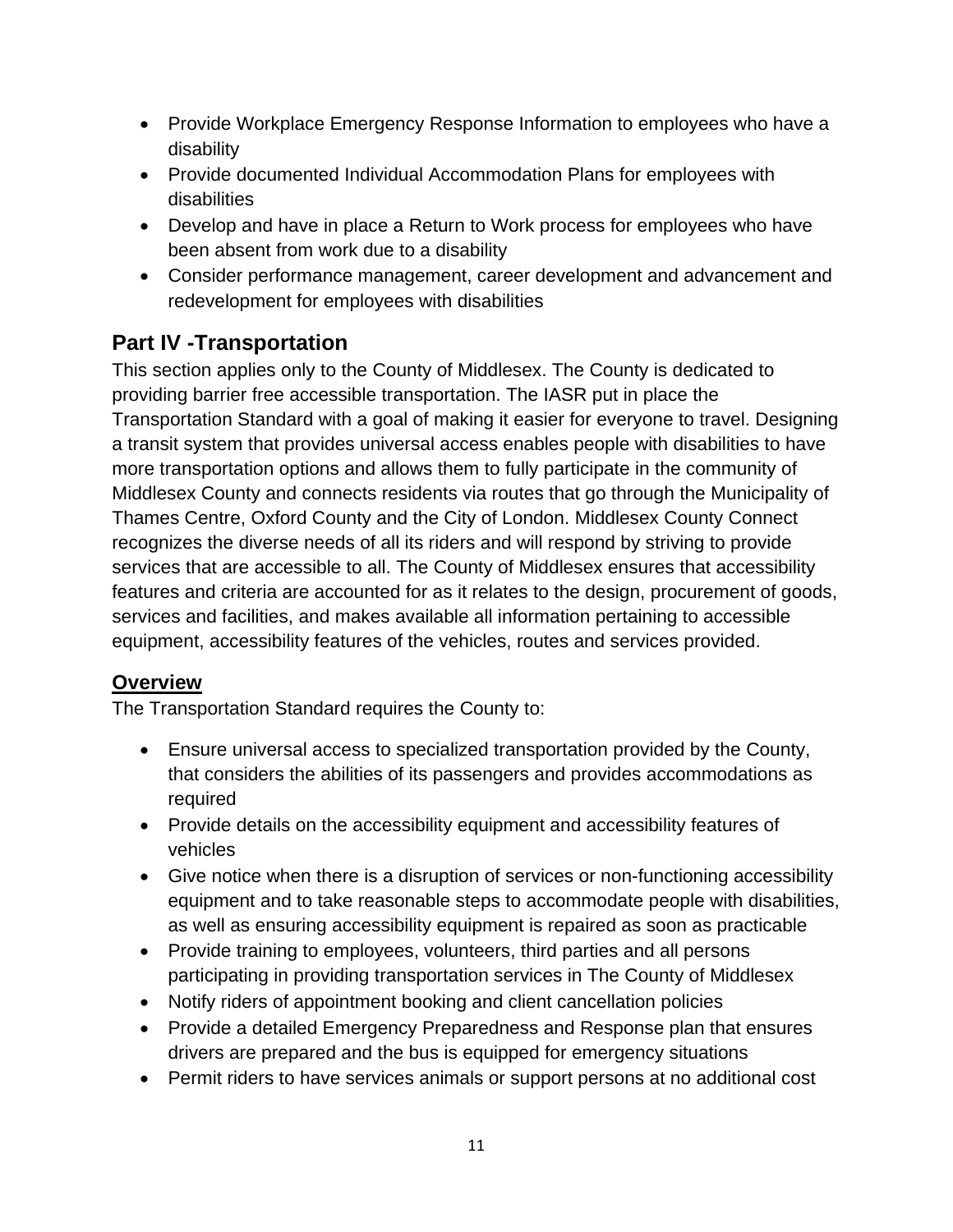- Provide Workplace Emergency Response Information to employees who have a disability
- Provide documented Individual Accommodation Plans for employees with disabilities
- Develop and have in place a Return to Work process for employees who have been absent from work due to a disability
- Consider performance management, career development and advancement and redevelopment for employees with disabilities

## Part IV -Transportation

This section applies only to the County of Middlesex. The County is dedicated to providing barrier free accessible transportation. The IASR put in place the Transportation Standard with a goal of making it easier for everyone to travel. Designing a transit system that provides universal access enables people with disabilities to have more transportation options and allows them to fully participate in the community of Middlesex County and connects residents via routes that go through the Municipality of Thames Centre, Oxford County and the City of London. Middlesex County Connect recognizes the diverse needs of all its riders and will respond by striving to provide services that are accessible to all. The County of Middlesex ensures that accessibility features and criteria are accounted for as it relates to the design, procurement of goods, services and facilities, and makes available all information pertaining to accessible equipment, accessibility features of the vehicles, routes and services provided.

### Overview

The Transportation Standard requires the County to:

- Ensure universal access to specialized transportation provided by the County, that considers the abilities of its passengers and provides accommodations as required
- Provide details on the accessibility equipment and accessibility features of vehicles
- Give notice when there is a disruption of services or non-functioning accessibility equipment and to take reasonable steps to accommodate people with disabilities, as well as ensuring accessibility equipment is repaired as soon as practicable
- Provide training to employees, volunteers, third parties and all persons participating in providing transportation services in The County of Middlesex
- Notify riders of appointment booking and client cancellation policies
- Provide a detailed Emergency Preparedness and Response plan that ensures drivers are prepared and the bus is equipped for emergency situations
- Permit riders to have services animals or support persons at no additional cost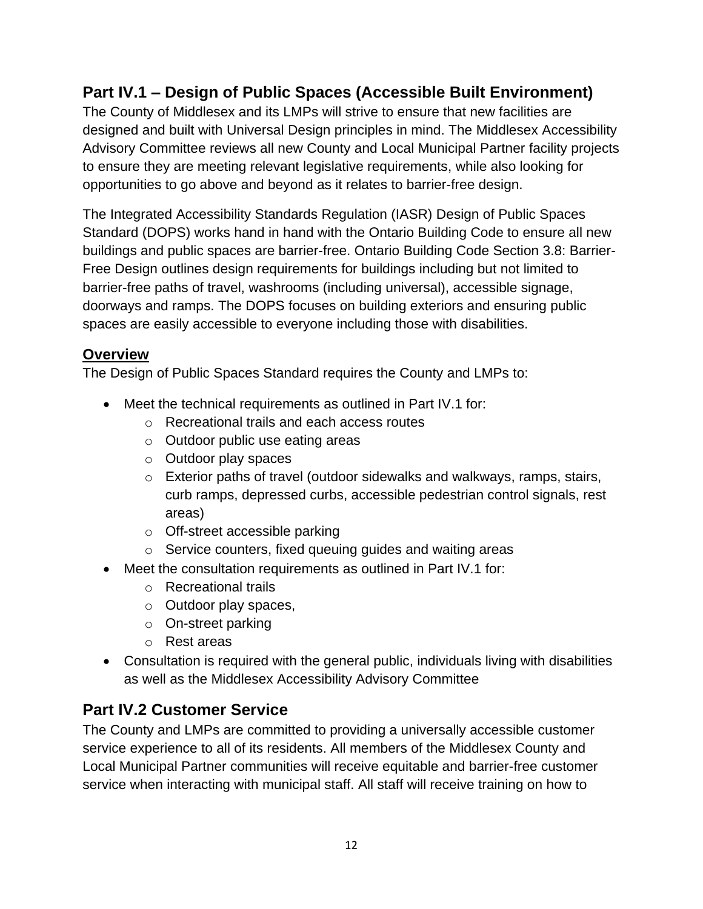## Part IV.1 – Design of Public Spaces (Accessible Built Environment)

The County of Middlesex and its LMPs will strive to ensure that new facilities are designed and built with Universal Design principles in mind. The Middlesex Accessibility Advisory Committee reviews all new County and Local Municipal Partner facility projects to ensure they are meeting relevant legislative requirements, while also looking for opportunities to go above and beyond as it relates to barrier-free design.

The Integrated Accessibility Standards Regulation (IASR) Design of Public Spaces Standard (DOPS) works hand in hand with the Ontario Building Code to ensure all new buildings and public spaces are barrier-free. Ontario Building Code Section 3.8: Barrier-Free Design outlines design requirements for buildings including but not limited to barrier-free paths of travel, washrooms (including universal), accessible signage, doorways and ramps. The DOPS focuses on building exteriors and ensuring public spaces are easily accessible to everyone including those with disabilities.

### Overview

The Design of Public Spaces Standard requires the County and LMPs to:

- Meet the technical requirements as outlined in Part IV.1 for:
    - Recreational trails and each access routes
    - Outdoor public use eating areas
    - Outdoor play spaces
    - Exterior paths of travel (outdoor sidewalks and walkways, ramps, stairs, curb ramps, depressed curbs, accessible pedestrian control signals, rest areas)
    - Off-street accessible parking
    - Service counters, fixed queuing guides and waiting areas
- Meet the consultation requirements as outlined in Part IV.1 for:
    - Recreational trails
    - Outdoor play spaces,
    - On-street parking
    - Rest areas
- Consultation is required with the general public, individuals living with disabilities as well as the Middlesex Accessibility Advisory Committee

## Part IV.2 Customer Service

The County and LMPs are committed to providing a universally accessible customer service experience to all of its residents. All members of the Middlesex County and Local Municipal Partner communities will receive equitable and barrier-free customer service when interacting with municipal staff. All staff will receive training on how to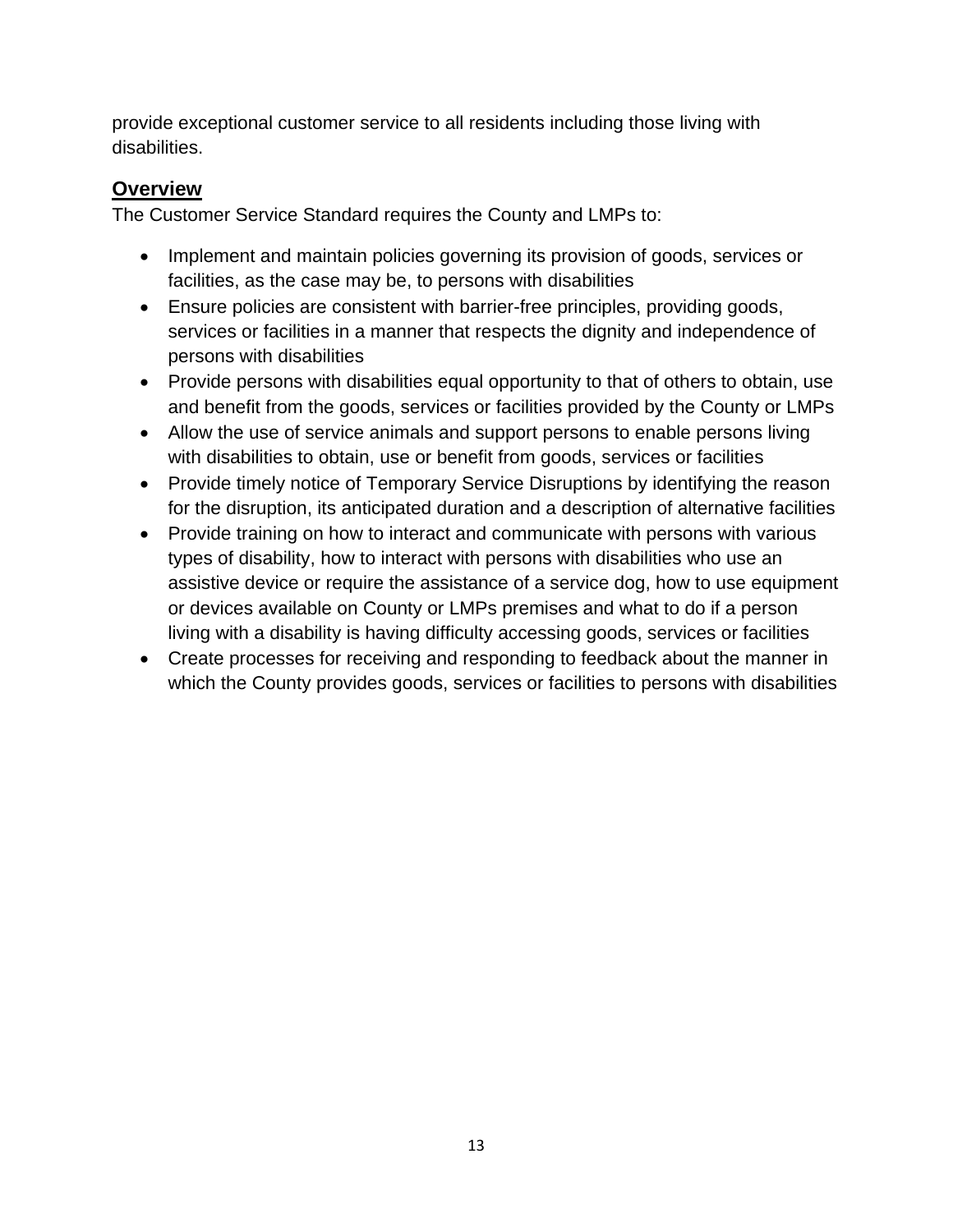provide exceptional customer service to all residents including those living with disabilities.

## Overview

The Customer Service Standard requires the County and LMPs to:

- Implement and maintain policies governing its provision of goods, services or facilities, as the case may be, to persons with disabilities
- Ensure policies are consistent with barrier-free principles, providing goods, services or facilities in a manner that respects the dignity and independence of persons with disabilities
- Provide persons with disabilities equal opportunity to that of others to obtain, use and benefit from the goods, services or facilities provided by the County or LMPs
- Allow the use of service animals and support persons to enable persons living with disabilities to obtain, use or benefit from goods, services or facilities
- Provide timely notice of Temporary Service Disruptions by identifying the reason for the disruption, its anticipated duration and a description of alternative facilities
- Provide training on how to interact and communicate with persons with various types of disability, how to interact with persons with disabilities who use an assistive device or require the assistance of a service dog, how to use equipment or devices available on County or LMPs premises and what to do if a person living with a disability is having difficulty accessing goods, services or facilities
- Create processes for receiving and responding to feedback about the manner in which the County provides goods, services or facilities to persons with disabilities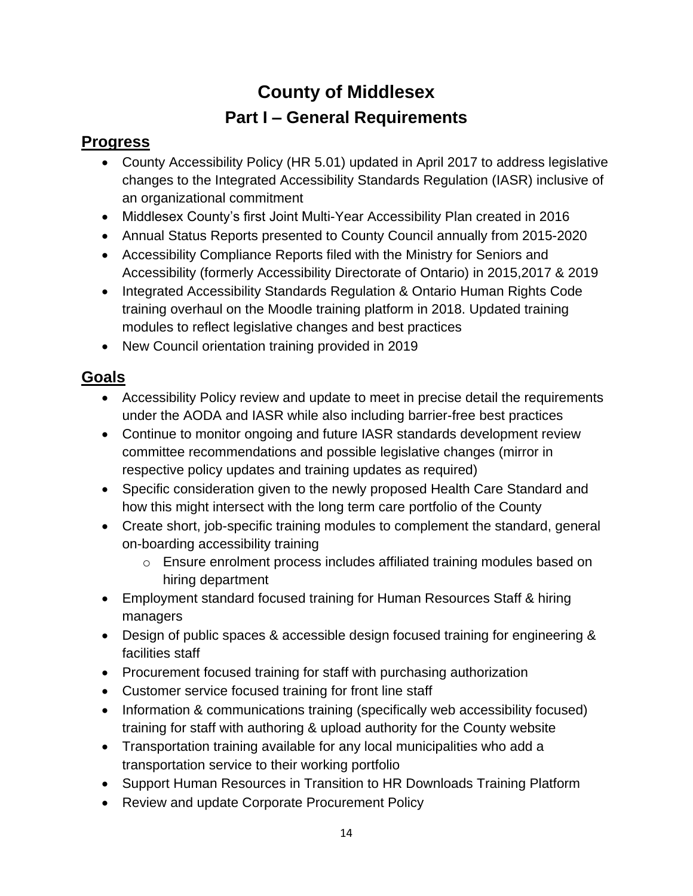# County of Middlesex

## Part I – General Requirements

### Progress

- County Accessibility Policy (HR 5.01) updated in April 2017 to address legislative changes to the Integrated Accessibility Standards Regulation (IASR) inclusive of an organizational commitment
- Middlesex County's first Joint Multi-Year Accessibility Plan created in 2016
- Annual Status Reports presented to County Council annually from 2015-2020
- Accessibility Compliance Reports filed with the Ministry for Seniors and Accessibility (formerly Accessibility Directorate of Ontario) in 2015,2017 & 2019
- Integrated Accessibility Standards Regulation & Ontario Human Rights Code training overhaul on the Moodle training platform in 2018. Updated training modules to reflect legislative changes and best practices
- New Council orientation training provided in 2019

### Goals

- Accessibility Policy review and update to meet in precise detail the requirements under the AODA and IASR while also including barrier-free best practices
- Continue to monitor ongoing and future IASR standards development review committee recommendations and possible legislative changes (mirror in respective policy updates and training updates as required)
- Specific consideration given to the newly proposed Health Care Standard and how this might intersect with the long term care portfolio of the County
- Create short, job-specific training modules to complement the standard, general on-boarding accessibility training
  - Ensure enrolment process includes affiliated training modules based on hiring department
- Employment standard focused training for Human Resources Staff & hiring managers
- Design of public spaces & accessible design focused training for engineering & facilities staff
- Procurement focused training for staff with purchasing authorization
- Customer service focused training for front line staff
- Information & communications training (specifically web accessibility focused) training for staff with authoring & upload authority for the County website
- Transportation training available for any local municipalities who add a transportation service to their working portfolio
- Support Human Resources in Transition to HR Downloads Training Platform
- Review and update Corporate Procurement Policy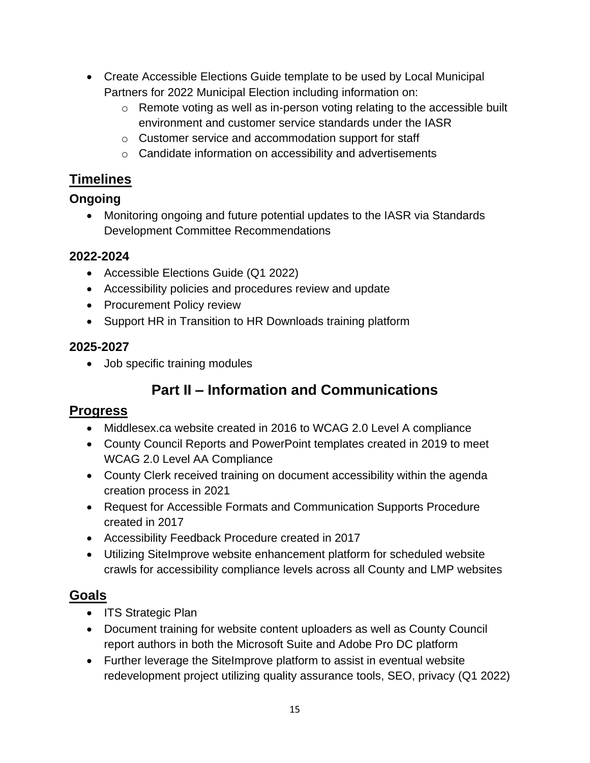- Create Accessible Elections Guide template to be used by Local Municipal Partners for 2022 Municipal Election including information on:
    - Remote voting as well as in-person voting relating to the accessible built environment and customer service standards under the IASR
    - Customer service and accommodation support for staff
    - Candidate information on accessibility and advertisements

## Timelines

### Ongoing

- Monitoring ongoing and future potential updates to the IASR via Standards Development Committee Recommendations

### 2022-2024

- Accessible Elections Guide (Q1 2022)
- Accessibility policies and procedures review and update
- Procurement Policy review
- Support HR in Transition to HR Downloads training platform

### 2025-2027

- Job specific training modules

# Part II – Information and Communications

## Progress

- Middlesex.ca website created in 2016 to WCAG 2.0 Level A compliance
- County Council Reports and PowerPoint templates created in 2019 to meet WCAG 2.0 Level AA Compliance
- County Clerk received training on document accessibility within the agenda creation process in 2021
- Request for Accessible Formats and Communication Supports Procedure created in 2017
- Accessibility Feedback Procedure created in 2017
- Utilizing SiteImprove website enhancement platform for scheduled website crawls for accessibility compliance levels across all County and LMP websites

## Goals

- ITS Strategic Plan
- Document training for website content uploaders as well as County Council report authors in both the Microsoft Suite and Adobe Pro DC platform
- Further leverage the SiteImprove platform to assist in eventual website redevelopment project utilizing quality assurance tools, SEO, privacy (Q1 2022)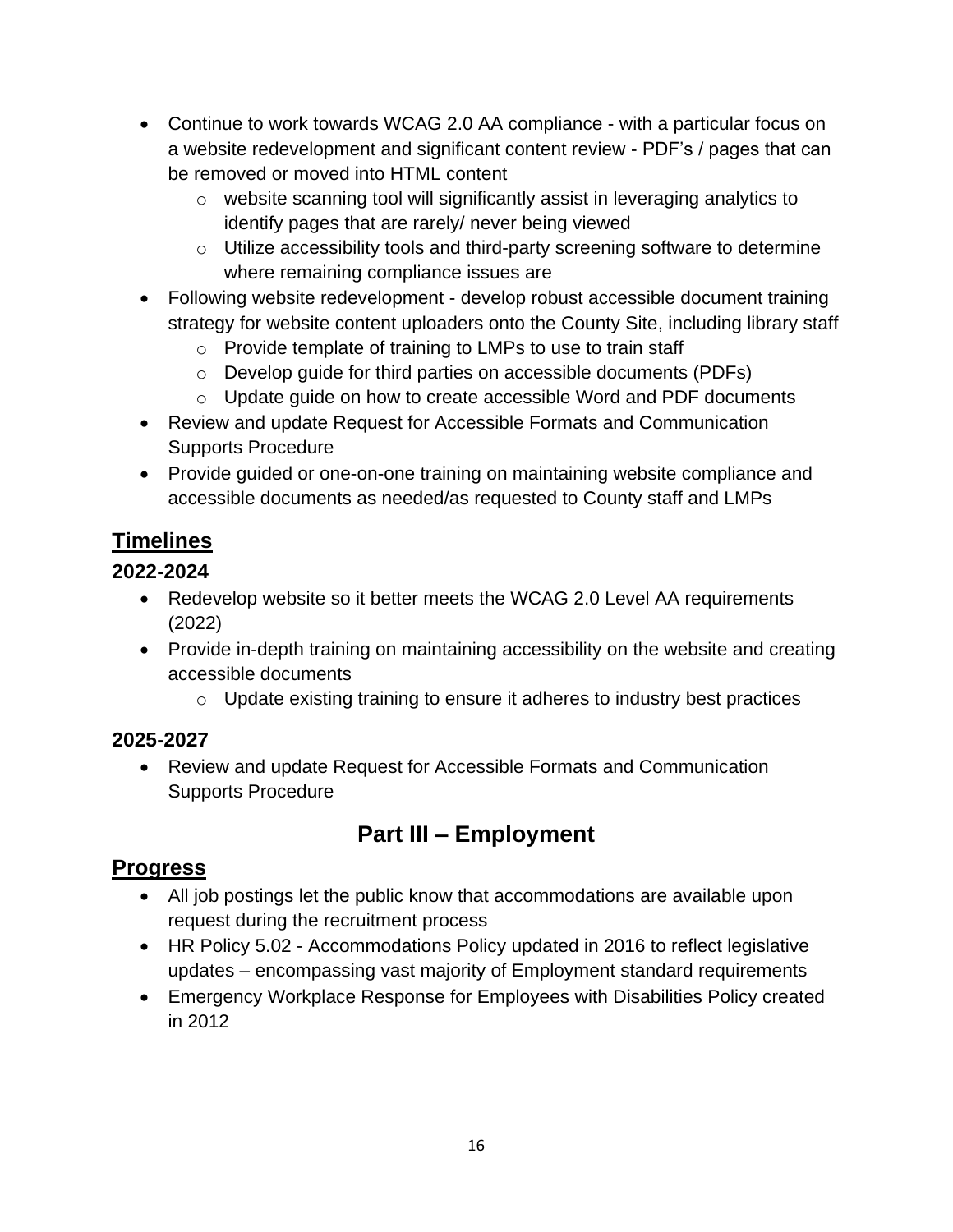- Continue to work towards WCAG 2.0 AA compliance - with a particular focus on a website redevelopment and significant content review - PDF's / pages that can be removed or moved into HTML content
  - website scanning tool will significantly assist in leveraging analytics to identify pages that are rarely/ never being viewed
  - Utilize accessibility tools and third-party screening software to determine where remaining compliance issues are
- Following website redevelopment - develop robust accessible document training strategy for website content uploaders onto the County Site, including library staff
  - Provide template of training to LMPs to use to train staff
  - Develop guide for third parties on accessible documents (PDFs)
  - Update guide on how to create accessible Word and PDF documents
- Review and update Request for Accessible Formats and Communication Supports Procedure
- Provide guided or one-on-one training on maintaining website compliance and accessible documents as needed/as requested to County staff and LMPs

## Timelines

### 2022-2024

- Redevelop website so it better meets the WCAG 2.0 Level AA requirements (2022)
- Provide in-depth training on maintaining accessibility on the website and creating accessible documents
  - Update existing training to ensure it adheres to industry best practices

### 2025-2027

- Review and update Request for Accessible Formats and Communication Supports Procedure

# Part III – Employment

## Progress

- All job postings let the public know that accommodations are available upon request during the recruitment process
- HR Policy 5.02 - Accommodations Policy updated in 2016 to reflect legislative updates – encompassing vast majority of Employment standard requirements
- Emergency Workplace Response for Employees with Disabilities Policy created in 2012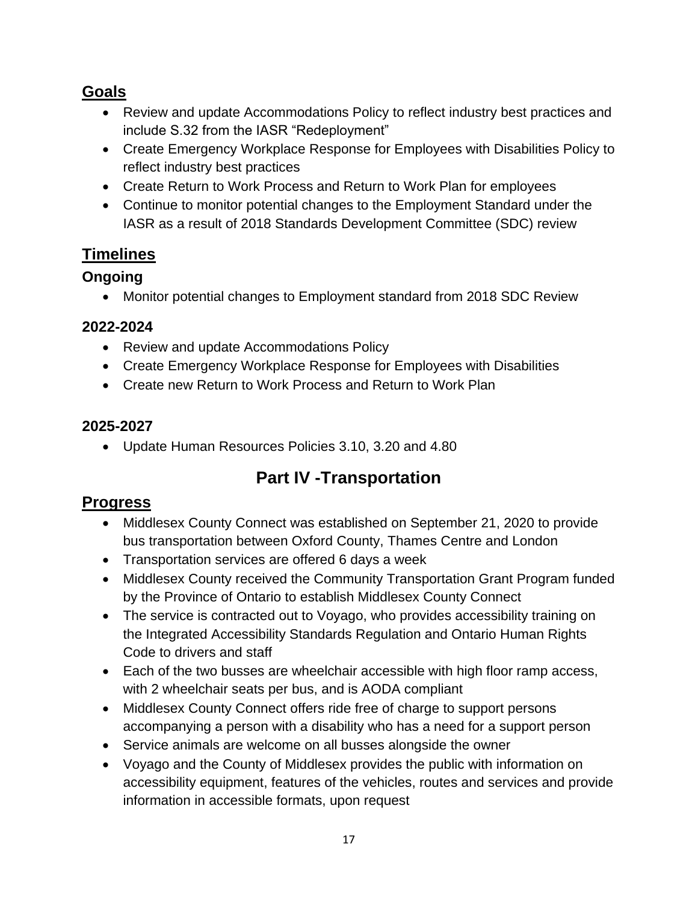## Goals

- Review and update Accommodations Policy to reflect industry best practices and include S.32 from the IASR "Redeployment"
- Create Emergency Workplace Response for Employees with Disabilities Policy to reflect industry best practices
- Create Return to Work Process and Return to Work Plan for employees
- Continue to monitor potential changes to the Employment Standard under the IASR as a result of 2018 Standards Development Committee (SDC) review

## Timelines

### Ongoing

- Monitor potential changes to Employment standard from 2018 SDC Review

### 2022-2024

- Review and update Accommodations Policy
- Create Emergency Workplace Response for Employees with Disabilities
- Create new Return to Work Process and Return to Work Plan

### 2025-2027

- Update Human Resources Policies 3.10, 3.20 and 4.80

# Part IV -Transportation

## Progress

- Middlesex County Connect was established on September 21, 2020 to provide bus transportation between Oxford County, Thames Centre and London
- Transportation services are offered 6 days a week
- Middlesex County received the Community Transportation Grant Program funded by the Province of Ontario to establish Middlesex County Connect
- The service is contracted out to Voyago, who provides accessibility training on the Integrated Accessibility Standards Regulation and Ontario Human Rights Code to drivers and staff
- Each of the two busses are wheelchair accessible with high floor ramp access, with 2 wheelchair seats per bus, and is AODA compliant
- Middlesex County Connect offers ride free of charge to support persons accompanying a person with a disability who has a need for a support person
- Service animals are welcome on all busses alongside the owner
- Voyago and the County of Middlesex provides the public with information on accessibility equipment, features of the vehicles, routes and services and provide information in accessible formats, upon request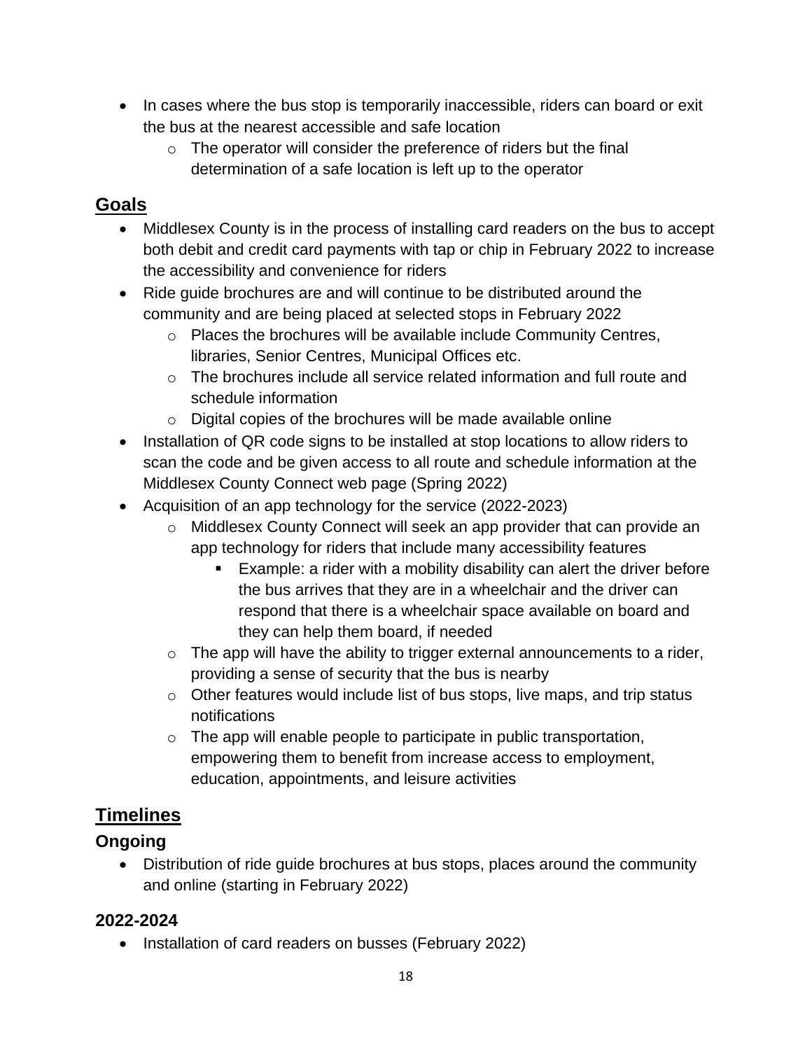- In cases where the bus stop is temporarily inaccessible, riders can board or exit the bus at the nearest accessible and safe location
  - The operator will consider the preference of riders but the final determination of a safe location is left up to the operator

## Goals

- Middlesex County is in the process of installing card readers on the bus to accept both debit and credit card payments with tap or chip in February 2022 to increase the accessibility and convenience for riders
- Ride guide brochures are and will continue to be distributed around the community and are being placed at selected stops in February 2022
  - Places the brochures will be available include Community Centres, libraries, Senior Centres, Municipal Offices etc.
  - The brochures include all service related information and full route and schedule information
  - Digital copies of the brochures will be made available online
- Installation of QR code signs to be installed at stop locations to allow riders to scan the code and be given access to all route and schedule information at the Middlesex County Connect web page (Spring 2022)
- Acquisition of an app technology for the service (2022-2023)
  - Middlesex County Connect will seek an app provider that can provide an app technology for riders that include many accessibility features
    - Example: a rider with a mobility disability can alert the driver before the bus arrives that they are in a wheelchair and the driver can respond that there is a wheelchair space available on board and they can help them board, if needed
  - The app will have the ability to trigger external announcements to a rider, providing a sense of security that the bus is nearby
  - Other features would include list of bus stops, live maps, and trip status notifications
  - The app will enable people to participate in public transportation, empowering them to benefit from increase access to employment, education, appointments, and leisure activities

## Timelines

### Ongoing

- Distribution of ride guide brochures at bus stops, places around the community and online (starting in February 2022)

### 2022-2024

- Installation of card readers on busses (February 2022)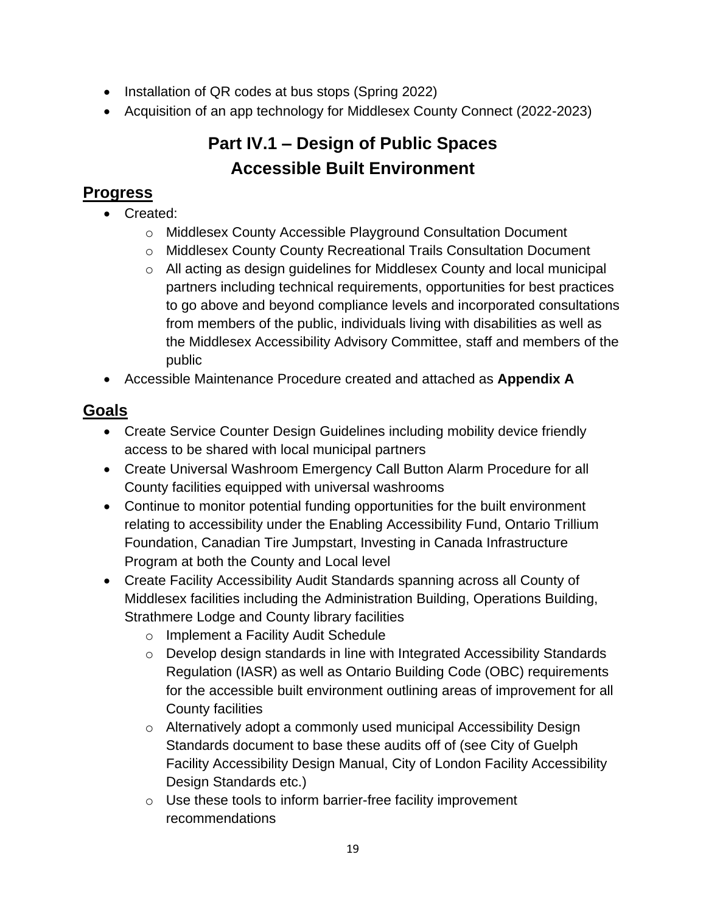- Installation of QR codes at bus stops (Spring 2022)
- Acquisition of an app technology for Middlesex County Connect (2022-2023)

# Part IV.1 – Design of Public Spaces
# Accessible Built Environment

## Progress

- Created:
  - Middlesex County Accessible Playground Consultation Document
  - Middlesex County County Recreational Trails Consultation Document
  - All acting as design guidelines for Middlesex County and local municipal partners including technical requirements, opportunities for best practices to go above and beyond compliance levels and incorporated consultations from members of the public, individuals living with disabilities as well as the Middlesex Accessibility Advisory Committee, staff and members of the public
- Accessible Maintenance Procedure created and attached as **Appendix A**

## Goals

- Create Service Counter Design Guidelines including mobility device friendly access to be shared with local municipal partners
- Create Universal Washroom Emergency Call Button Alarm Procedure for all County facilities equipped with universal washrooms
- Continue to monitor potential funding opportunities for the built environment relating to accessibility under the Enabling Accessibility Fund, Ontario Trillium Foundation, Canadian Tire Jumpstart, Investing in Canada Infrastructure Program at both the County and Local level
- Create Facility Accessibility Audit Standards spanning across all County of Middlesex facilities including the Administration Building, Operations Building, Strathmere Lodge and County library facilities
  - Implement a Facility Audit Schedule
  - Develop design standards in line with Integrated Accessibility Standards Regulation (IASR) as well as Ontario Building Code (OBC) requirements for the accessible built environment outlining areas of improvement for all County facilities
  - Alternatively adopt a commonly used municipal Accessibility Design Standards document to base these audits off of (see City of Guelph Facility Accessibility Design Manual, City of London Facility Accessibility Design Standards etc.)
  - Use these tools to inform barrier-free facility improvement recommendations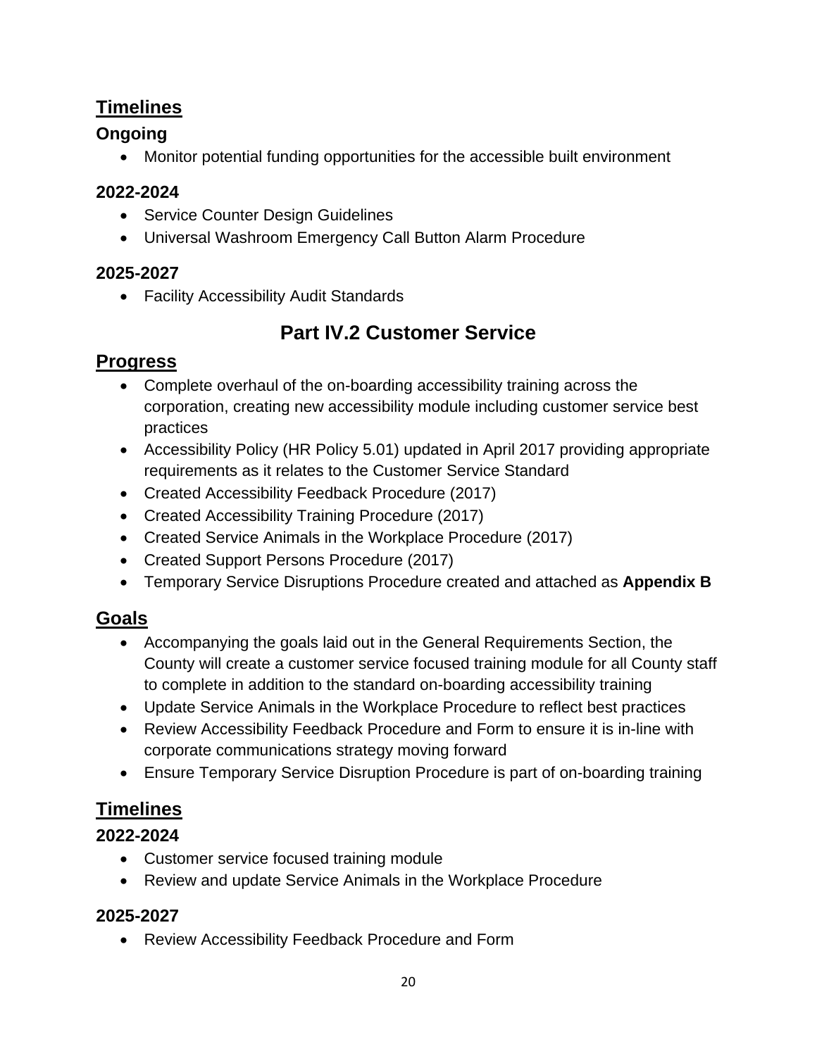## Timelines

### Ongoing

- Monitor potential funding opportunities for the accessible built environment

### 2022-2024

- Service Counter Design Guidelines
- Universal Washroom Emergency Call Button Alarm Procedure

### 2025-2027

- Facility Accessibility Audit Standards

# Part IV.2 Customer Service

## Progress

- Complete overhaul of the on-boarding accessibility training across the corporation, creating new accessibility module including customer service best practices
- Accessibility Policy (HR Policy 5.01) updated in April 2017 providing appropriate requirements as it relates to the Customer Service Standard
- Created Accessibility Feedback Procedure (2017)
- Created Accessibility Training Procedure (2017)
- Created Service Animals in the Workplace Procedure (2017)
- Created Support Persons Procedure (2017)
- Temporary Service Disruptions Procedure created and attached as **Appendix B**

## Goals

- Accompanying the goals laid out in the General Requirements Section, the County will create a customer service focused training module for all County staff to complete in addition to the standard on-boarding accessibility training
- Update Service Animals in the Workplace Procedure to reflect best practices
- Review Accessibility Feedback Procedure and Form to ensure it is in-line with corporate communications strategy moving forward
- Ensure Temporary Service Disruption Procedure is part of on-boarding training

## Timelines

### 2022-2024

- Customer service focused training module
- Review and update Service Animals in the Workplace Procedure

### 2025-2027

- Review Accessibility Feedback Procedure and Form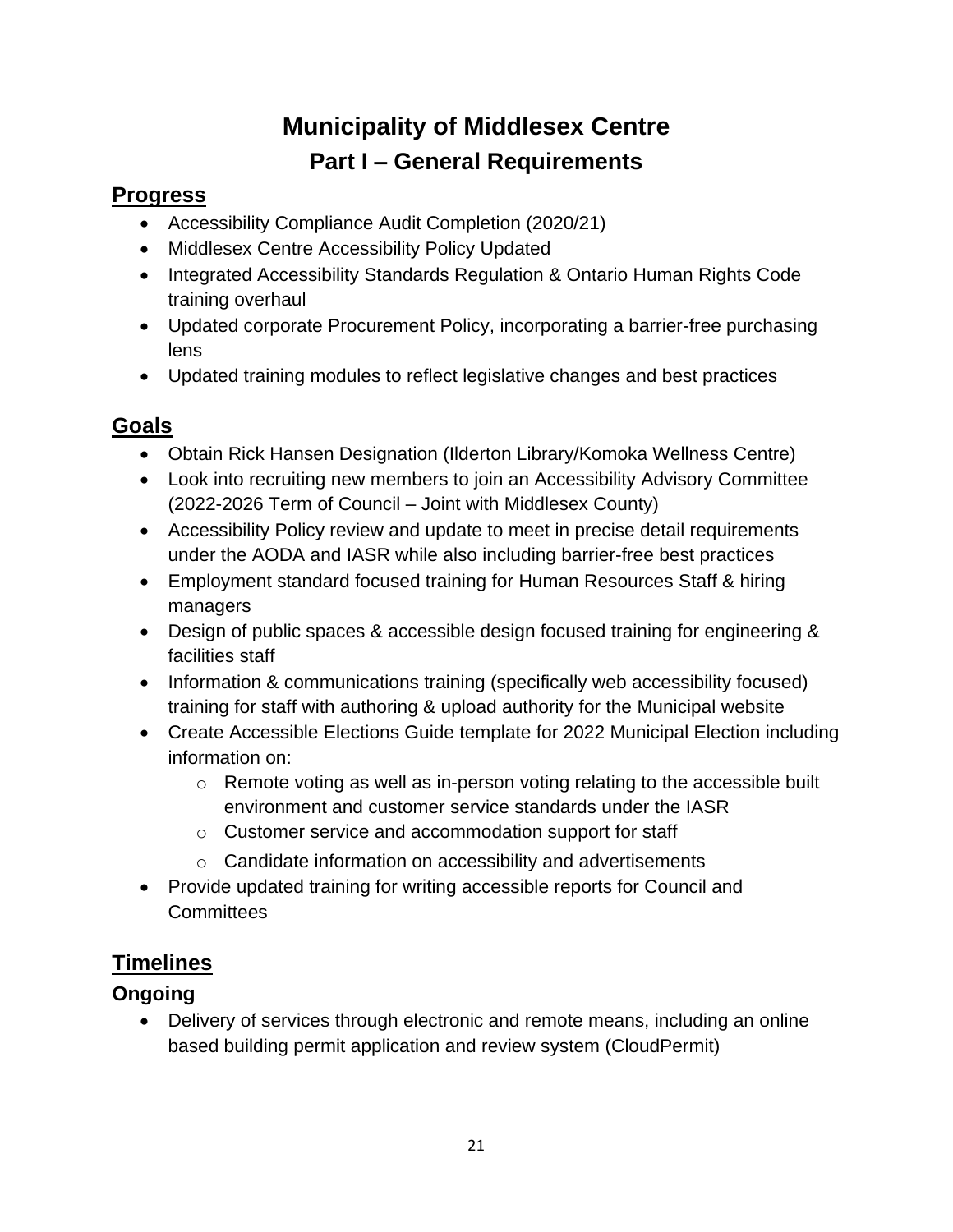# Municipality of Middlesex Centre

## Part I – General Requirements

### Progress

- Accessibility Compliance Audit Completion (2020/21)
- Middlesex Centre Accessibility Policy Updated
- Integrated Accessibility Standards Regulation & Ontario Human Rights Code training overhaul
- Updated corporate Procurement Policy, incorporating a barrier-free purchasing lens
- Updated training modules to reflect legislative changes and best practices

### Goals

- Obtain Rick Hansen Designation (Ilderton Library/Komoka Wellness Centre)
- Look into recruiting new members to join an Accessibility Advisory Committee (2022-2026 Term of Council – Joint with Middlesex County)
- Accessibility Policy review and update to meet in precise detail requirements under the AODA and IASR while also including barrier-free best practices
- Employment standard focused training for Human Resources Staff & hiring managers
- Design of public spaces & accessible design focused training for engineering & facilities staff
- Information & communications training (specifically web accessibility focused) training for staff with authoring & upload authority for the Municipal website
- Create Accessible Elections Guide template for 2022 Municipal Election including information on:
  - Remote voting as well as in-person voting relating to the accessible built environment and customer service standards under the IASR
  - Customer service and accommodation support for staff
  - Candidate information on accessibility and advertisements
- Provide updated training for writing accessible reports for Council and Committees

### Timelines

#### Ongoing

- Delivery of services through electronic and remote means, including an online based building permit application and review system (CloudPermit)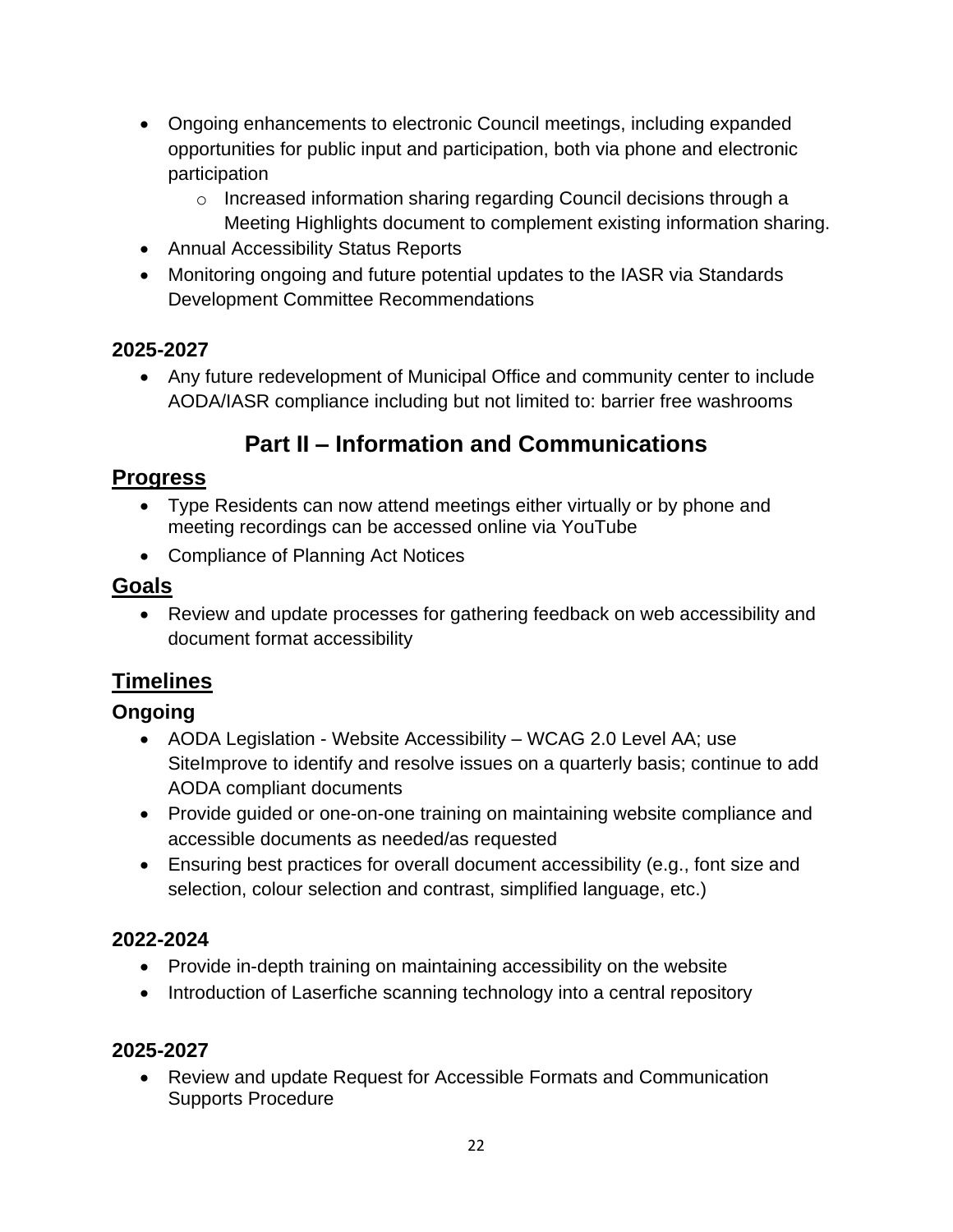- Ongoing enhancements to electronic Council meetings, including expanded opportunities for public input and participation, both via phone and electronic participation
  - Increased information sharing regarding Council decisions through a Meeting Highlights document to complement existing information sharing.
- Annual Accessibility Status Reports
- Monitoring ongoing and future potential updates to the IASR via Standards Development Committee Recommendations

### 2025-2027

- Any future redevelopment of Municipal Office and community center to include AODA/IASR compliance including but not limited to: barrier free washrooms

## Part II – Information and Communications

### Progress

- Type Residents can now attend meetings either virtually or by phone and meeting recordings can be accessed online via YouTube
- Compliance of Planning Act Notices

### Goals

- Review and update processes for gathering feedback on web accessibility and document format accessibility

### Timelines

#### Ongoing

- AODA Legislation - Website Accessibility – WCAG 2.0 Level AA; use SiteImprove to identify and resolve issues on a quarterly basis; continue to add AODA compliant documents
- Provide guided or one-on-one training on maintaining website compliance and accessible documents as needed/as requested
- Ensuring best practices for overall document accessibility (e.g., font size and selection, colour selection and contrast, simplified language, etc.)

#### 2022-2024

- Provide in-depth training on maintaining accessibility on the website
- Introduction of Laserfiche scanning technology into a central repository

#### 2025-2027

- Review and update Request for Accessible Formats and Communication Supports Procedure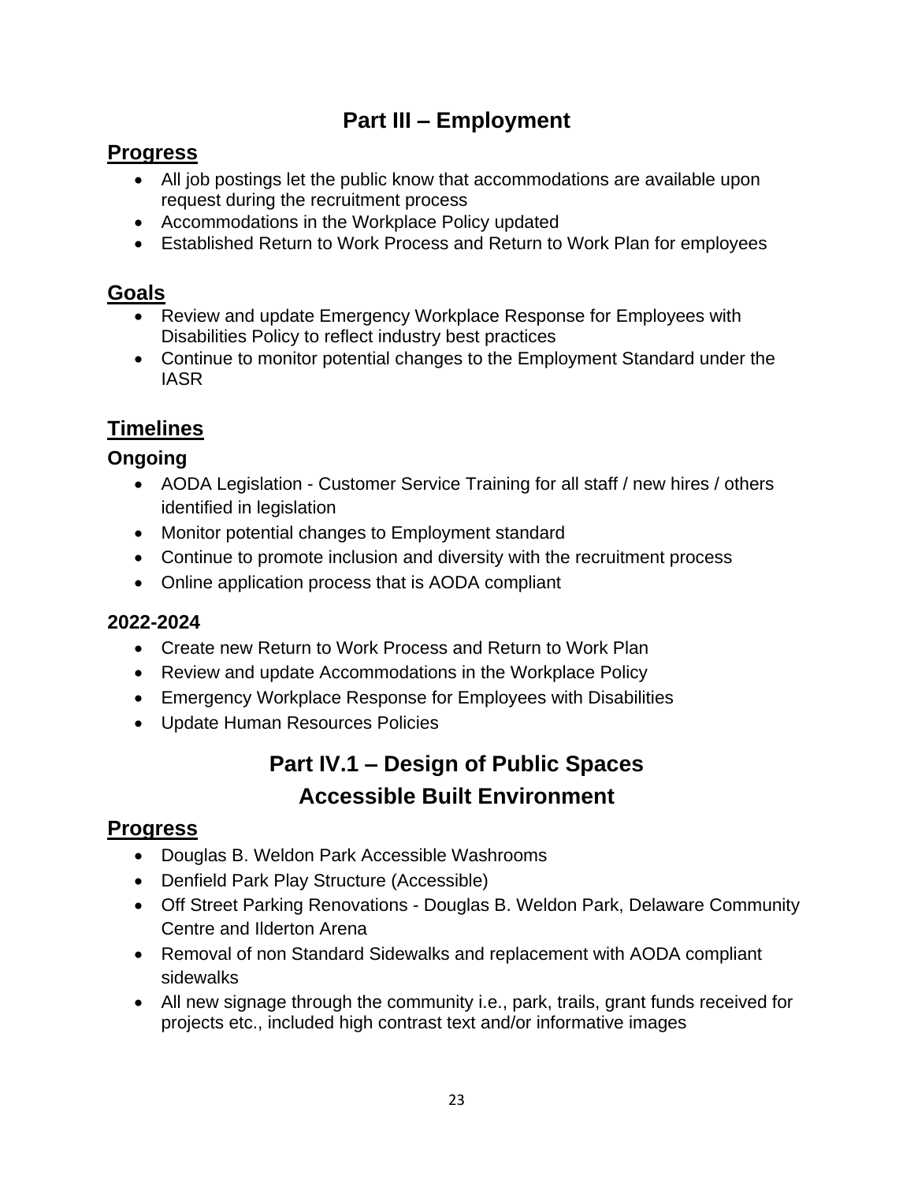# Part III – Employment

## Progress

- All job postings let the public know that accommodations are available upon request during the recruitment process
- Accommodations in the Workplace Policy updated
- Established Return to Work Process and Return to Work Plan for employees

## Goals

- Review and update Emergency Workplace Response for Employees with Disabilities Policy to reflect industry best practices
- Continue to monitor potential changes to the Employment Standard under the IASR

## Timelines

### Ongoing

- AODA Legislation - Customer Service Training for all staff / new hires / others identified in legislation
- Monitor potential changes to Employment standard
- Continue to promote inclusion and diversity with the recruitment process
- Online application process that is AODA compliant

### 2022-2024

- Create new Return to Work Process and Return to Work Plan
- Review and update Accommodations in the Workplace Policy
- Emergency Workplace Response for Employees with Disabilities
- Update Human Resources Policies

# Part IV.1 – Design of Public Spaces Accessible Built Environment

## Progress

- Douglas B. Weldon Park Accessible Washrooms
- Denfield Park Play Structure (Accessible)
- Off Street Parking Renovations - Douglas B. Weldon Park, Delaware Community Centre and Ilderton Arena
- Removal of non Standard Sidewalks and replacement with AODA compliant sidewalks
- All new signage through the community i.e., park, trails, grant funds received for projects etc., included high contrast text and/or informative images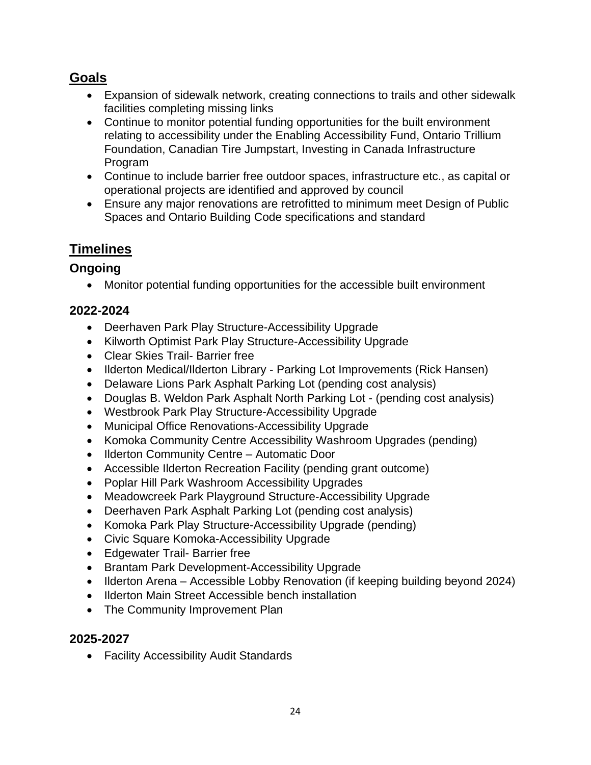## Goals

- Expansion of sidewalk network, creating connections to trails and other sidewalk facilities completing missing links
- Continue to monitor potential funding opportunities for the built environment relating to accessibility under the Enabling Accessibility Fund, Ontario Trillium Foundation, Canadian Tire Jumpstart, Investing in Canada Infrastructure Program
- Continue to include barrier free outdoor spaces, infrastructure etc., as capital or operational projects are identified and approved by council
- Ensure any major renovations are retrofitted to minimum meet Design of Public Spaces and Ontario Building Code specifications and standard

## Timelines

### Ongoing

- Monitor potential funding opportunities for the accessible built environment

### 2022-2024

- Deerhaven Park Play Structure-Accessibility Upgrade
- Kilworth Optimist Park Play Structure-Accessibility Upgrade
- Clear Skies Trail- Barrier free
- Ilderton Medical/Ilderton Library - Parking Lot Improvements (Rick Hansen)
- Delaware Lions Park Asphalt Parking Lot (pending cost analysis)
- Douglas B. Weldon Park Asphalt North Parking Lot - (pending cost analysis)
- Westbrook Park Play Structure-Accessibility Upgrade
- Municipal Office Renovations-Accessibility Upgrade
- Komoka Community Centre Accessibility Washroom Upgrades (pending)
- Ilderton Community Centre – Automatic Door
- Accessible Ilderton Recreation Facility (pending grant outcome)
- Poplar Hill Park Washroom Accessibility Upgrades
- Meadowcreek Park Playground Structure-Accessibility Upgrade
- Deerhaven Park Asphalt Parking Lot (pending cost analysis)
- Komoka Park Play Structure-Accessibility Upgrade (pending)
- Civic Square Komoka-Accessibility Upgrade
- Edgewater Trail- Barrier free
- Brantam Park Development-Accessibility Upgrade
- Ilderton Arena – Accessible Lobby Renovation (if keeping building beyond 2024)
- Ilderton Main Street Accessible bench installation
- The Community Improvement Plan

### 2025-2027

- Facility Accessibility Audit Standards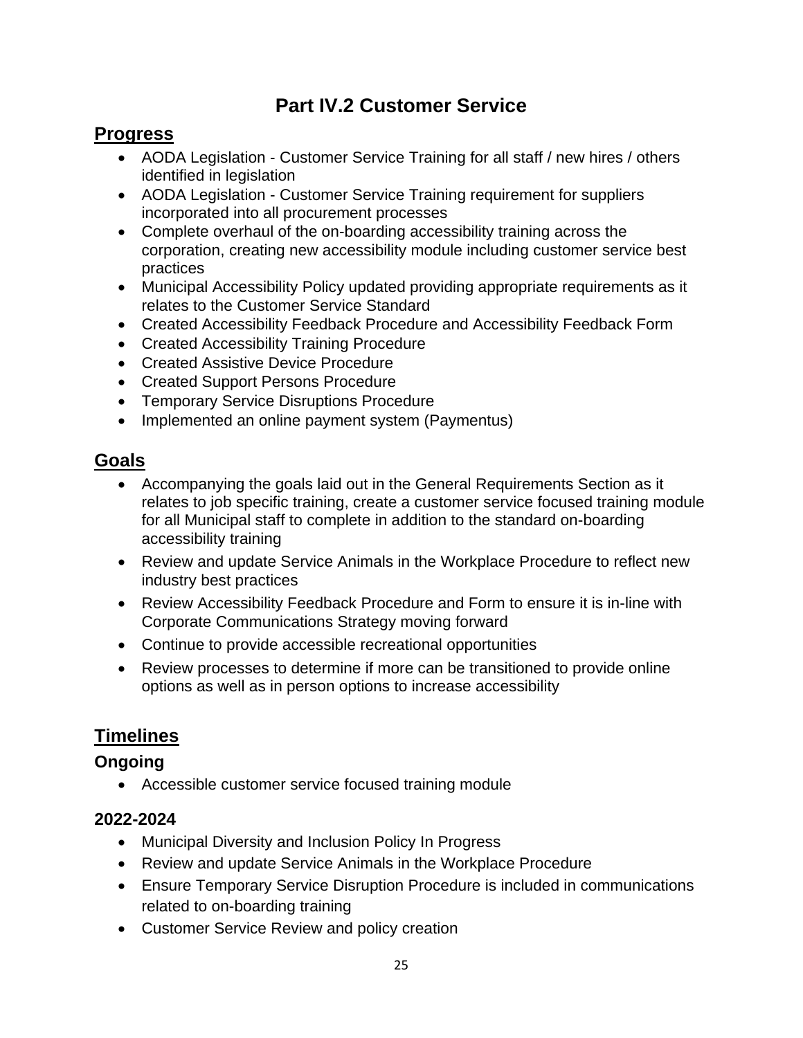# Part IV.2 Customer Service

## Progress

- AODA Legislation - Customer Service Training for all staff / new hires / others identified in legislation
- AODA Legislation - Customer Service Training requirement for suppliers incorporated into all procurement processes
- Complete overhaul of the on-boarding accessibility training across the corporation, creating new accessibility module including customer service best practices
- Municipal Accessibility Policy updated providing appropriate requirements as it relates to the Customer Service Standard
- Created Accessibility Feedback Procedure and Accessibility Feedback Form
- Created Accessibility Training Procedure
- Created Assistive Device Procedure
- Created Support Persons Procedure
- Temporary Service Disruptions Procedure
- Implemented an online payment system (Paymentus)

## Goals

- Accompanying the goals laid out in the General Requirements Section as it relates to job specific training, create a customer service focused training module for all Municipal staff to complete in addition to the standard on-boarding accessibility training
- Review and update Service Animals in the Workplace Procedure to reflect new industry best practices
- Review Accessibility Feedback Procedure and Form to ensure it is in-line with Corporate Communications Strategy moving forward
- Continue to provide accessible recreational opportunities
- Review processes to determine if more can be transitioned to provide online options as well as in person options to increase accessibility

## Timelines

### Ongoing

- Accessible customer service focused training module

### 2022-2024

- Municipal Diversity and Inclusion Policy In Progress
- Review and update Service Animals in the Workplace Procedure
- Ensure Temporary Service Disruption Procedure is included in communications related to on-boarding training
- Customer Service Review and policy creation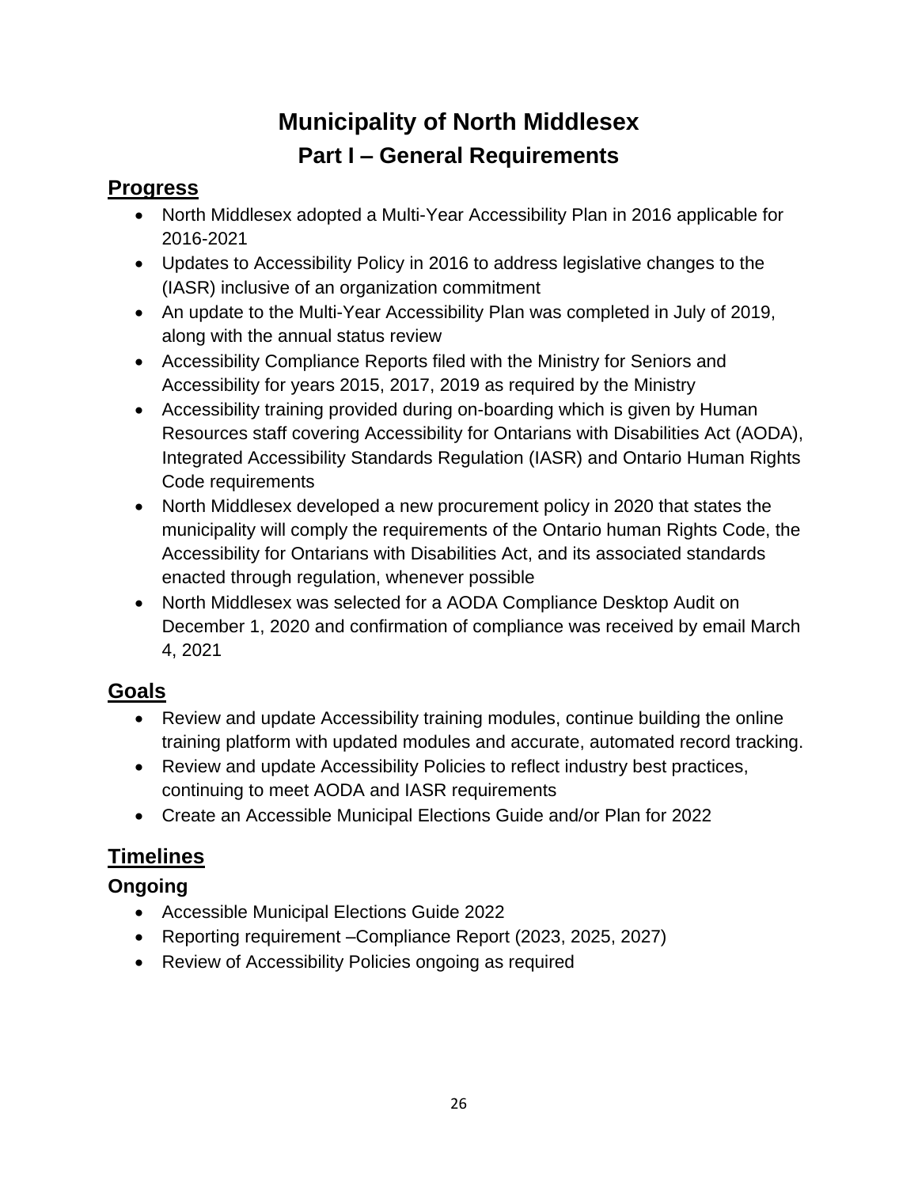# Municipality of North Middlesex

## Part I – General Requirements

### Progress

- North Middlesex adopted a Multi-Year Accessibility Plan in 2016 applicable for 2016-2021
- Updates to Accessibility Policy in 2016 to address legislative changes to the (IASR) inclusive of an organization commitment
- An update to the Multi-Year Accessibility Plan was completed in July of 2019, along with the annual status review
- Accessibility Compliance Reports filed with the Ministry for Seniors and Accessibility for years 2015, 2017, 2019 as required by the Ministry
- Accessibility training provided during on-boarding which is given by Human Resources staff covering Accessibility for Ontarians with Disabilities Act (AODA), Integrated Accessibility Standards Regulation (IASR) and Ontario Human Rights Code requirements
- North Middlesex developed a new procurement policy in 2020 that states the municipality will comply the requirements of the Ontario human Rights Code, the Accessibility for Ontarians with Disabilities Act, and its associated standards enacted through regulation, whenever possible
- North Middlesex was selected for a AODA Compliance Desktop Audit on December 1, 2020 and confirmation of compliance was received by email March 4, 2021

### Goals

- Review and update Accessibility training modules, continue building the online training platform with updated modules and accurate, automated record tracking.
- Review and update Accessibility Policies to reflect industry best practices, continuing to meet AODA and IASR requirements
- Create an Accessible Municipal Elections Guide and/or Plan for 2022

### Timelines

#### Ongoing

- Accessible Municipal Elections Guide 2022
- Reporting requirement –Compliance Report (2023, 2025, 2027)
- Review of Accessibility Policies ongoing as required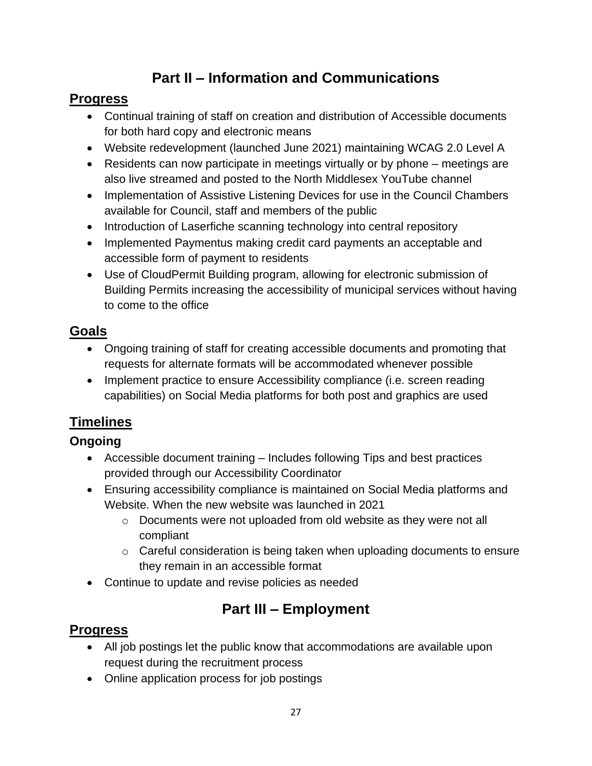# Part II – Information and Communications

## Progress

- Continual training of staff on creation and distribution of Accessible documents for both hard copy and electronic means
- Website redevelopment (launched June 2021) maintaining WCAG 2.0 Level A
- Residents can now participate in meetings virtually or by phone – meetings are also live streamed and posted to the North Middlesex YouTube channel
- Implementation of Assistive Listening Devices for use in the Council Chambers available for Council, staff and members of the public
- Introduction of Laserfiche scanning technology into central repository
- Implemented Paymentus making credit card payments an acceptable and accessible form of payment to residents
- Use of CloudPermit Building program, allowing for electronic submission of Building Permits increasing the accessibility of municipal services without having to come to the office

## Goals

- Ongoing training of staff for creating accessible documents and promoting that requests for alternate formats will be accommodated whenever possible
- Implement practice to ensure Accessibility compliance (i.e. screen reading capabilities) on Social Media platforms for both post and graphics are used

## Timelines

### Ongoing

- Accessible document training – Includes following Tips and best practices provided through our Accessibility Coordinator
- Ensuring accessibility compliance is maintained on Social Media platforms and Website. When the new website was launched in 2021
  - Documents were not uploaded from old website as they were not all compliant
  - Careful consideration is being taken when uploading documents to ensure they remain in an accessible format
- Continue to update and revise policies as needed

# Part III – Employment

## Progress

- All job postings let the public know that accommodations are available upon request during the recruitment process
- Online application process for job postings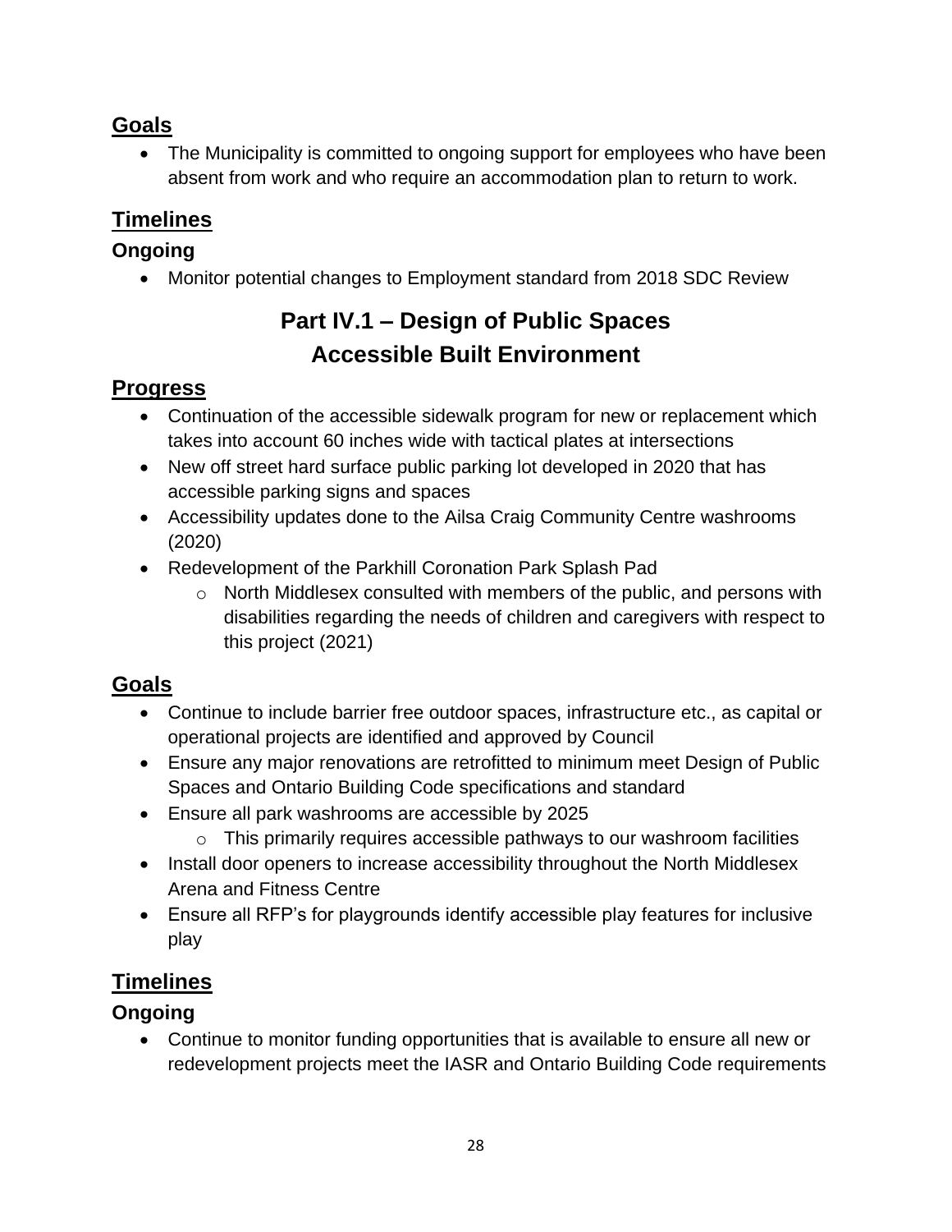## Goals

- The Municipality is committed to ongoing support for employees who have been absent from work and who require an accommodation plan to return to work.

## Timelines

### Ongoing

- Monitor potential changes to Employment standard from 2018 SDC Review

# Part IV.1 – Design of Public Spaces Accessible Built Environment

## Progress

- Continuation of the accessible sidewalk program for new or replacement which takes into account 60 inches wide with tactical plates at intersections
- New off street hard surface public parking lot developed in 2020 that has accessible parking signs and spaces
- Accessibility updates done to the Ailsa Craig Community Centre washrooms (2020)
- Redevelopment of the Parkhill Coronation Park Splash Pad
  - North Middlesex consulted with members of the public, and persons with disabilities regarding the needs of children and caregivers with respect to this project (2021)

## Goals

- Continue to include barrier free outdoor spaces, infrastructure etc., as capital or operational projects are identified and approved by Council
- Ensure any major renovations are retrofitted to minimum meet Design of Public Spaces and Ontario Building Code specifications and standard
- Ensure all park washrooms are accessible by 2025
  - This primarily requires accessible pathways to our washroom facilities
- Install door openers to increase accessibility throughout the North Middlesex Arena and Fitness Centre
- Ensure all RFP's for playgrounds identify accessible play features for inclusive play

## Timelines

### Ongoing

- Continue to monitor funding opportunities that is available to ensure all new or redevelopment projects meet the IASR and Ontario Building Code requirements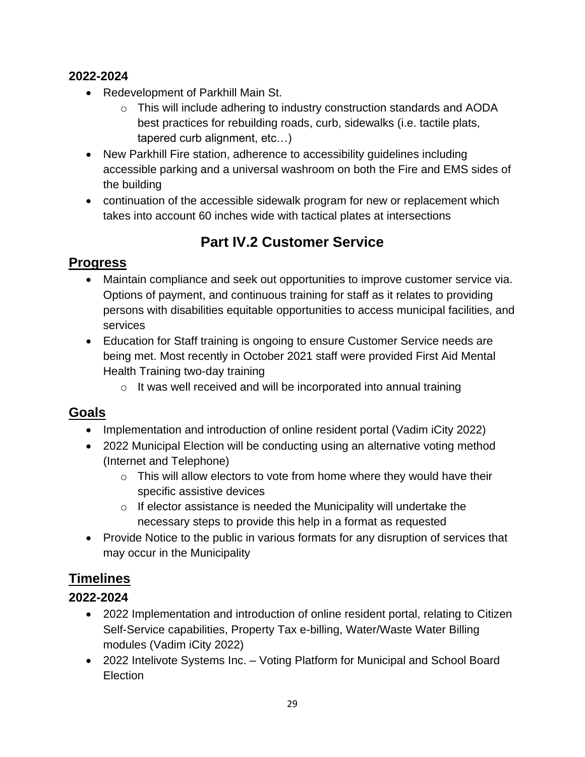**2022-2024**

- Redevelopment of Parkhill Main St.
  - This will include adhering to industry construction standards and AODA best practices for rebuilding roads, curb, sidewalks (i.e. tactile plats, tapered curb alignment, etc…)
- New Parkhill Fire station, adherence to accessibility guidelines including accessible parking and a universal washroom on both the Fire and EMS sides of the building
- continuation of the accessible sidewalk program for new or replacement which takes into account 60 inches wide with tactical plates at intersections

## Part IV.2 Customer Service

### Progress

- Maintain compliance and seek out opportunities to improve customer service via. Options of payment, and continuous training for staff as it relates to providing persons with disabilities equitable opportunities to access municipal facilities, and services
- Education for Staff training is ongoing to ensure Customer Service needs are being met. Most recently in October 2021 staff were provided First Aid Mental Health Training two-day training
  - It was well received and will be incorporated into annual training

### Goals

- Implementation and introduction of online resident portal (Vadim iCity 2022)
- 2022 Municipal Election will be conducting using an alternative voting method (Internet and Telephone)
  - This will allow electors to vote from home where they would have their specific assistive devices
  - If elector assistance is needed the Municipality will undertake the necessary steps to provide this help in a format as requested
- Provide Notice to the public in various formats for any disruption of services that may occur in the Municipality

### Timelines

**2022-2024**

- 2022 Implementation and introduction of online resident portal, relating to Citizen Self-Service capabilities, Property Tax e-billing, Water/Waste Water Billing modules (Vadim iCity 2022)
- 2022 Intelivote Systems Inc. – Voting Platform for Municipal and School Board Election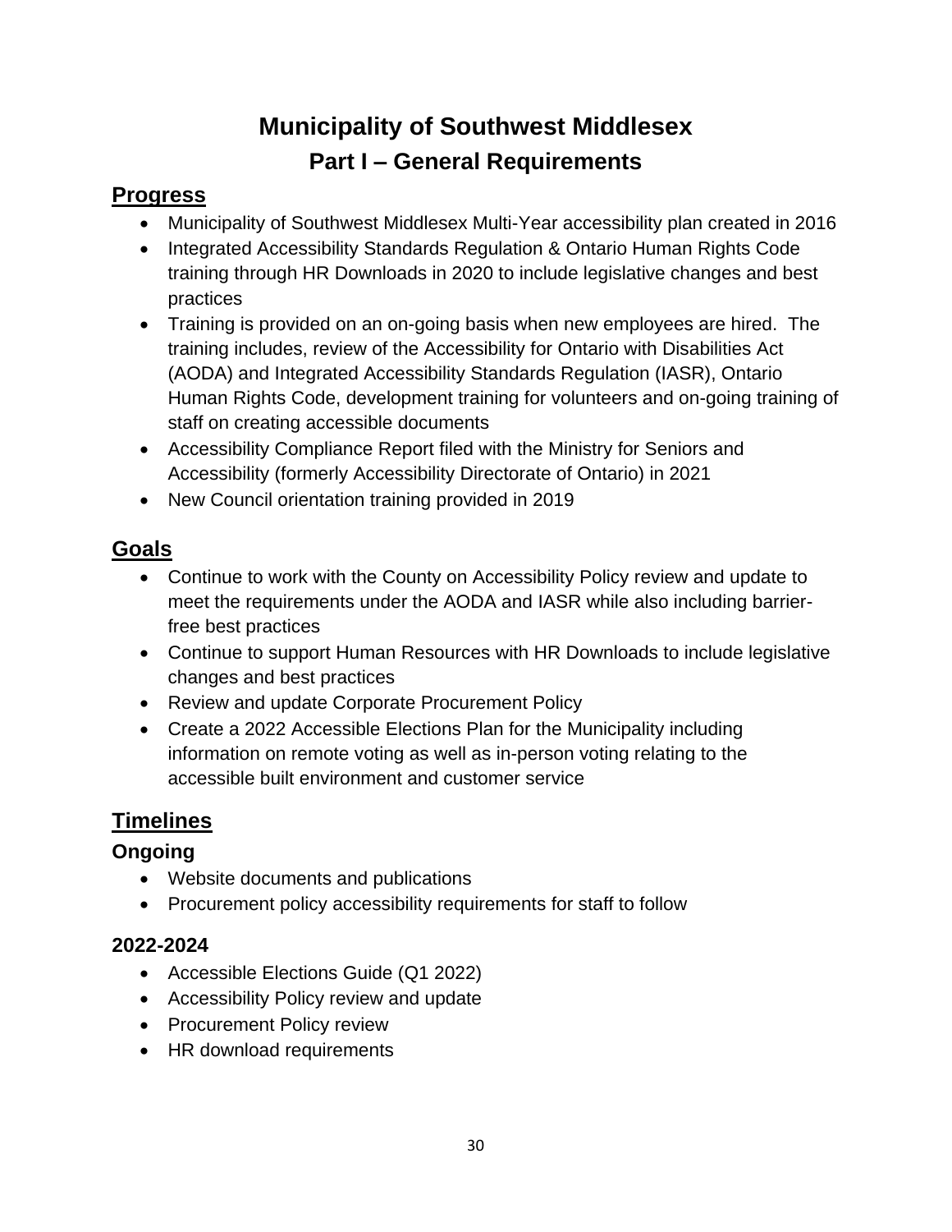# Municipality of Southwest Middlesex

## Part I – General Requirements

### Progress

- Municipality of Southwest Middlesex Multi-Year accessibility plan created in 2016
- Integrated Accessibility Standards Regulation & Ontario Human Rights Code training through HR Downloads in 2020 to include legislative changes and best practices
- Training is provided on an on-going basis when new employees are hired. The training includes, review of the Accessibility for Ontario with Disabilities Act (AODA) and Integrated Accessibility Standards Regulation (IASR), Ontario Human Rights Code, development training for volunteers and on-going training of staff on creating accessible documents
- Accessibility Compliance Report filed with the Ministry for Seniors and Accessibility (formerly Accessibility Directorate of Ontario) in 2021
- New Council orientation training provided in 2019

### Goals

- Continue to work with the County on Accessibility Policy review and update to meet the requirements under the AODA and IASR while also including barrier-free best practices
- Continue to support Human Resources with HR Downloads to include legislative changes and best practices
- Review and update Corporate Procurement Policy
- Create a 2022 Accessible Elections Plan for the Municipality including information on remote voting as well as in-person voting relating to the accessible built environment and customer service

### Timelines

#### Ongoing

- Website documents and publications
- Procurement policy accessibility requirements for staff to follow

#### 2022-2024

- Accessible Elections Guide (Q1 2022)
- Accessibility Policy review and update
- Procurement Policy review
- HR download requirements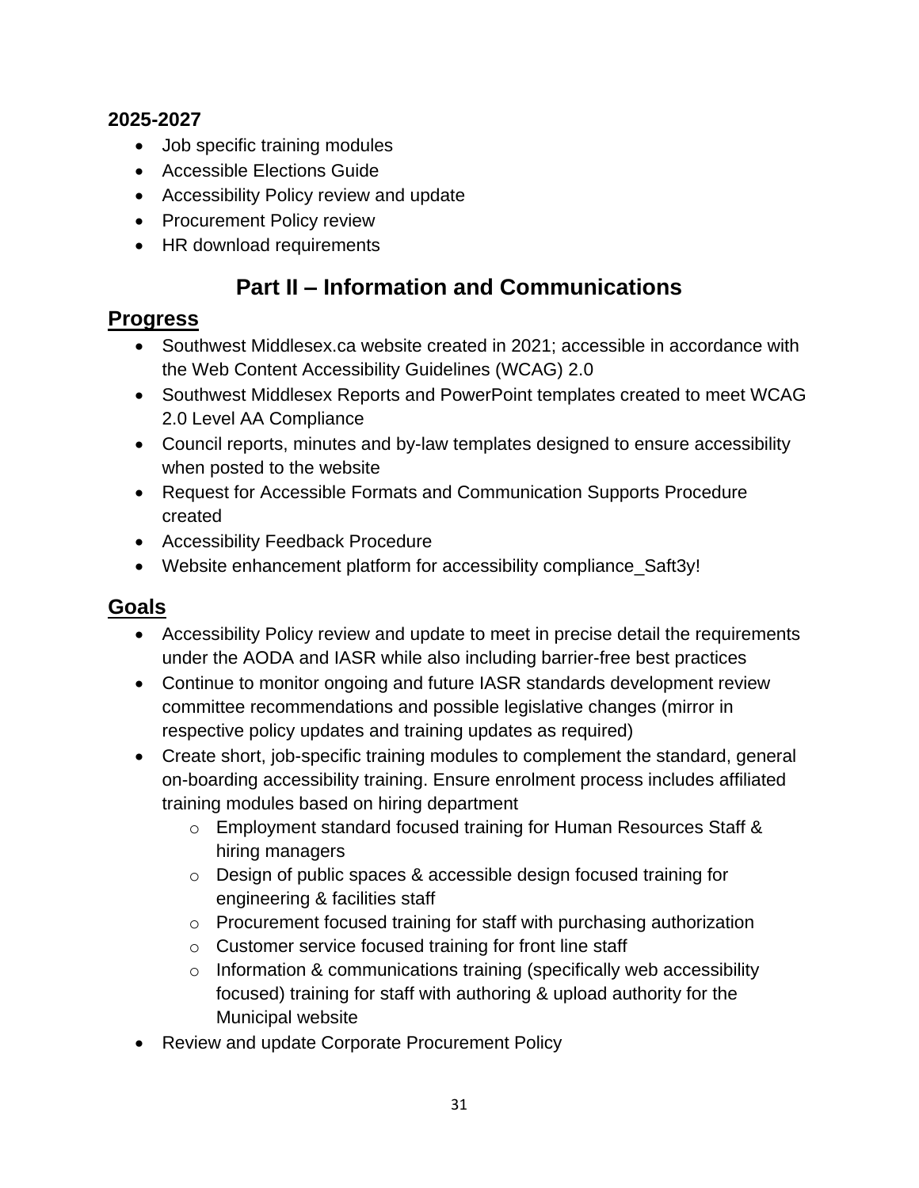**2025-2027**

- Job specific training modules
- Accessible Elections Guide
- Accessibility Policy review and update
- Procurement Policy review
- HR download requirements

# Part II – Information and Communications

## Progress

- Southwest Middlesex.ca website created in 2021; accessible in accordance with the Web Content Accessibility Guidelines (WCAG) 2.0
- Southwest Middlesex Reports and PowerPoint templates created to meet WCAG 2.0 Level AA Compliance
- Council reports, minutes and by-law templates designed to ensure accessibility when posted to the website
- Request for Accessible Formats and Communication Supports Procedure created
- Accessibility Feedback Procedure
- Website enhancement platform for accessibility compliance_Saft3y!

## Goals

- Accessibility Policy review and update to meet in precise detail the requirements under the AODA and IASR while also including barrier-free best practices
- Continue to monitor ongoing and future IASR standards development review committee recommendations and possible legislative changes (mirror in respective policy updates and training updates as required)
- Create short, job-specific training modules to complement the standard, general on-boarding accessibility training. Ensure enrolment process includes affiliated training modules based on hiring department
    - Employment standard focused training for Human Resources Staff & hiring managers
    - Design of public spaces & accessible design focused training for engineering & facilities staff
    - Procurement focused training for staff with purchasing authorization
    - Customer service focused training for front line staff
    - Information & communications training (specifically web accessibility focused) training for staff with authoring & upload authority for the Municipal website
- Review and update Corporate Procurement Policy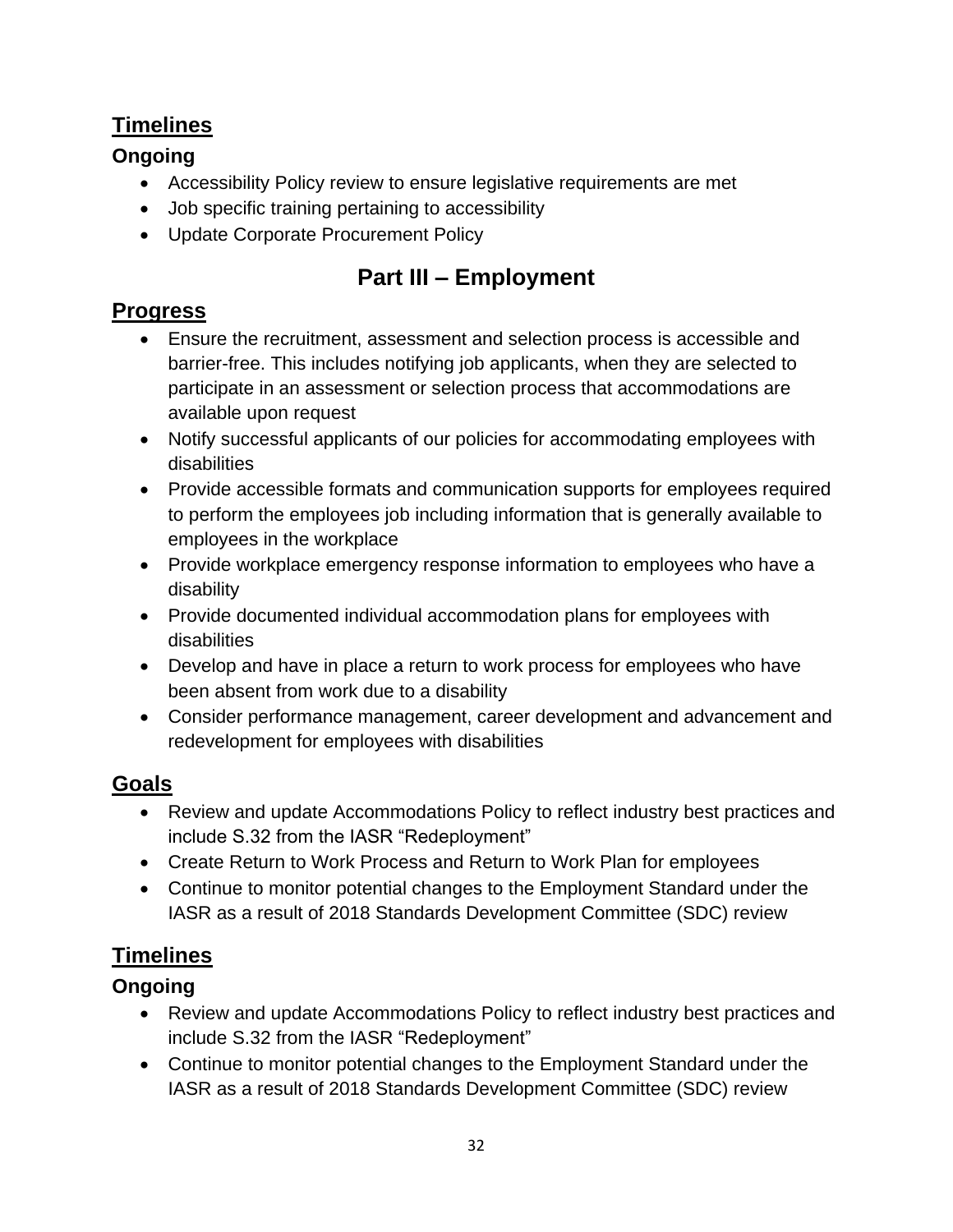## Timelines

### Ongoing

- Accessibility Policy review to ensure legislative requirements are met
- Job specific training pertaining to accessibility
- Update Corporate Procurement Policy

# Part III – Employment

## Progress

- Ensure the recruitment, assessment and selection process is accessible and barrier-free. This includes notifying job applicants, when they are selected to participate in an assessment or selection process that accommodations are available upon request
- Notify successful applicants of our policies for accommodating employees with disabilities
- Provide accessible formats and communication supports for employees required to perform the employees job including information that is generally available to employees in the workplace
- Provide workplace emergency response information to employees who have a disability
- Provide documented individual accommodation plans for employees with disabilities
- Develop and have in place a return to work process for employees who have been absent from work due to a disability
- Consider performance management, career development and advancement and redevelopment for employees with disabilities

## Goals

- Review and update Accommodations Policy to reflect industry best practices and include S.32 from the IASR "Redeployment"
- Create Return to Work Process and Return to Work Plan for employees
- Continue to monitor potential changes to the Employment Standard under the IASR as a result of 2018 Standards Development Committee (SDC) review

## Timelines

### Ongoing

- Review and update Accommodations Policy to reflect industry best practices and include S.32 from the IASR "Redeployment"
- Continue to monitor potential changes to the Employment Standard under the IASR as a result of 2018 Standards Development Committee (SDC) review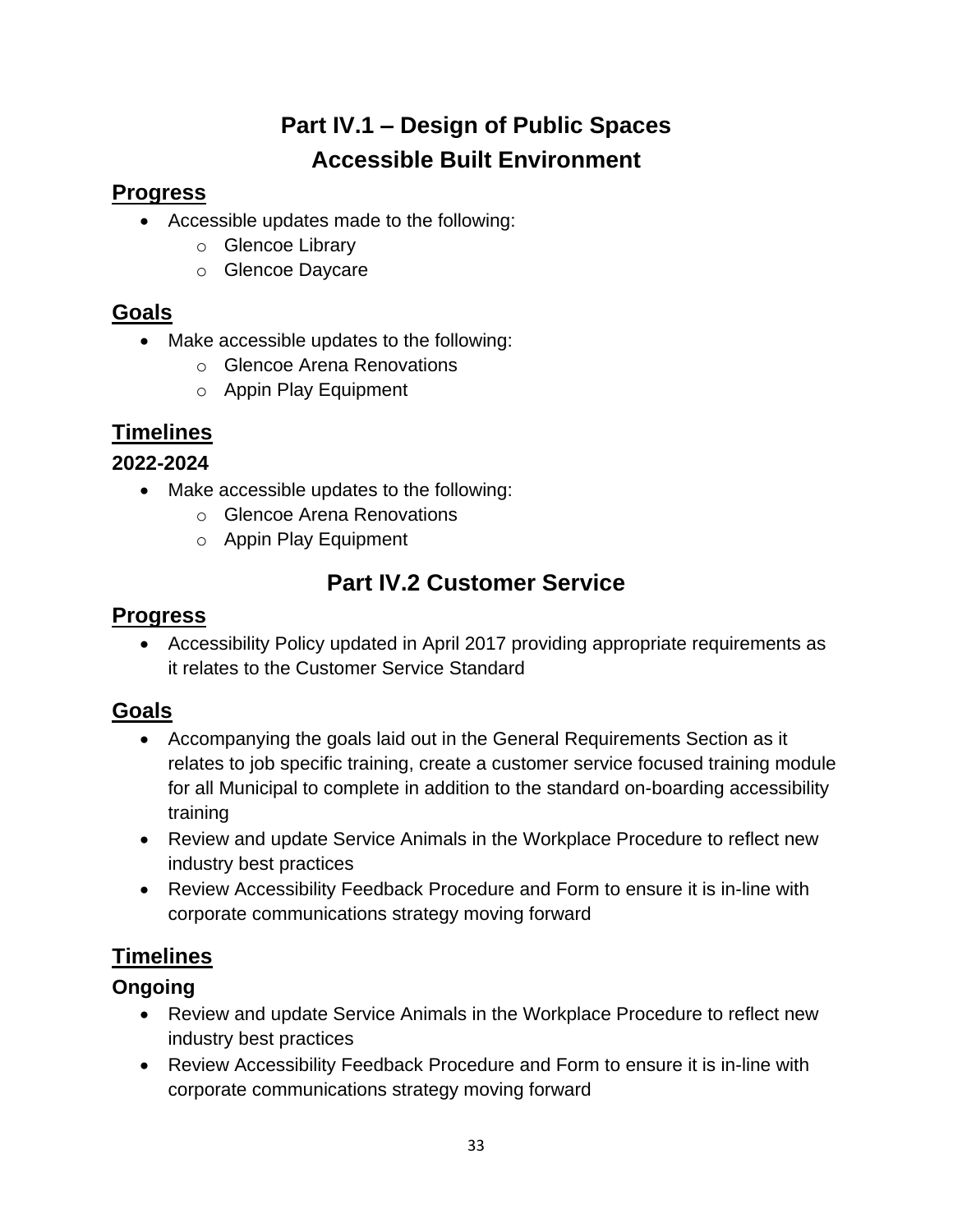# Part IV.1 – Design of Public Spaces
# Accessible Built Environment

## Progress

- Accessible updates made to the following:
  - Glencoe Library
  - Glencoe Daycare

## Goals

- Make accessible updates to the following:
  - Glencoe Arena Renovations
  - Appin Play Equipment

## Timelines

### 2022-2024

- Make accessible updates to the following:
  - Glencoe Arena Renovations
  - Appin Play Equipment

# Part IV.2 Customer Service

## Progress

- Accessibility Policy updated in April 2017 providing appropriate requirements as it relates to the Customer Service Standard

## Goals

- Accompanying the goals laid out in the General Requirements Section as it relates to job specific training, create a customer service focused training module for all Municipal to complete in addition to the standard on-boarding accessibility training
- Review and update Service Animals in the Workplace Procedure to reflect new industry best practices
- Review Accessibility Feedback Procedure and Form to ensure it is in-line with corporate communications strategy moving forward

## Timelines

### Ongoing

- Review and update Service Animals in the Workplace Procedure to reflect new industry best practices
- Review Accessibility Feedback Procedure and Form to ensure it is in-line with corporate communications strategy moving forward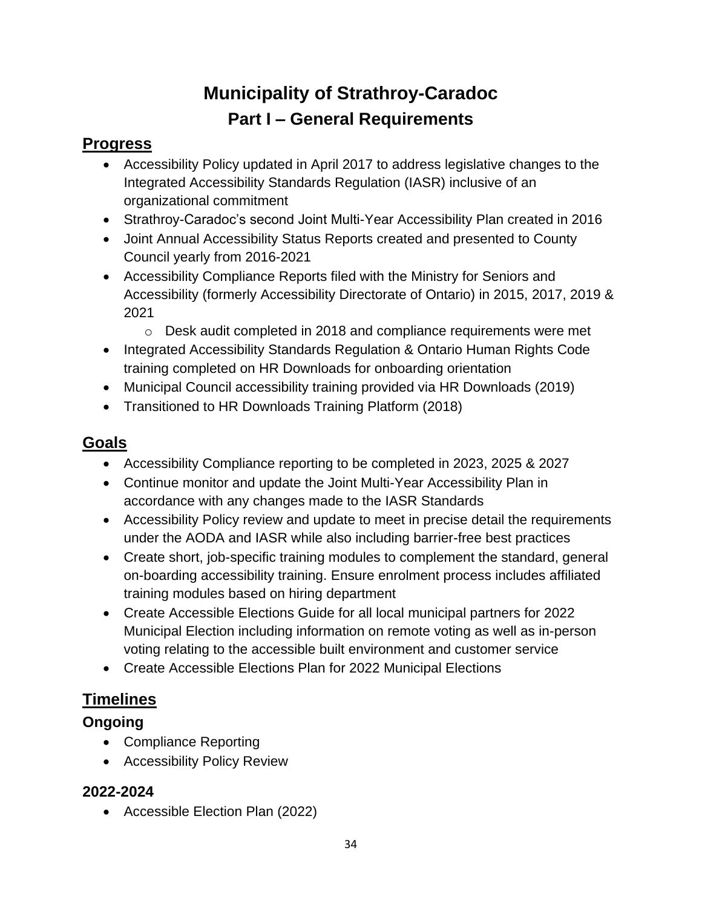# Municipality of Strathroy-Caradoc

## Part I – General Requirements

### Progress

- Accessibility Policy updated in April 2017 to address legislative changes to the Integrated Accessibility Standards Regulation (IASR) inclusive of an organizational commitment
- Strathroy-Caradoc's second Joint Multi-Year Accessibility Plan created in 2016
- Joint Annual Accessibility Status Reports created and presented to County Council yearly from 2016-2021
- Accessibility Compliance Reports filed with the Ministry for Seniors and Accessibility (formerly Accessibility Directorate of Ontario) in 2015, 2017, 2019 & 2021
  - Desk audit completed in 2018 and compliance requirements were met
- Integrated Accessibility Standards Regulation & Ontario Human Rights Code training completed on HR Downloads for onboarding orientation
- Municipal Council accessibility training provided via HR Downloads (2019)
- Transitioned to HR Downloads Training Platform (2018)

### Goals

- Accessibility Compliance reporting to be completed in 2023, 2025 & 2027
- Continue monitor and update the Joint Multi-Year Accessibility Plan in accordance with any changes made to the IASR Standards
- Accessibility Policy review and update to meet in precise detail the requirements under the AODA and IASR while also including barrier-free best practices
- Create short, job-specific training modules to complement the standard, general on-boarding accessibility training. Ensure enrolment process includes affiliated training modules based on hiring department
- Create Accessible Elections Guide for all local municipal partners for 2022 Municipal Election including information on remote voting as well as in-person voting relating to the accessible built environment and customer service
- Create Accessible Elections Plan for 2022 Municipal Elections

### Timelines

#### Ongoing

- Compliance Reporting
- Accessibility Policy Review

#### 2022-2024

- Accessible Election Plan (2022)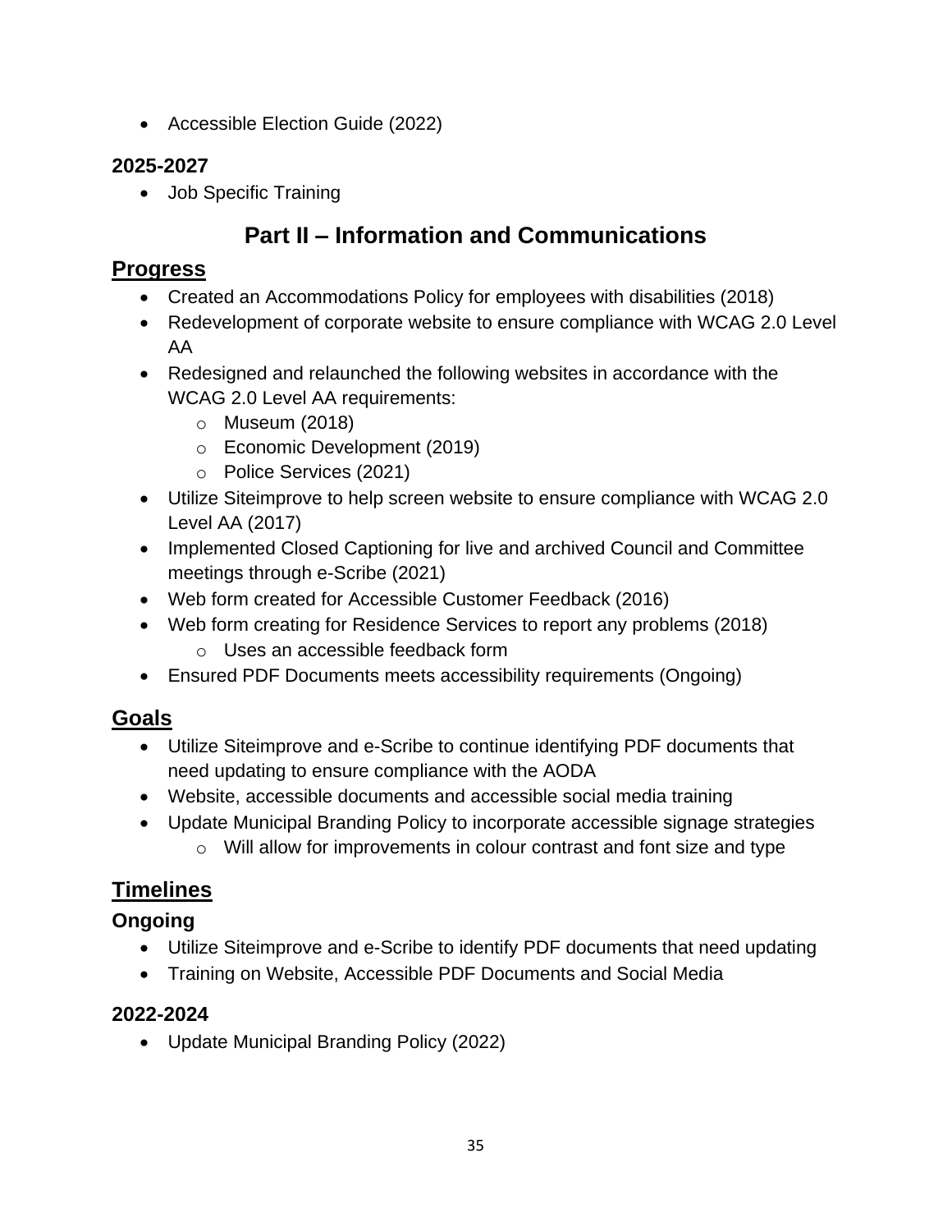- Accessible Election Guide (2022)

### 2025-2027

- Job Specific Training

# Part II – Information and Communications

## Progress

- Created an Accommodations Policy for employees with disabilities (2018)
- Redevelopment of corporate website to ensure compliance with WCAG 2.0 Level AA
- Redesigned and relaunched the following websites in accordance with the WCAG 2.0 Level AA requirements:
    - Museum (2018)
    - Economic Development (2019)
    - Police Services (2021)
- Utilize Siteimprove to help screen website to ensure compliance with WCAG 2.0 Level AA (2017)
- Implemented Closed Captioning for live and archived Council and Committee meetings through e-Scribe (2021)
- Web form created for Accessible Customer Feedback (2016)
- Web form creating for Residence Services to report any problems (2018)
    - Uses an accessible feedback form
- Ensured PDF Documents meets accessibility requirements (Ongoing)

## Goals

- Utilize Siteimprove and e-Scribe to continue identifying PDF documents that need updating to ensure compliance with the AODA
- Website, accessible documents and accessible social media training
- Update Municipal Branding Policy to incorporate accessible signage strategies
    - Will allow for improvements in colour contrast and font size and type

## Timelines

### Ongoing

- Utilize Siteimprove and e-Scribe to identify PDF documents that need updating
- Training on Website, Accessible PDF Documents and Social Media

### 2022-2024

- Update Municipal Branding Policy (2022)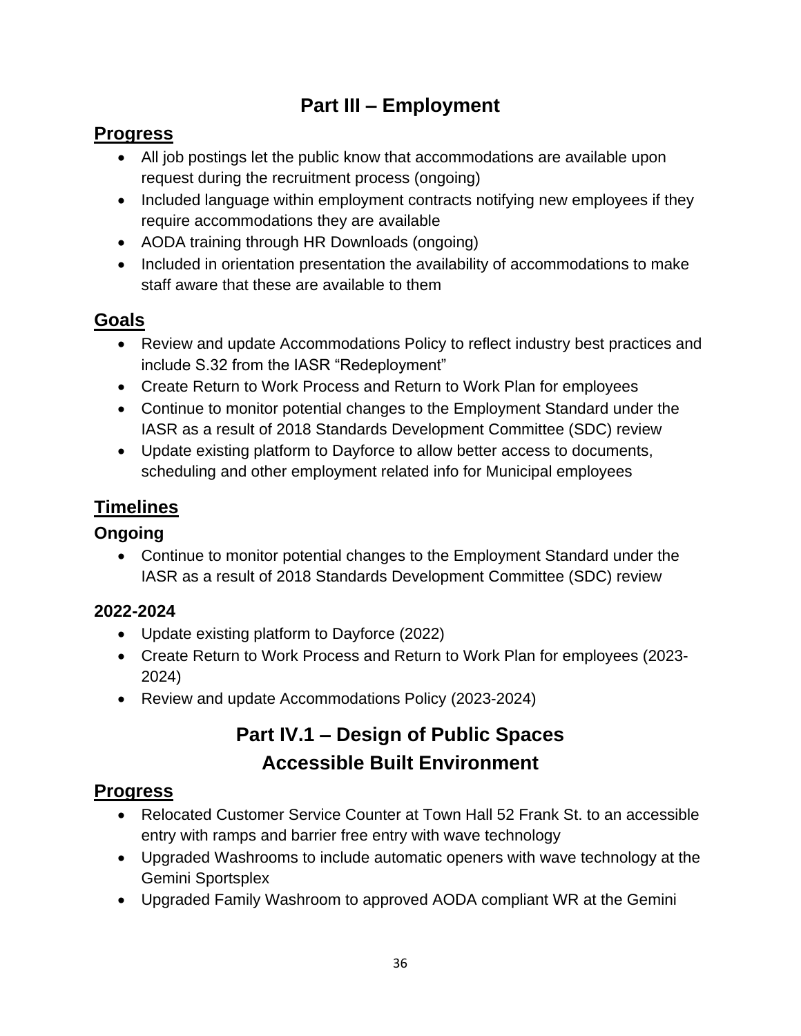# Part III – Employment

## Progress

- All job postings let the public know that accommodations are available upon request during the recruitment process (ongoing)
- Included language within employment contracts notifying new employees if they require accommodations they are available
- AODA training through HR Downloads (ongoing)
- Included in orientation presentation the availability of accommodations to make staff aware that these are available to them

## Goals

- Review and update Accommodations Policy to reflect industry best practices and include S.32 from the IASR "Redeployment"
- Create Return to Work Process and Return to Work Plan for employees
- Continue to monitor potential changes to the Employment Standard under the IASR as a result of 2018 Standards Development Committee (SDC) review
- Update existing platform to Dayforce to allow better access to documents, scheduling and other employment related info for Municipal employees

## Timelines

### Ongoing

- Continue to monitor potential changes to the Employment Standard under the IASR as a result of 2018 Standards Development Committee (SDC) review

### 2022-2024

- Update existing platform to Dayforce (2022)
- Create Return to Work Process and Return to Work Plan for employees (2023-2024)
- Review and update Accommodations Policy (2023-2024)

# Part IV.1 – Design of Public Spaces Accessible Built Environment

## Progress

- Relocated Customer Service Counter at Town Hall 52 Frank St. to an accessible entry with ramps and barrier free entry with wave technology
- Upgraded Washrooms to include automatic openers with wave technology at the Gemini Sportsplex
- Upgraded Family Washroom to approved AODA compliant WR at the Gemini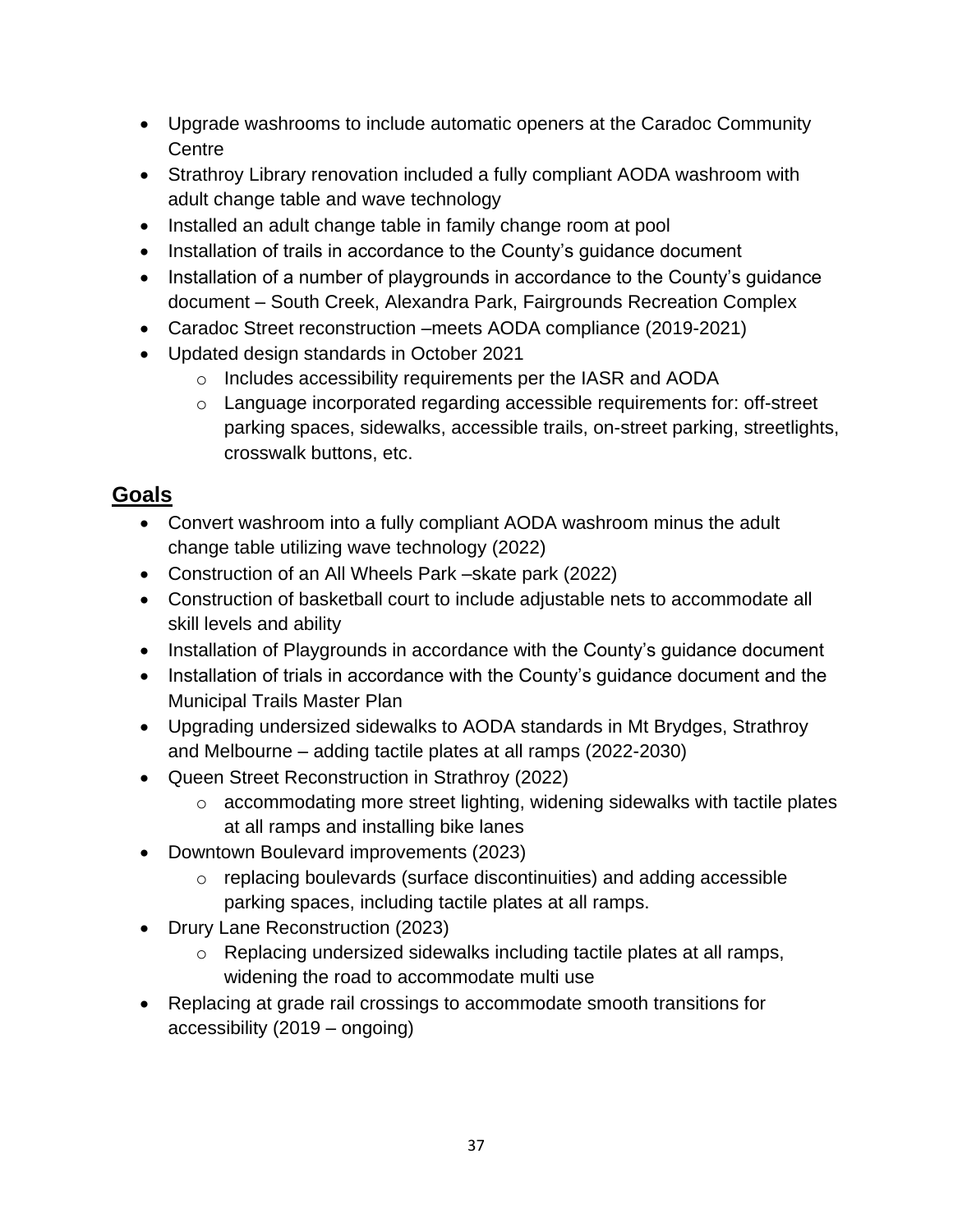- Upgrade washrooms to include automatic openers at the Caradoc Community Centre
- Strathroy Library renovation included a fully compliant AODA washroom with adult change table and wave technology
- Installed an adult change table in family change room at pool
- Installation of trails in accordance to the County's guidance document
- Installation of a number of playgrounds in accordance to the County's guidance document – South Creek, Alexandra Park, Fairgrounds Recreation Complex
- Caradoc Street reconstruction –meets AODA compliance (2019-2021)
- Updated design standards in October 2021
    - Includes accessibility requirements per the IASR and AODA
    - Language incorporated regarding accessible requirements for: off-street parking spaces, sidewalks, accessible trails, on-street parking, streetlights, crosswalk buttons, etc.

## Goals

- Convert washroom into a fully compliant AODA washroom minus the adult change table utilizing wave technology (2022)
- Construction of an All Wheels Park –skate park (2022)
- Construction of basketball court to include adjustable nets to accommodate all skill levels and ability
- Installation of Playgrounds in accordance with the County's guidance document
- Installation of trials in accordance with the County's guidance document and the Municipal Trails Master Plan
- Upgrading undersized sidewalks to AODA standards in Mt Brydges, Strathroy and Melbourne – adding tactile plates at all ramps (2022-2030)
- Queen Street Reconstruction in Strathroy (2022)
    - accommodating more street lighting, widening sidewalks with tactile plates at all ramps and installing bike lanes
- Downtown Boulevard improvements (2023)
    - replacing boulevards (surface discontinuities) and adding accessible parking spaces, including tactile plates at all ramps.
- Drury Lane Reconstruction (2023)
    - Replacing undersized sidewalks including tactile plates at all ramps, widening the road to accommodate multi use
- Replacing at grade rail crossings to accommodate smooth transitions for accessibility (2019 – ongoing)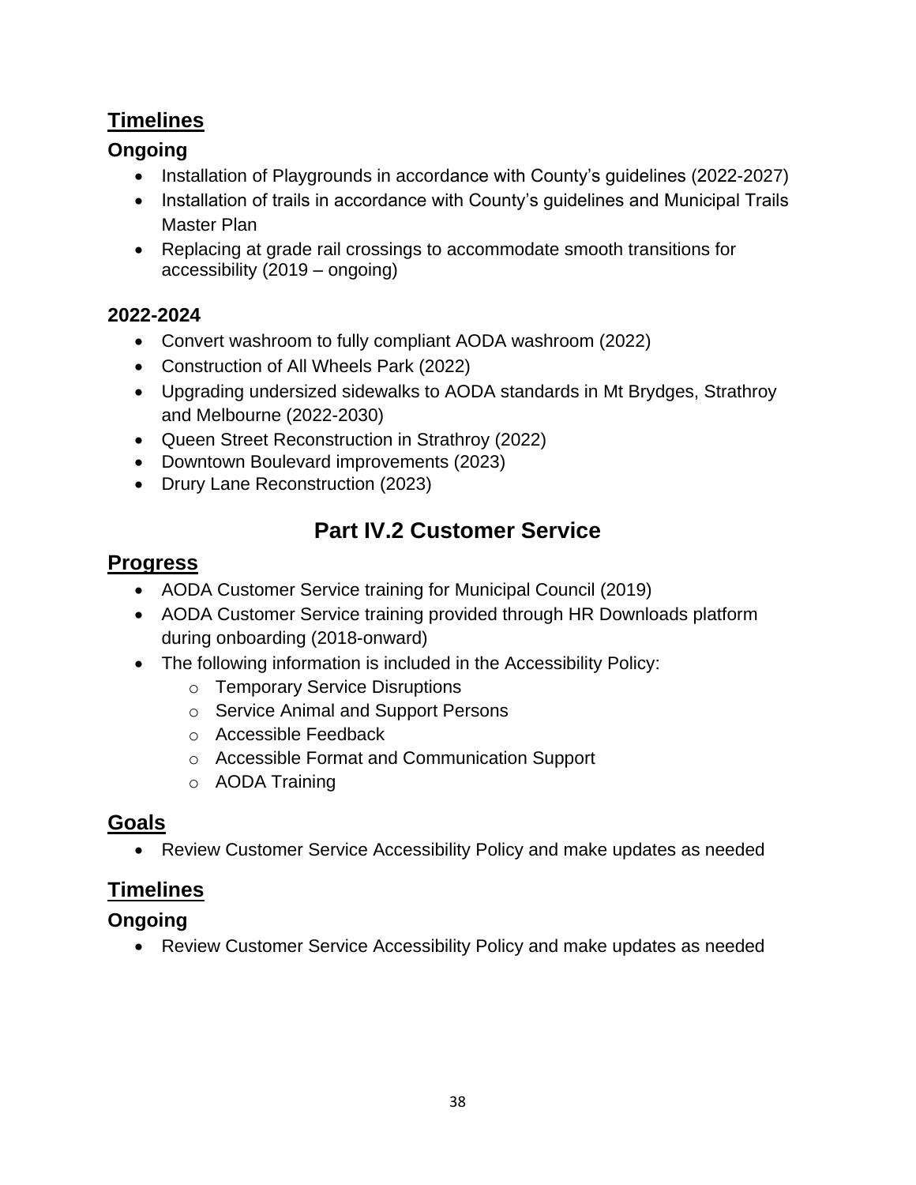## Timelines

### Ongoing

- Installation of Playgrounds in accordance with County's guidelines (2022-2027)
- Installation of trails in accordance with County's guidelines and Municipal Trails Master Plan
- Replacing at grade rail crossings to accommodate smooth transitions for accessibility (2019 – ongoing)

### 2022-2024

- Convert washroom to fully compliant AODA washroom (2022)
- Construction of All Wheels Park (2022)
- Upgrading undersized sidewalks to AODA standards in Mt Brydges, Strathroy and Melbourne (2022-2030)
- Queen Street Reconstruction in Strathroy (2022)
- Downtown Boulevard improvements (2023)
- Drury Lane Reconstruction (2023)

# Part IV.2 Customer Service

## Progress

- AODA Customer Service training for Municipal Council (2019)
- AODA Customer Service training provided through HR Downloads platform during onboarding (2018-onward)
- The following information is included in the Accessibility Policy:
  - Temporary Service Disruptions
  - Service Animal and Support Persons
  - Accessible Feedback
  - Accessible Format and Communication Support
  - AODA Training

## Goals

- Review Customer Service Accessibility Policy and make updates as needed

## Timelines

### Ongoing

- Review Customer Service Accessibility Policy and make updates as needed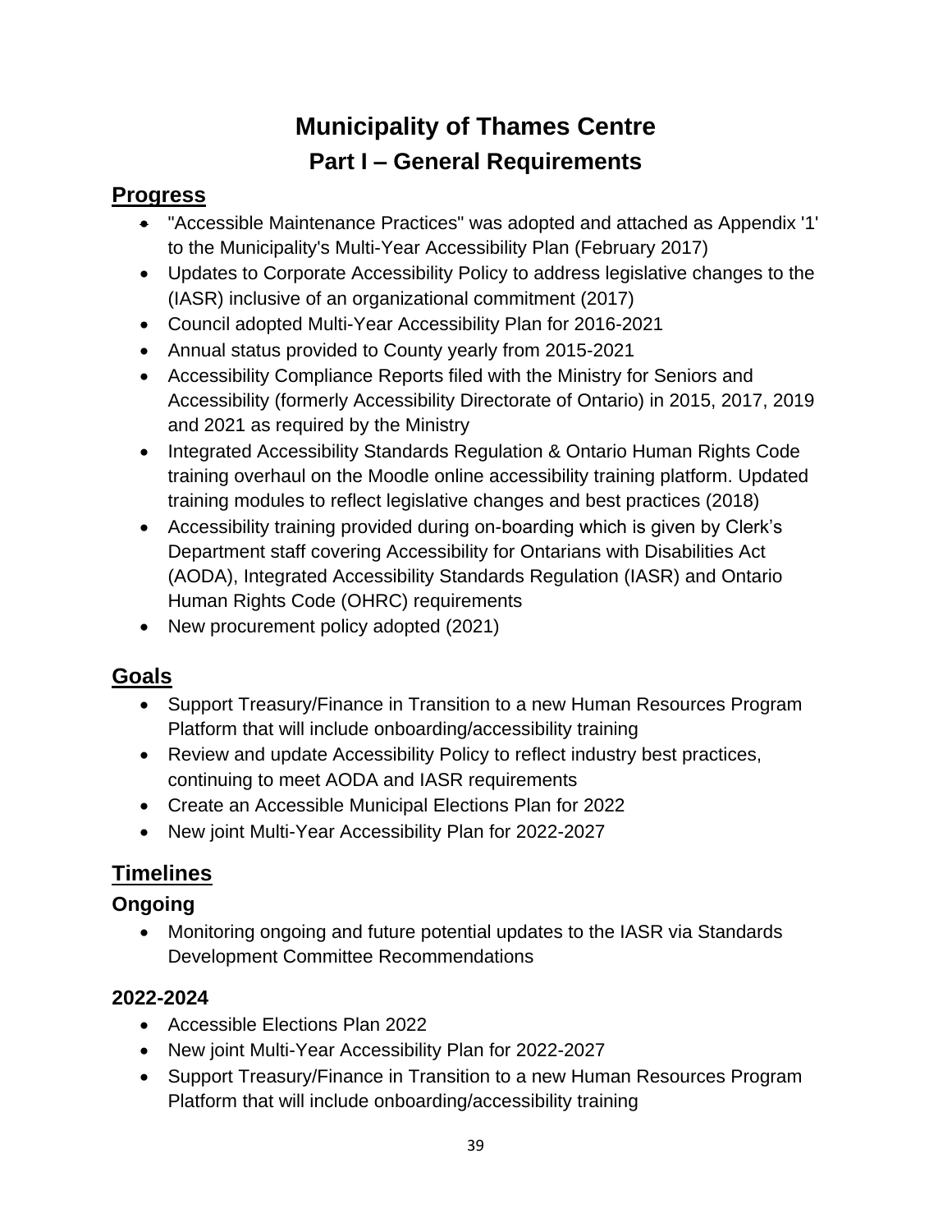# Municipality of Thames Centre

## Part I – General Requirements

## Progress

- "Accessible Maintenance Practices" was adopted and attached as Appendix '1' to the Municipality's Multi-Year Accessibility Plan (February 2017)
- Updates to Corporate Accessibility Policy to address legislative changes to the (IASR) inclusive of an organizational commitment (2017)
- Council adopted Multi-Year Accessibility Plan for 2016-2021
- Annual status provided to County yearly from 2015-2021
- Accessibility Compliance Reports filed with the Ministry for Seniors and Accessibility (formerly Accessibility Directorate of Ontario) in 2015, 2017, 2019 and 2021 as required by the Ministry
- Integrated Accessibility Standards Regulation & Ontario Human Rights Code training overhaul on the Moodle online accessibility training platform. Updated training modules to reflect legislative changes and best practices (2018)
- Accessibility training provided during on-boarding which is given by Clerk's Department staff covering Accessibility for Ontarians with Disabilities Act (AODA), Integrated Accessibility Standards Regulation (IASR) and Ontario Human Rights Code (OHRC) requirements
- New procurement policy adopted (2021)

## Goals

- Support Treasury/Finance in Transition to a new Human Resources Program Platform that will include onboarding/accessibility training
- Review and update Accessibility Policy to reflect industry best practices, continuing to meet AODA and IASR requirements
- Create an Accessible Municipal Elections Plan for 2022
- New joint Multi-Year Accessibility Plan for 2022-2027

## Timelines

### Ongoing

- Monitoring ongoing and future potential updates to the IASR via Standards Development Committee Recommendations

### 2022-2024

- Accessible Elections Plan 2022
- New joint Multi-Year Accessibility Plan for 2022-2027
- Support Treasury/Finance in Transition to a new Human Resources Program Platform that will include onboarding/accessibility training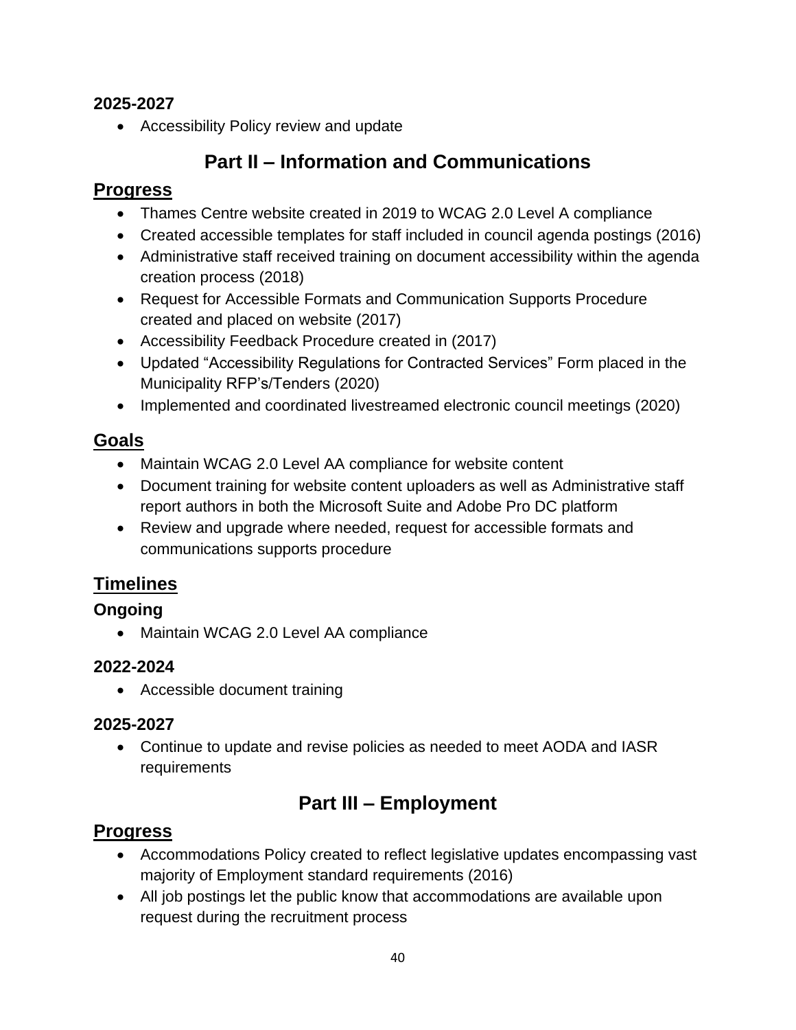**2025-2027**

- Accessibility Policy review and update

## Part II – Information and Communications

### Progress

- Thames Centre website created in 2019 to WCAG 2.0 Level A compliance
- Created accessible templates for staff included in council agenda postings (2016)
- Administrative staff received training on document accessibility within the agenda creation process (2018)
- Request for Accessible Formats and Communication Supports Procedure created and placed on website (2017)
- Accessibility Feedback Procedure created in (2017)
- Updated "Accessibility Regulations for Contracted Services" Form placed in the Municipality RFP's/Tenders (2020)
- Implemented and coordinated livestreamed electronic council meetings (2020)

### Goals

- Maintain WCAG 2.0 Level AA compliance for website content
- Document training for website content uploaders as well as Administrative staff report authors in both the Microsoft Suite and Adobe Pro DC platform
- Review and upgrade where needed, request for accessible formats and communications supports procedure

### Timelines

**Ongoing**

- Maintain WCAG 2.0 Level AA compliance

**2022-2024**

- Accessible document training

**2025-2027**

- Continue to update and revise policies as needed to meet AODA and IASR requirements

## Part III – Employment

### Progress

- Accommodations Policy created to reflect legislative updates encompassing vast majority of Employment standard requirements (2016)
- All job postings let the public know that accommodations are available upon request during the recruitment process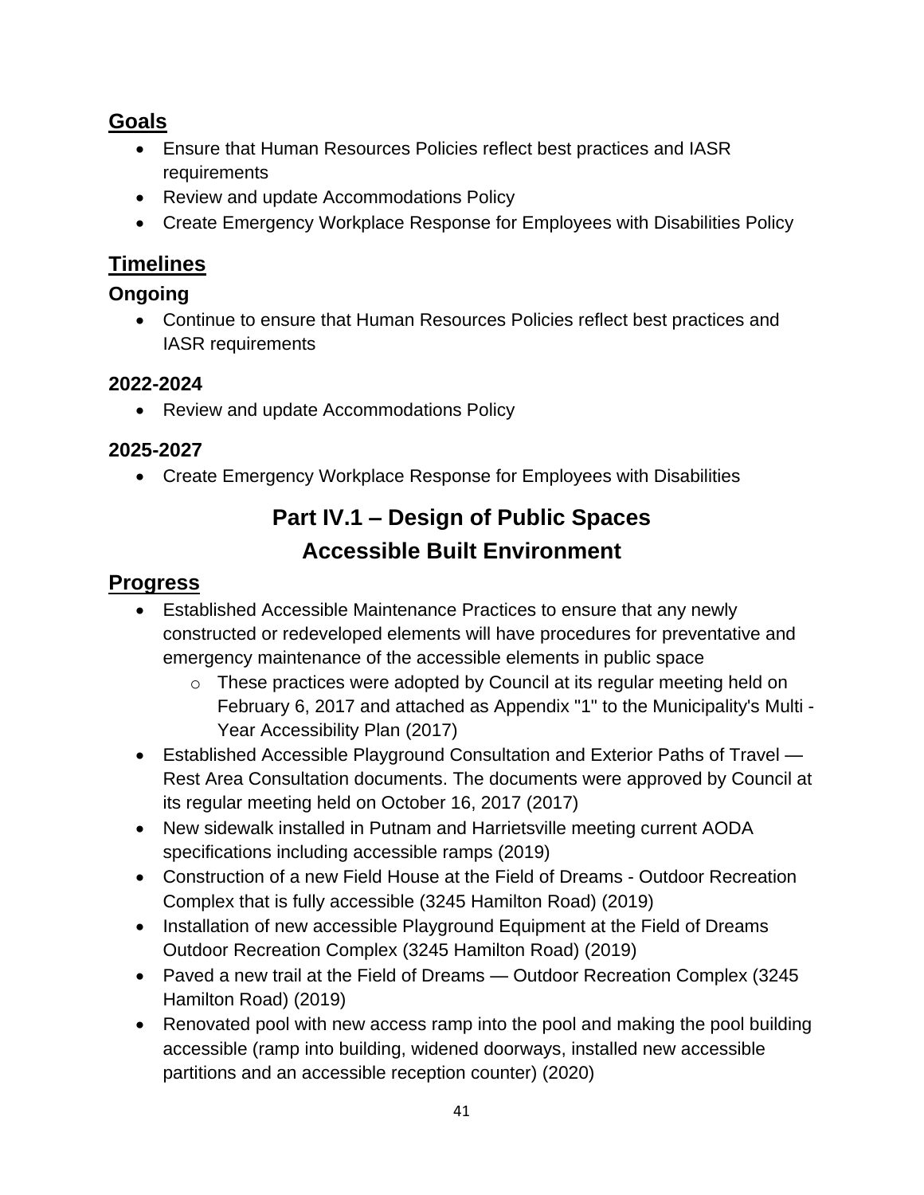## Goals

- Ensure that Human Resources Policies reflect best practices and IASR requirements
- Review and update Accommodations Policy
- Create Emergency Workplace Response for Employees with Disabilities Policy

## Timelines

### Ongoing

- Continue to ensure that Human Resources Policies reflect best practices and IASR requirements

### 2022-2024

- Review and update Accommodations Policy

### 2025-2027

- Create Emergency Workplace Response for Employees with Disabilities

# Part IV.1 – Design of Public Spaces

# Accessible Built Environment

## Progress

- Established Accessible Maintenance Practices to ensure that any newly constructed or redeveloped elements will have procedures for preventative and emergency maintenance of the accessible elements in public space
  - These practices were adopted by Council at its regular meeting held on February 6, 2017 and attached as Appendix "1" to the Municipality's Multi - Year Accessibility Plan (2017)
- Established Accessible Playground Consultation and Exterior Paths of Travel — Rest Area Consultation documents. The documents were approved by Council at its regular meeting held on October 16, 2017 (2017)
- New sidewalk installed in Putnam and Harrietsville meeting current AODA specifications including accessible ramps (2019)
- Construction of a new Field House at the Field of Dreams - Outdoor Recreation Complex that is fully accessible (3245 Hamilton Road) (2019)
- Installation of new accessible Playground Equipment at the Field of Dreams Outdoor Recreation Complex (3245 Hamilton Road) (2019)
- Paved a new trail at the Field of Dreams — Outdoor Recreation Complex (3245 Hamilton Road) (2019)
- Renovated pool with new access ramp into the pool and making the pool building accessible (ramp into building, widened doorways, installed new accessible partitions and an accessible reception counter) (2020)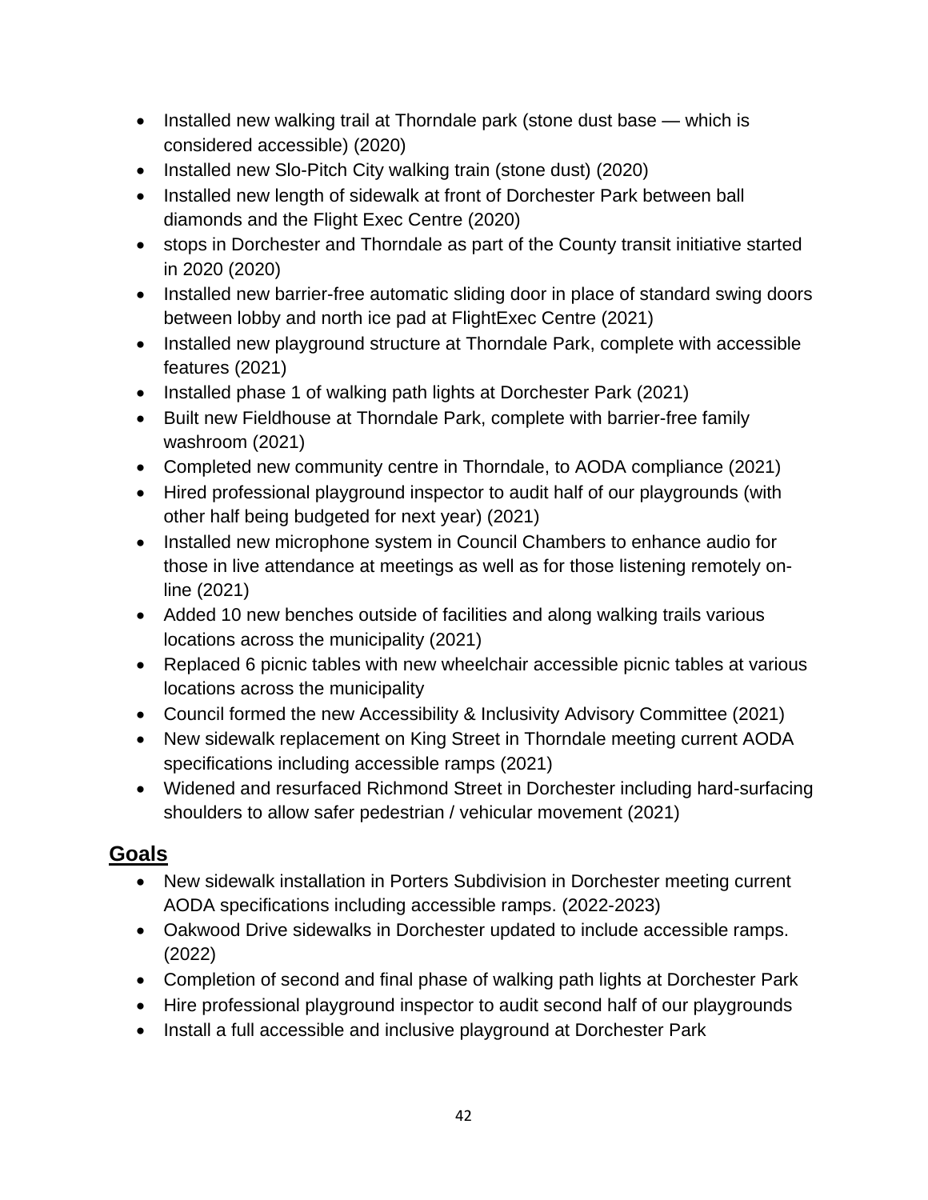- Installed new walking trail at Thorndale park (stone dust base — which is considered accessible) (2020)
- Installed new Slo-Pitch City walking train (stone dust) (2020)
- Installed new length of sidewalk at front of Dorchester Park between ball diamonds and the Flight Exec Centre (2020)
- stops in Dorchester and Thorndale as part of the County transit initiative started in 2020 (2020)
- Installed new barrier-free automatic sliding door in place of standard swing doors between lobby and north ice pad at FlightExec Centre (2021)
- Installed new playground structure at Thorndale Park, complete with accessible features (2021)
- Installed phase 1 of walking path lights at Dorchester Park (2021)
- Built new Fieldhouse at Thorndale Park, complete with barrier-free family washroom (2021)
- Completed new community centre in Thorndale, to AODA compliance (2021)
- Hired professional playground inspector to audit half of our playgrounds (with other half being budgeted for next year) (2021)
- Installed new microphone system in Council Chambers to enhance audio for those in live attendance at meetings as well as for those listening remotely on-line (2021)
- Added 10 new benches outside of facilities and along walking trails various locations across the municipality (2021)
- Replaced 6 picnic tables with new wheelchair accessible picnic tables at various locations across the municipality
- Council formed the new Accessibility & Inclusivity Advisory Committee (2021)
- New sidewalk replacement on King Street in Thorndale meeting current AODA specifications including accessible ramps (2021)
- Widened and resurfaced Richmond Street in Dorchester including hard-surfacing shoulders to allow safer pedestrian / vehicular movement (2021)

## Goals

- New sidewalk installation in Porters Subdivision in Dorchester meeting current AODA specifications including accessible ramps. (2022-2023)
- Oakwood Drive sidewalks in Dorchester updated to include accessible ramps. (2022)
- Completion of second and final phase of walking path lights at Dorchester Park
- Hire professional playground inspector to audit second half of our playgrounds
- Install a full accessible and inclusive playground at Dorchester Park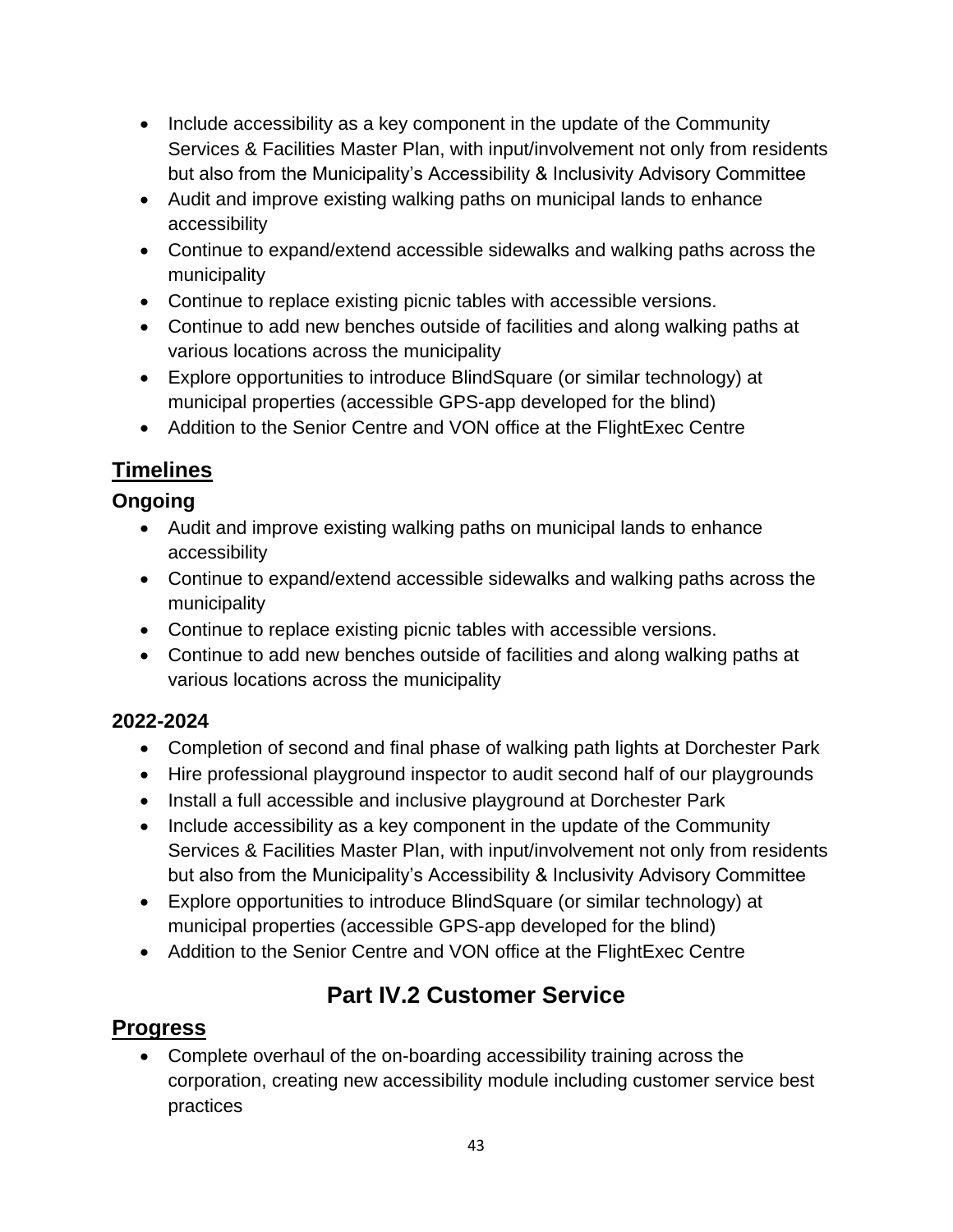- Include accessibility as a key component in the update of the Community Services & Facilities Master Plan, with input/involvement not only from residents but also from the Municipality's Accessibility & Inclusivity Advisory Committee
- Audit and improve existing walking paths on municipal lands to enhance accessibility
- Continue to expand/extend accessible sidewalks and walking paths across the municipality
- Continue to replace existing picnic tables with accessible versions.
- Continue to add new benches outside of facilities and along walking paths at various locations across the municipality
- Explore opportunities to introduce BlindSquare (or similar technology) at municipal properties (accessible GPS-app developed for the blind)
- Addition to the Senior Centre and VON office at the FlightExec Centre

## Timelines

### Ongoing

- Audit and improve existing walking paths on municipal lands to enhance accessibility
- Continue to expand/extend accessible sidewalks and walking paths across the municipality
- Continue to replace existing picnic tables with accessible versions.
- Continue to add new benches outside of facilities and along walking paths at various locations across the municipality

### 2022-2024

- Completion of second and final phase of walking path lights at Dorchester Park
- Hire professional playground inspector to audit second half of our playgrounds
- Install a full accessible and inclusive playground at Dorchester Park
- Include accessibility as a key component in the update of the Community Services & Facilities Master Plan, with input/involvement not only from residents but also from the Municipality's Accessibility & Inclusivity Advisory Committee
- Explore opportunities to introduce BlindSquare (or similar technology) at municipal properties (accessible GPS-app developed for the blind)
- Addition to the Senior Centre and VON office at the FlightExec Centre

# Part IV.2 Customer Service

## Progress

- Complete overhaul of the on-boarding accessibility training across the corporation, creating new accessibility module including customer service best practices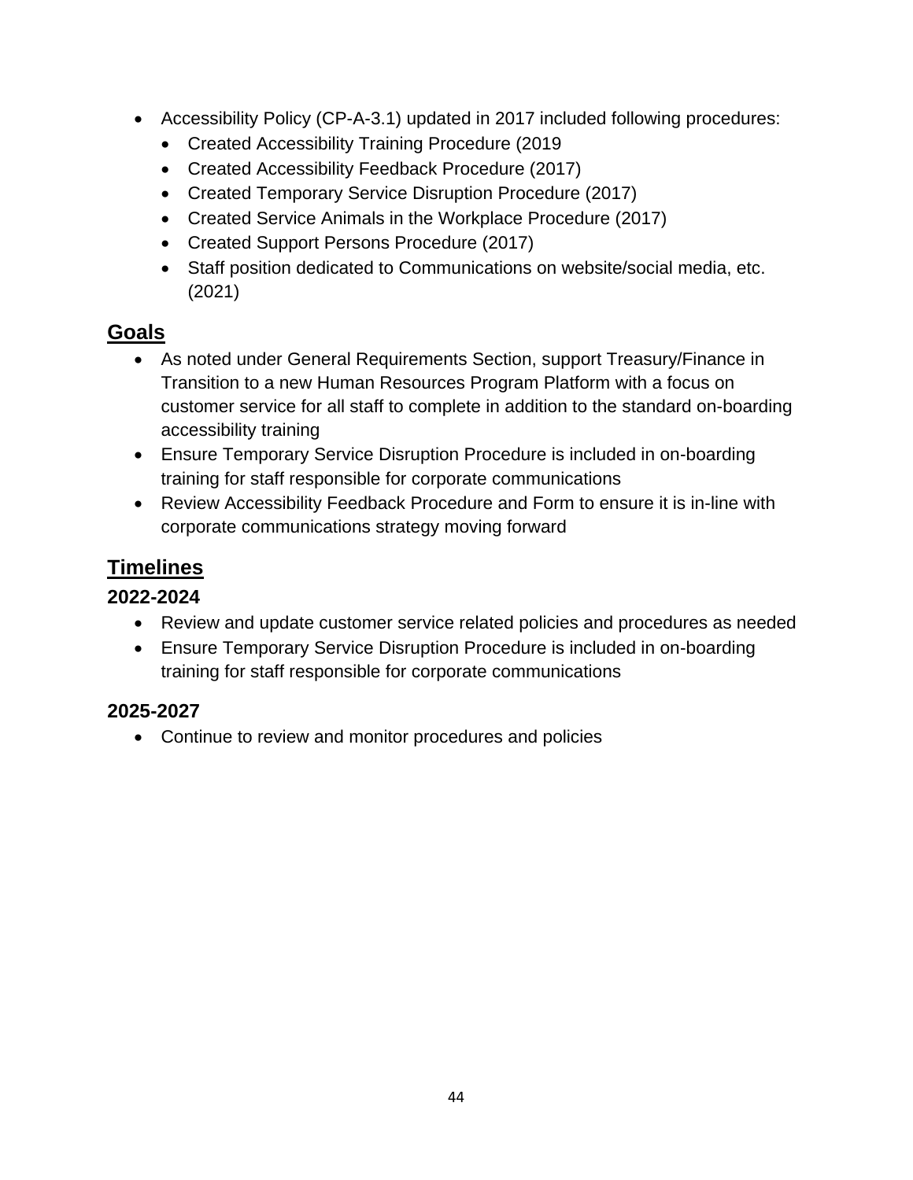- Accessibility Policy (CP-A-3.1) updated in 2017 included following procedures:
  - Created Accessibility Training Procedure (2019
  - Created Accessibility Feedback Procedure (2017)
  - Created Temporary Service Disruption Procedure (2017)
  - Created Service Animals in the Workplace Procedure (2017)
  - Created Support Persons Procedure (2017)
  - Staff position dedicated to Communications on website/social media, etc. (2021)

## Goals

- As noted under General Requirements Section, support Treasury/Finance in Transition to a new Human Resources Program Platform with a focus on customer service for all staff to complete in addition to the standard on-boarding accessibility training
- Ensure Temporary Service Disruption Procedure is included in on-boarding training for staff responsible for corporate communications
- Review Accessibility Feedback Procedure and Form to ensure it is in-line with corporate communications strategy moving forward

## Timelines

### 2022-2024

- Review and update customer service related policies and procedures as needed
- Ensure Temporary Service Disruption Procedure is included in on-boarding training for staff responsible for corporate communications

### 2025-2027

- Continue to review and monitor procedures and policies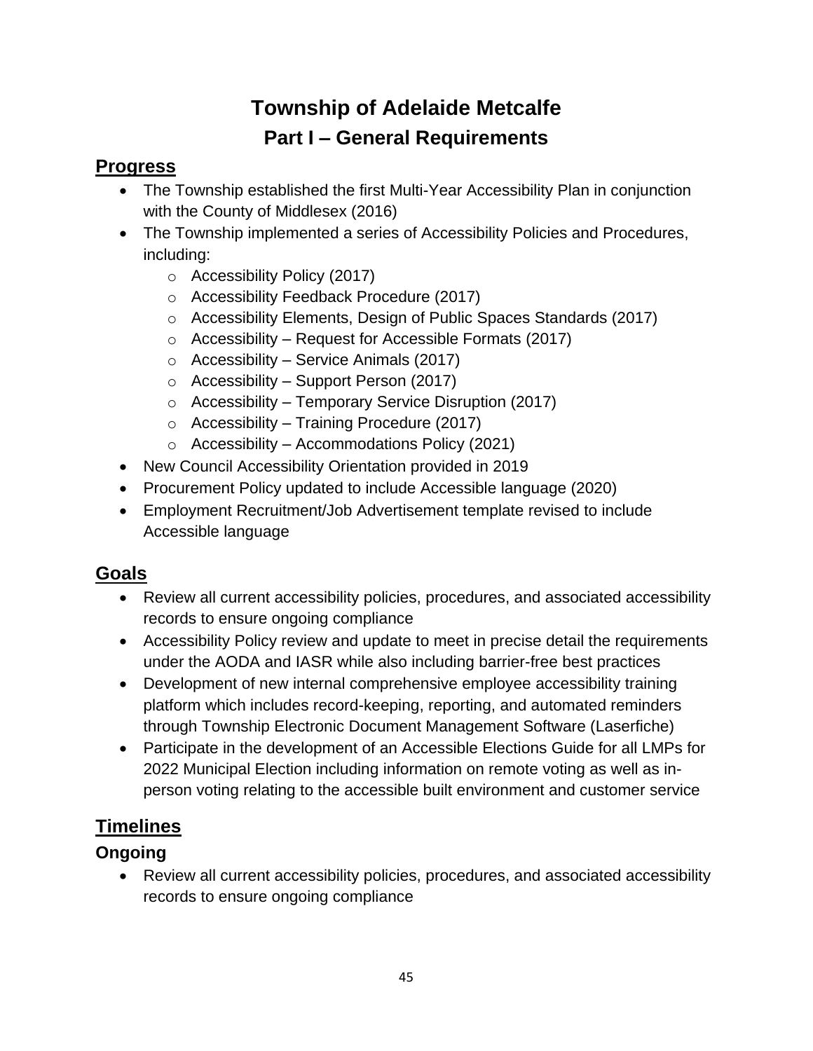# Township of Adelaide Metcalfe

## Part I – General Requirements

### Progress

- The Township established the first Multi-Year Accessibility Plan in conjunction with the County of Middlesex (2016)
- The Township implemented a series of Accessibility Policies and Procedures, including:
  - Accessibility Policy (2017)
  - Accessibility Feedback Procedure (2017)
  - Accessibility Elements, Design of Public Spaces Standards (2017)
  - Accessibility – Request for Accessible Formats (2017)
  - Accessibility – Service Animals (2017)
  - Accessibility – Support Person (2017)
  - Accessibility – Temporary Service Disruption (2017)
  - Accessibility – Training Procedure (2017)
  - Accessibility – Accommodations Policy (2021)
- New Council Accessibility Orientation provided in 2019
- Procurement Policy updated to include Accessible language (2020)
- Employment Recruitment/Job Advertisement template revised to include Accessible language

### Goals

- Review all current accessibility policies, procedures, and associated accessibility records to ensure ongoing compliance
- Accessibility Policy review and update to meet in precise detail the requirements under the AODA and IASR while also including barrier-free best practices
- Development of new internal comprehensive employee accessibility training platform which includes record-keeping, reporting, and automated reminders through Township Electronic Document Management Software (Laserfiche)
- Participate in the development of an Accessible Elections Guide for all LMPs for 2022 Municipal Election including information on remote voting as well as in-person voting relating to the accessible built environment and customer service

### Timelines

#### Ongoing

- Review all current accessibility policies, procedures, and associated accessibility records to ensure ongoing compliance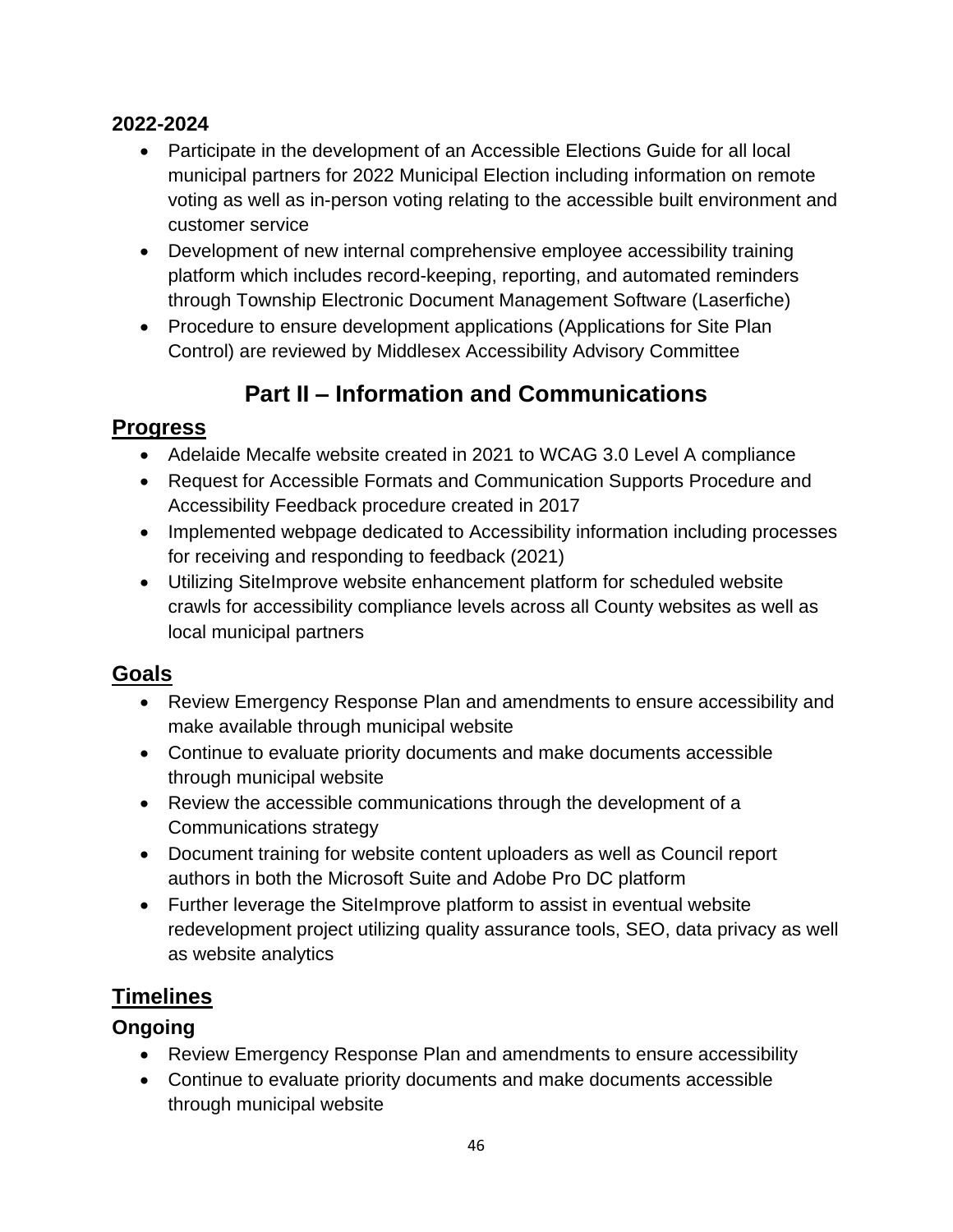**2022-2024**

- Participate in the development of an Accessible Elections Guide for all local municipal partners for 2022 Municipal Election including information on remote voting as well as in-person voting relating to the accessible built environment and customer service
- Development of new internal comprehensive employee accessibility training platform which includes record-keeping, reporting, and automated reminders through Township Electronic Document Management Software (Laserfiche)
- Procedure to ensure development applications (Applications for Site Plan Control) are reviewed by Middlesex Accessibility Advisory Committee

# Part II – Information and Communications

## Progress

- Adelaide Mecalfe website created in 2021 to WCAG 3.0 Level A compliance
- Request for Accessible Formats and Communication Supports Procedure and Accessibility Feedback procedure created in 2017
- Implemented webpage dedicated to Accessibility information including processes for receiving and responding to feedback (2021)
- Utilizing SiteImprove website enhancement platform for scheduled website crawls for accessibility compliance levels across all County websites as well as local municipal partners

## Goals

- Review Emergency Response Plan and amendments to ensure accessibility and make available through municipal website
- Continue to evaluate priority documents and make documents accessible through municipal website
- Review the accessible communications through the development of a Communications strategy
- Document training for website content uploaders as well as Council report authors in both the Microsoft Suite and Adobe Pro DC platform
- Further leverage the SiteImprove platform to assist in eventual website redevelopment project utilizing quality assurance tools, SEO, data privacy as well as website analytics

## Timelines

### Ongoing

- Review Emergency Response Plan and amendments to ensure accessibility
- Continue to evaluate priority documents and make documents accessible through municipal website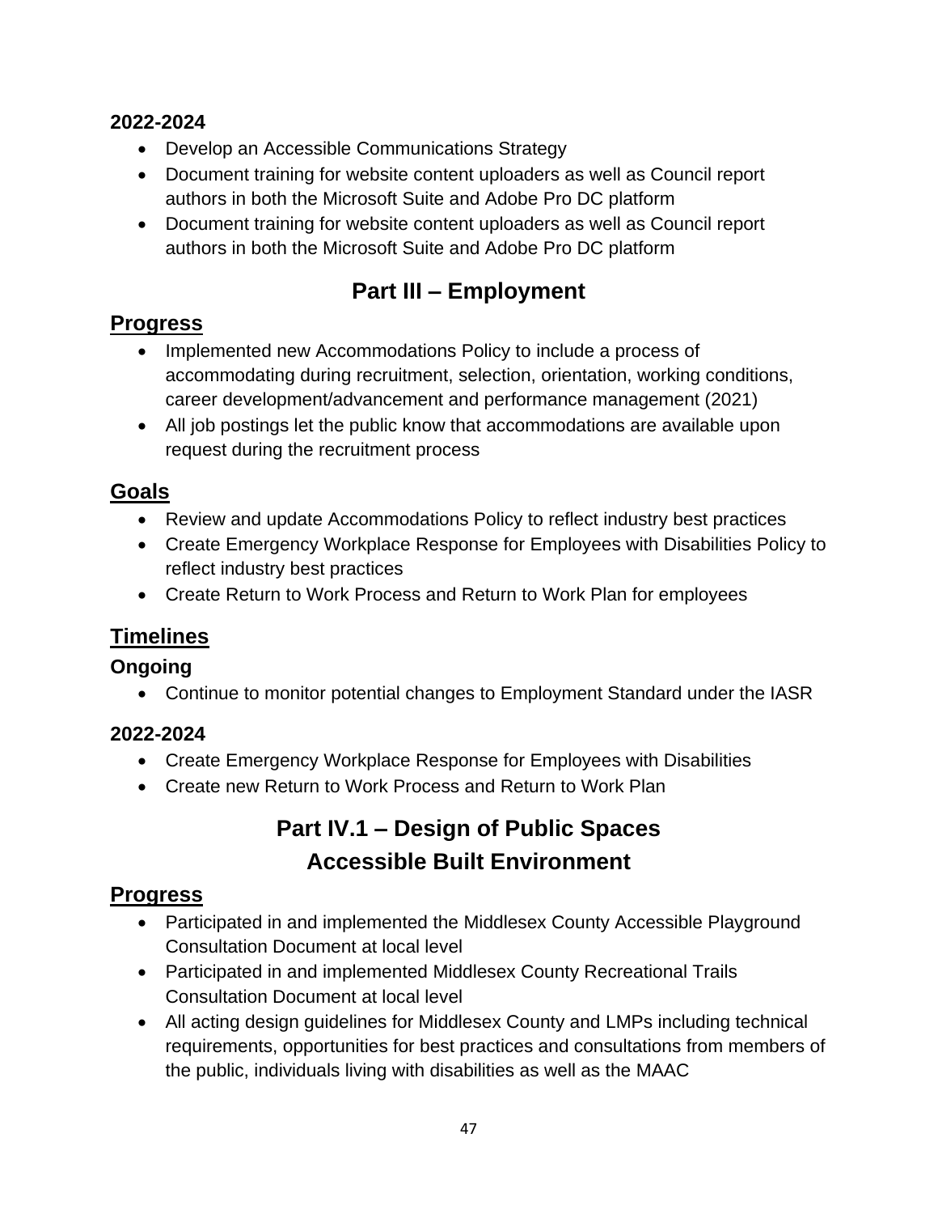**2022-2024**

- Develop an Accessible Communications Strategy
- Document training for website content uploaders as well as Council report authors in both the Microsoft Suite and Adobe Pro DC platform
- Document training for website content uploaders as well as Council report authors in both the Microsoft Suite and Adobe Pro DC platform

# Part III – Employment

## Progress

- Implemented new Accommodations Policy to include a process of accommodating during recruitment, selection, orientation, working conditions, career development/advancement and performance management (2021)
- All job postings let the public know that accommodations are available upon request during the recruitment process

## Goals

- Review and update Accommodations Policy to reflect industry best practices
- Create Emergency Workplace Response for Employees with Disabilities Policy to reflect industry best practices
- Create Return to Work Process and Return to Work Plan for employees

## Timelines

### Ongoing

- Continue to monitor potential changes to Employment Standard under the IASR

**2022-2024**

- Create Emergency Workplace Response for Employees with Disabilities
- Create new Return to Work Process and Return to Work Plan

# Part IV.1 – Design of Public Spaces Accessible Built Environment

## Progress

- Participated in and implemented the Middlesex County Accessible Playground Consultation Document at local level
- Participated in and implemented Middlesex County Recreational Trails Consultation Document at local level
- All acting design guidelines for Middlesex County and LMPs including technical requirements, opportunities for best practices and consultations from members of the public, individuals living with disabilities as well as the MAAC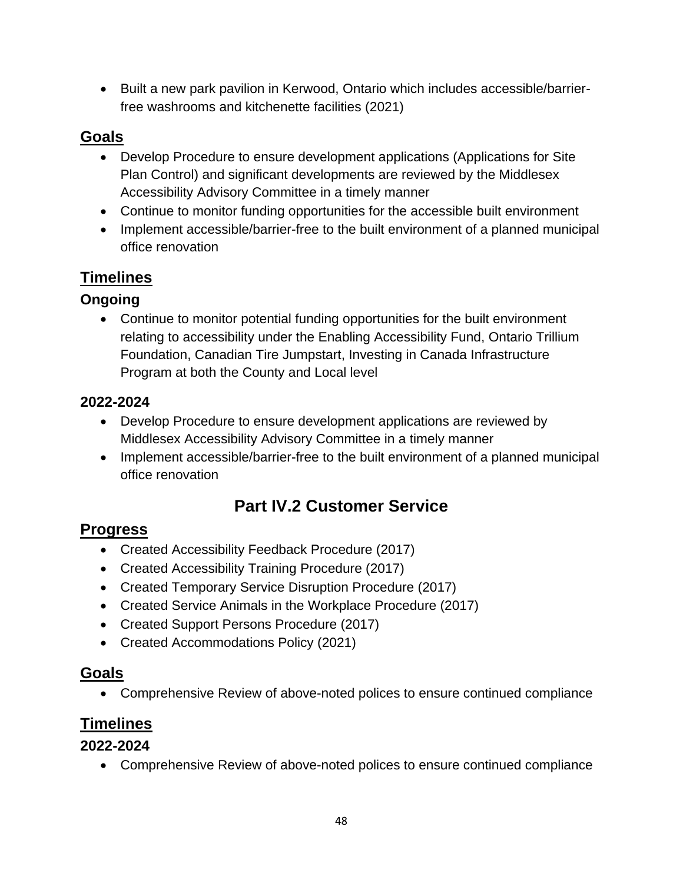- Built a new park pavilion in Kerwood, Ontario which includes accessible/barrier-free washrooms and kitchenette facilities (2021)

### Goals

- Develop Procedure to ensure development applications (Applications for Site Plan Control) and significant developments are reviewed by the Middlesex Accessibility Advisory Committee in a timely manner
- Continue to monitor funding opportunities for the accessible built environment
- Implement accessible/barrier-free to the built environment of a planned municipal office renovation

### Timelines

#### Ongoing

- Continue to monitor potential funding opportunities for the built environment relating to accessibility under the Enabling Accessibility Fund, Ontario Trillium Foundation, Canadian Tire Jumpstart, Investing in Canada Infrastructure Program at both the County and Local level

#### 2022-2024

- Develop Procedure to ensure development applications are reviewed by Middlesex Accessibility Advisory Committee in a timely manner
- Implement accessible/barrier-free to the built environment of a planned municipal office renovation

## Part IV.2 Customer Service

### Progress

- Created Accessibility Feedback Procedure (2017)
- Created Accessibility Training Procedure (2017)
- Created Temporary Service Disruption Procedure (2017)
- Created Service Animals in the Workplace Procedure (2017)
- Created Support Persons Procedure (2017)
- Created Accommodations Policy (2021)

### Goals

- Comprehensive Review of above-noted polices to ensure continued compliance

### Timelines

#### 2022-2024

- Comprehensive Review of above-noted polices to ensure continued compliance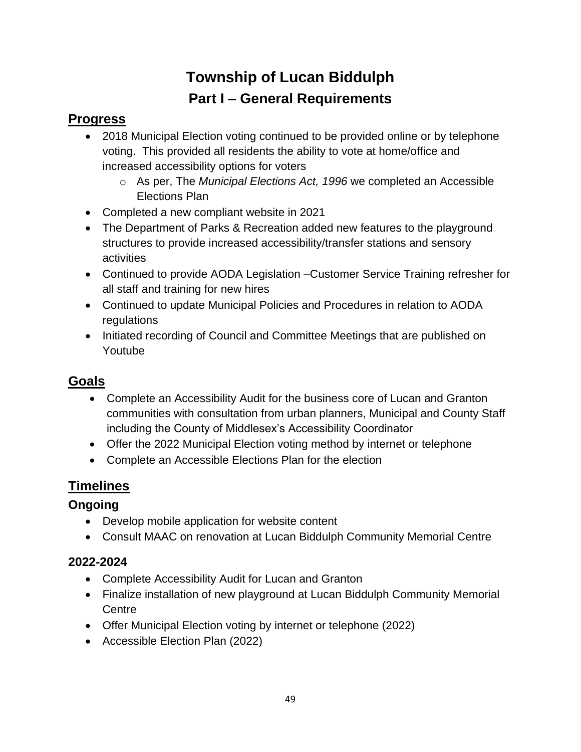# Township of Lucan Biddulph

## Part I – General Requirements

### Progress

- 2018 Municipal Election voting continued to be provided online or by telephone voting. This provided all residents the ability to vote at home/office and increased accessibility options for voters
  - As per, The *Municipal Elections Act, 1996* we completed an Accessible Elections Plan
- Completed a new compliant website in 2021
- The Department of Parks & Recreation added new features to the playground structures to provide increased accessibility/transfer stations and sensory activities
- Continued to provide AODA Legislation –Customer Service Training refresher for all staff and training for new hires
- Continued to update Municipal Policies and Procedures in relation to AODA regulations
- Initiated recording of Council and Committee Meetings that are published on Youtube

### Goals

- Complete an Accessibility Audit for the business core of Lucan and Granton communities with consultation from urban planners, Municipal and County Staff including the County of Middlesex's Accessibility Coordinator
- Offer the 2022 Municipal Election voting method by internet or telephone
- Complete an Accessible Elections Plan for the election

### Timelines

#### Ongoing

- Develop mobile application for website content
- Consult MAAC on renovation at Lucan Biddulph Community Memorial Centre

#### 2022-2024

- Complete Accessibility Audit for Lucan and Granton
- Finalize installation of new playground at Lucan Biddulph Community Memorial Centre
- Offer Municipal Election voting by internet or telephone (2022)
- Accessible Election Plan (2022)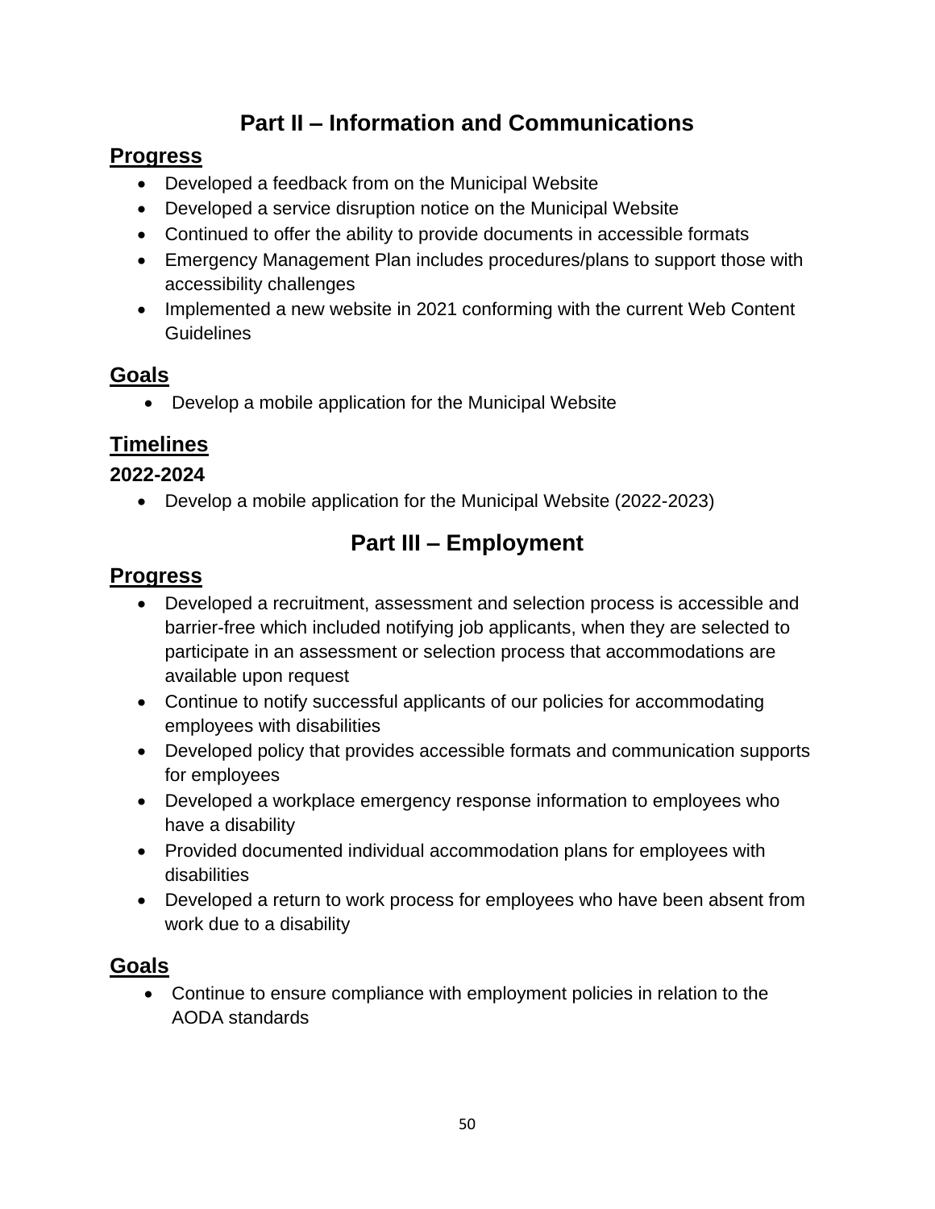# Part II – Information and Communications

## Progress

- Developed a feedback from on the Municipal Website
- Developed a service disruption notice on the Municipal Website
- Continued to offer the ability to provide documents in accessible formats
- Emergency Management Plan includes procedures/plans to support those with accessibility challenges
- Implemented a new website in 2021 conforming with the current Web Content Guidelines

## Goals

- Develop a mobile application for the Municipal Website

## Timelines

### 2022-2024

- Develop a mobile application for the Municipal Website (2022-2023)

# Part III – Employment

## Progress

- Developed a recruitment, assessment and selection process is accessible and barrier-free which included notifying job applicants, when they are selected to participate in an assessment or selection process that accommodations are available upon request
- Continue to notify successful applicants of our policies for accommodating employees with disabilities
- Developed policy that provides accessible formats and communication supports for employees
- Developed a workplace emergency response information to employees who have a disability
- Provided documented individual accommodation plans for employees with disabilities
- Developed a return to work process for employees who have been absent from work due to a disability

## Goals

- Continue to ensure compliance with employment policies in relation to the AODA standards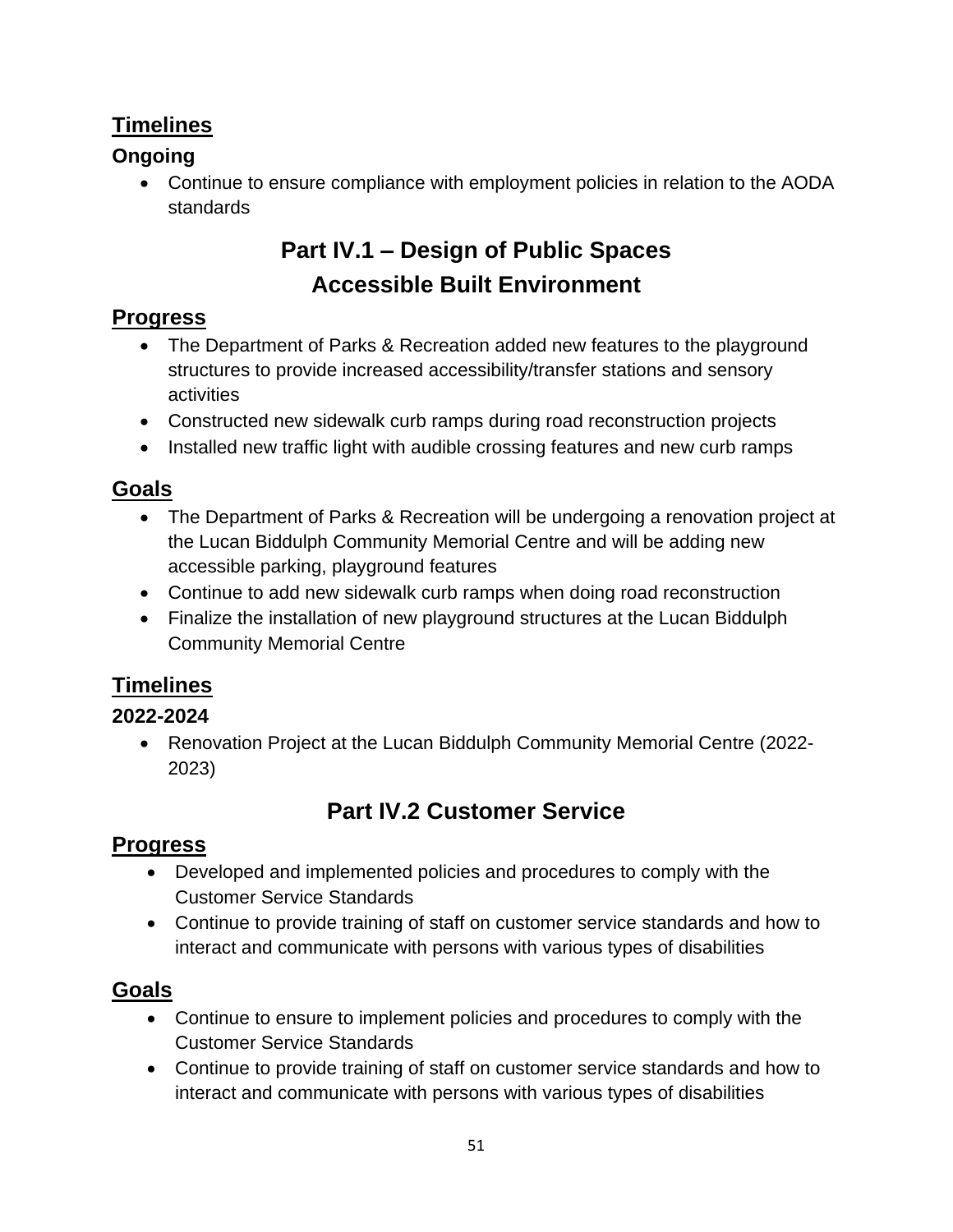## Timelines

**Ongoing**

- Continue to ensure compliance with employment policies in relation to the AODA standards

# Part IV.1 – Design of Public Spaces
# Accessible Built Environment

## Progress

- The Department of Parks & Recreation added new features to the playground structures to provide increased accessibility/transfer stations and sensory activities
- Constructed new sidewalk curb ramps during road reconstruction projects
- Installed new traffic light with audible crossing features and new curb ramps

## Goals

- The Department of Parks & Recreation will be undergoing a renovation project at the Lucan Biddulph Community Memorial Centre and will be adding new accessible parking, playground features
- Continue to add new sidewalk curb ramps when doing road reconstruction
- Finalize the installation of new playground structures at the Lucan Biddulph Community Memorial Centre

## Timelines

**2022-2024**

- Renovation Project at the Lucan Biddulph Community Memorial Centre (2022-2023)

# Part IV.2 Customer Service

## Progress

- Developed and implemented policies and procedures to comply with the Customer Service Standards
- Continue to provide training of staff on customer service standards and how to interact and communicate with persons with various types of disabilities

## Goals

- Continue to ensure to implement policies and procedures to comply with the Customer Service Standards
- Continue to provide training of staff on customer service standards and how to interact and communicate with persons with various types of disabilities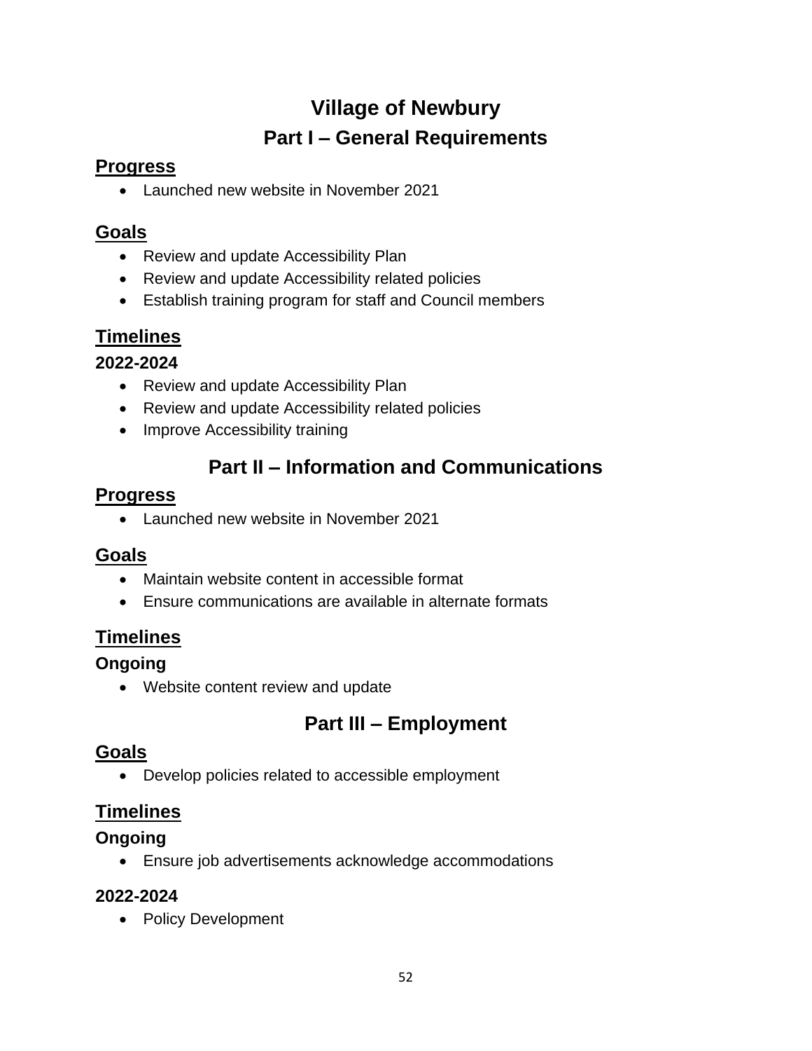# Village of Newbury

## Part I – General Requirements

### Progress

- Launched new website in November 2021

### Goals

- Review and update Accessibility Plan
- Review and update Accessibility related policies
- Establish training program for staff and Council members

### Timelines

**2022-2024**

- Review and update Accessibility Plan
- Review and update Accessibility related policies
- Improve Accessibility training

## Part II – Information and Communications

### Progress

- Launched new website in November 2021

### Goals

- Maintain website content in accessible format
- Ensure communications are available in alternate formats

### Timelines

**Ongoing**

- Website content review and update

## Part III – Employment

### Goals

- Develop policies related to accessible employment

### Timelines

**Ongoing**

- Ensure job advertisements acknowledge accommodations

**2022-2024**

- Policy Development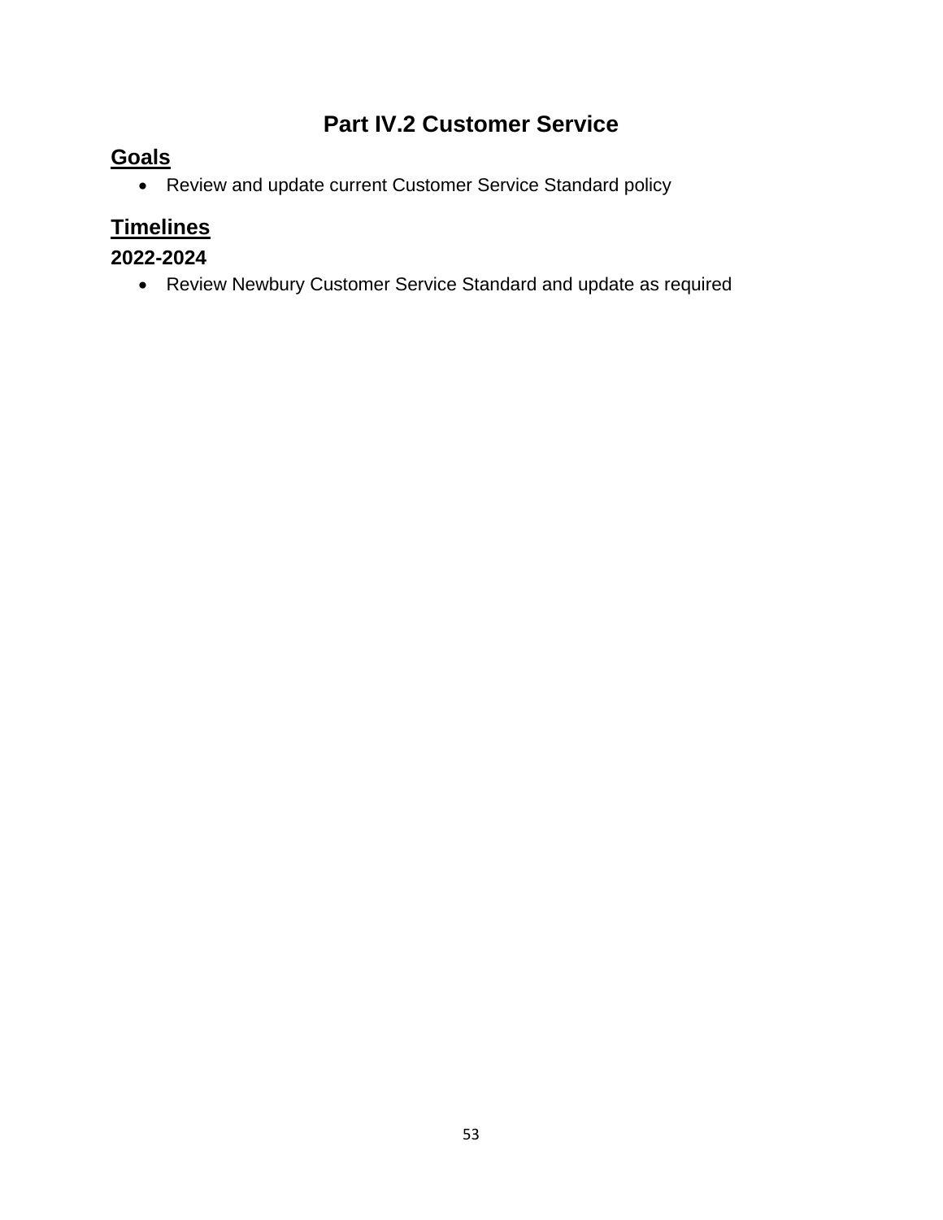# Part IV.2 Customer Service

## Goals

- Review and update current Customer Service Standard policy

## Timelines

### 2022-2024

- Review Newbury Customer Service Standard and update as required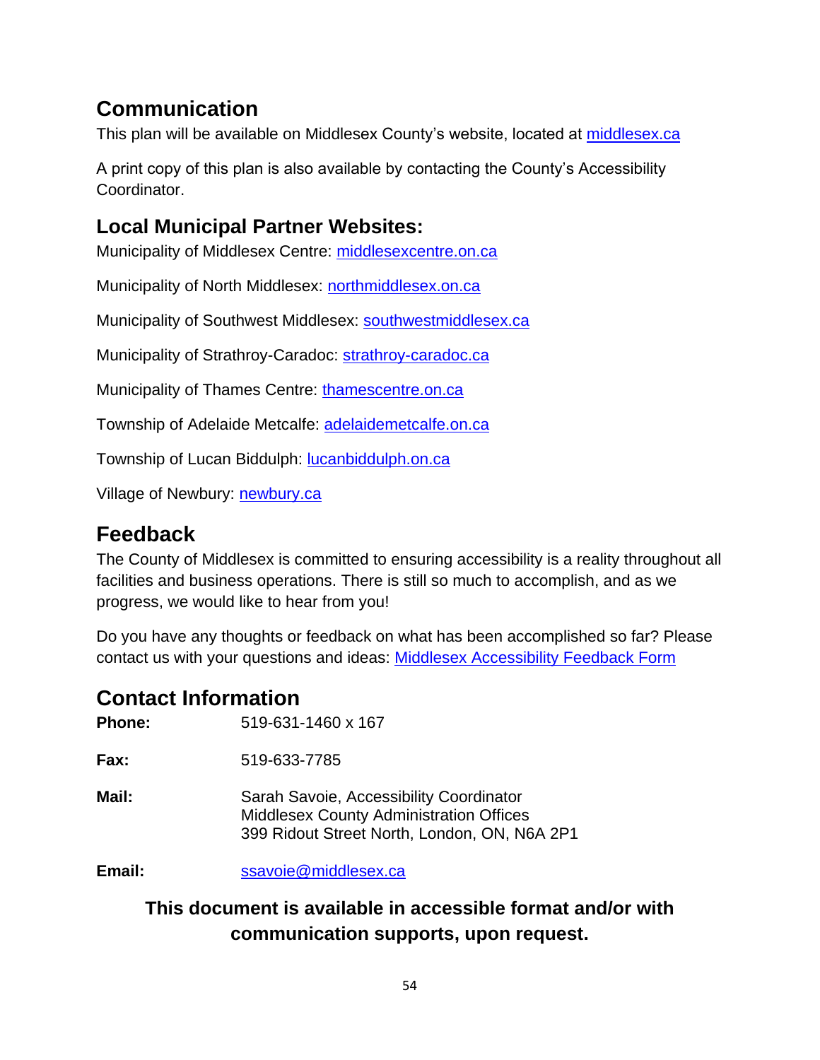## Communication

This plan will be available on Middlesex County's website, located at [middlesex.ca](middlesex.ca)

A print copy of this plan is also available by contacting the County's Accessibility Coordinator.

### Local Municipal Partner Websites:

Municipality of Middlesex Centre: [middlesexcentre.on.ca](middlesexcentre.on.ca)

Municipality of North Middlesex: [northmiddlesex.on.ca](northmiddlesex.on.ca)

Municipality of Southwest Middlesex: [southwestmiddlesex.ca](southwestmiddlesex.ca)

Municipality of Strathroy-Caradoc: [strathroy-caradoc.ca](strathroy-caradoc.ca)

Municipality of Thames Centre: [thamescentre.on.ca](thamescentre.on.ca)

Township of Adelaide Metcalfe: [adelaidemetcalfe.on.ca](adelaidemetcalfe.on.ca)

Township of Lucan Biddulph: [lucanbiddulph.on.ca](lucanbiddulph.on.ca)

Village of Newbury: [newbury.ca](newbury.ca)

## Feedback

The County of Middlesex is committed to ensuring accessibility is a reality throughout all facilities and business operations. There is still so much to accomplish, and as we progress, we would like to hear from you!

Do you have any thoughts or feedback on what has been accomplished so far? Please contact us with your questions and ideas: Middlesex Accessibility Feedback Form

## Contact Information

**Phone:** 519-631-1460 x 167

**Fax:** 519-633-7785

**Mail:** Sarah Savoie, Accessibility Coordinator
Middlesex County Administration Offices
399 Ridout Street North, London, ON, N6A 2P1

**Email:** ssavoie@middlesex.ca

**This document is available in accessible format and/or with communication supports, upon request.**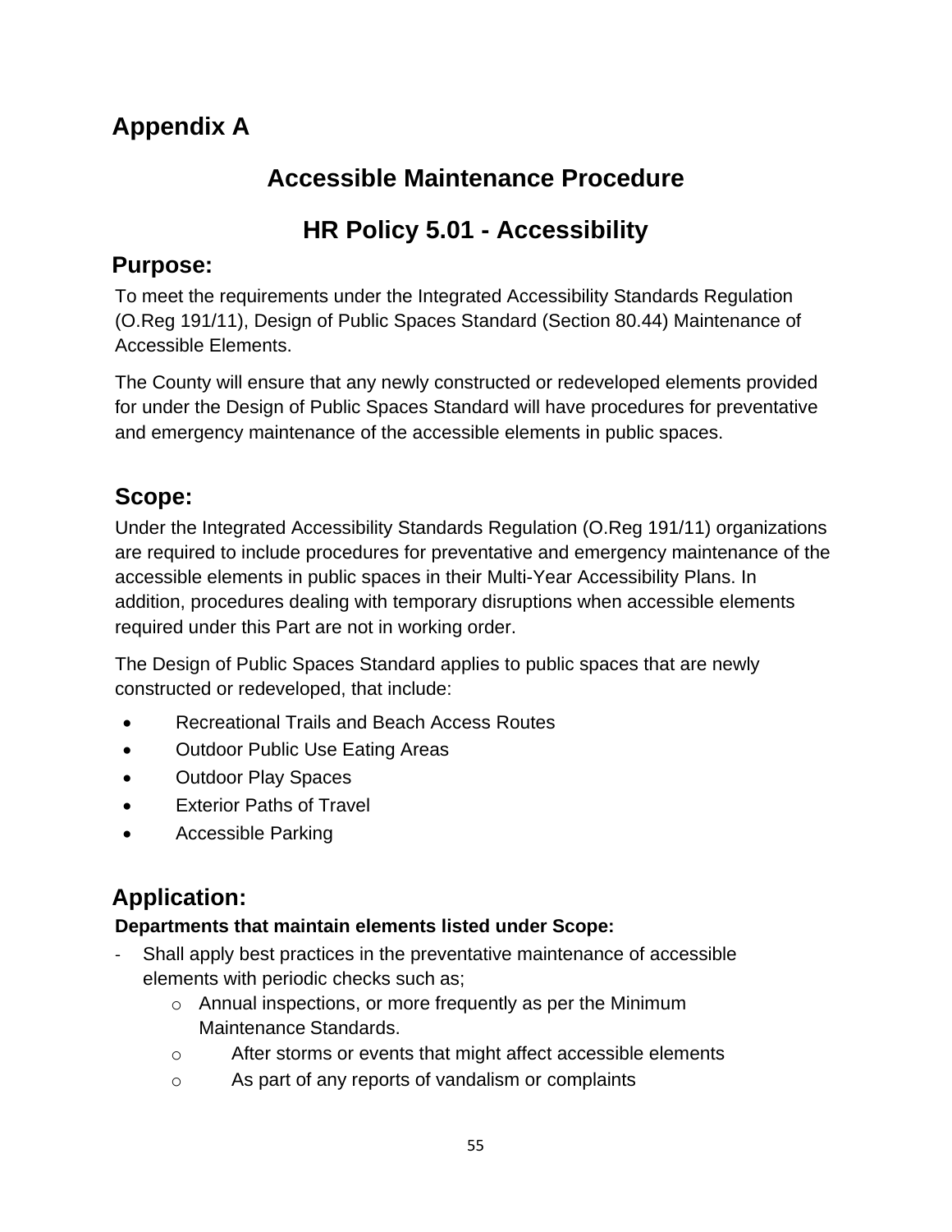# Appendix A

## Accessible Maintenance Procedure

## HR Policy 5.01 - Accessibility

### Purpose:

To meet the requirements under the Integrated Accessibility Standards Regulation (O.Reg 191/11), Design of Public Spaces Standard (Section 80.44) Maintenance of Accessible Elements.

The County will ensure that any newly constructed or redeveloped elements provided for under the Design of Public Spaces Standard will have procedures for preventative and emergency maintenance of the accessible elements in public spaces.

### Scope:

Under the Integrated Accessibility Standards Regulation (O.Reg 191/11) organizations are required to include procedures for preventative and emergency maintenance of the accessible elements in public spaces in their Multi-Year Accessibility Plans. In addition, procedures dealing with temporary disruptions when accessible elements required under this Part are not in working order.

The Design of Public Spaces Standard applies to public spaces that are newly constructed or redeveloped, that include:

- Recreational Trails and Beach Access Routes
- Outdoor Public Use Eating Areas
- Outdoor Play Spaces
- Exterior Paths of Travel
- Accessible Parking

### Application:

**Departments that maintain elements listed under Scope:**

- Shall apply best practices in the preventative maintenance of accessible elements with periodic checks such as;
  - Annual inspections, or more frequently as per the Minimum Maintenance Standards.
  - After storms or events that might affect accessible elements
  - As part of any reports of vandalism or complaints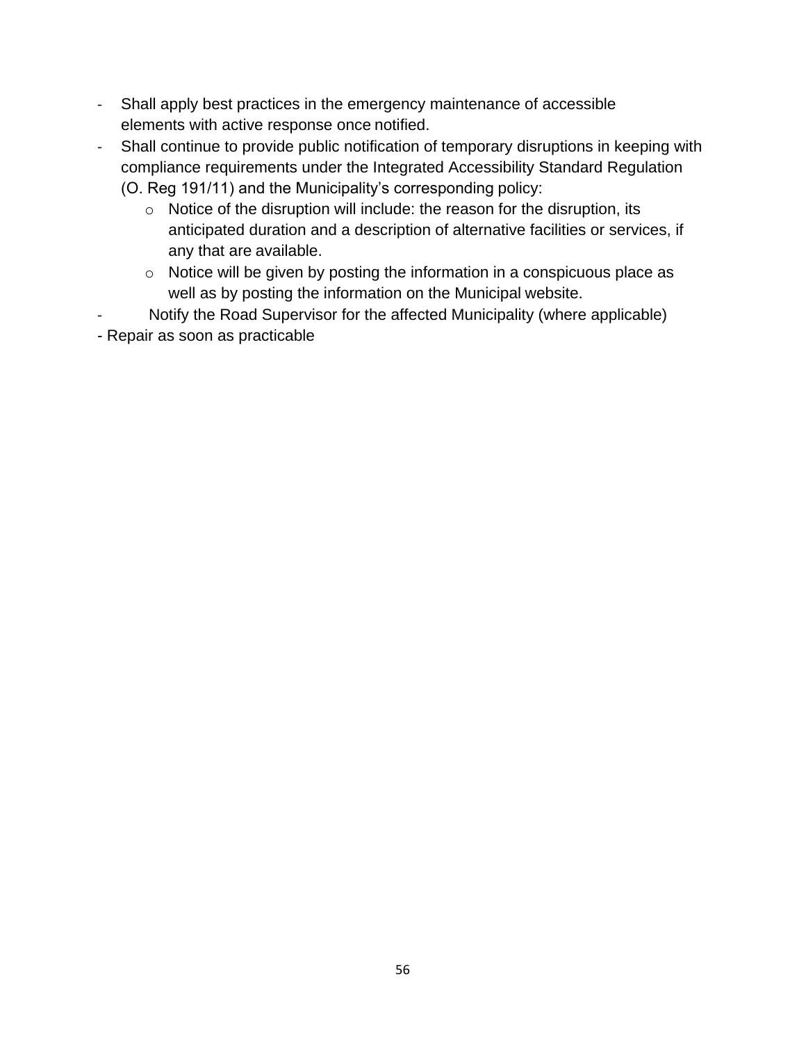- Shall apply best practices in the emergency maintenance of accessible elements with active response once notified.
- Shall continue to provide public notification of temporary disruptions in keeping with compliance requirements under the Integrated Accessibility Standard Regulation (O. Reg 191/11) and the Municipality's corresponding policy:
    - Notice of the disruption will include: the reason for the disruption, its anticipated duration and a description of alternative facilities or services, if any that are available.
    - Notice will be given by posting the information in a conspicuous place as well as by posting the information on the Municipal website.
- Notify the Road Supervisor for the affected Municipality (where applicable)
- Repair as soon as practicable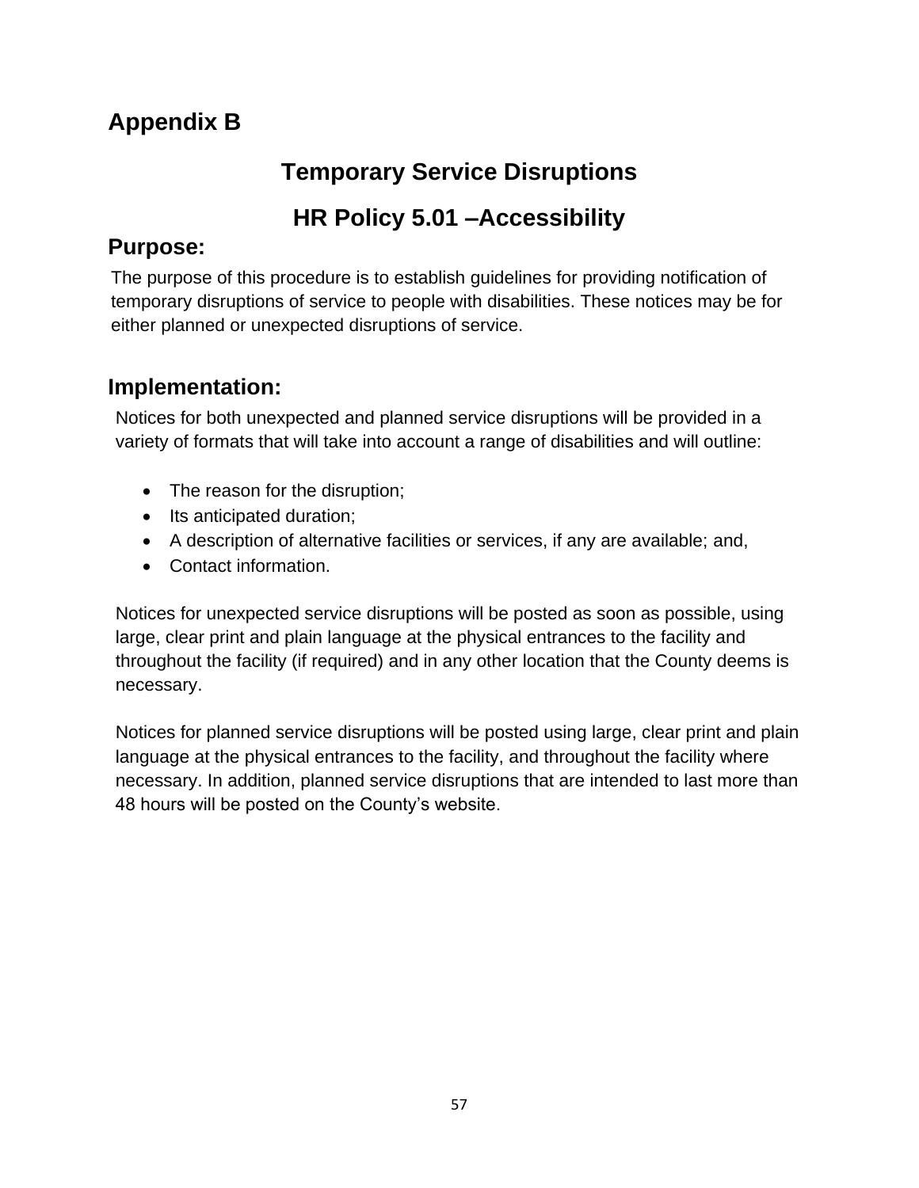# Appendix B

## Temporary Service Disruptions

## HR Policy 5.01 –Accessibility

### Purpose:

The purpose of this procedure is to establish guidelines for providing notification of temporary disruptions of service to people with disabilities. These notices may be for either planned or unexpected disruptions of service.

### Implementation:

Notices for both unexpected and planned service disruptions will be provided in a variety of formats that will take into account a range of disabilities and will outline:

- The reason for the disruption;
- Its anticipated duration;
- A description of alternative facilities or services, if any are available; and,
- Contact information.

Notices for unexpected service disruptions will be posted as soon as possible, using large, clear print and plain language at the physical entrances to the facility and throughout the facility (if required) and in any other location that the County deems is necessary.

Notices for planned service disruptions will be posted using large, clear print and plain language at the physical entrances to the facility, and throughout the facility where necessary. In addition, planned service disruptions that are intended to last more than 48 hours will be posted on the County's website.